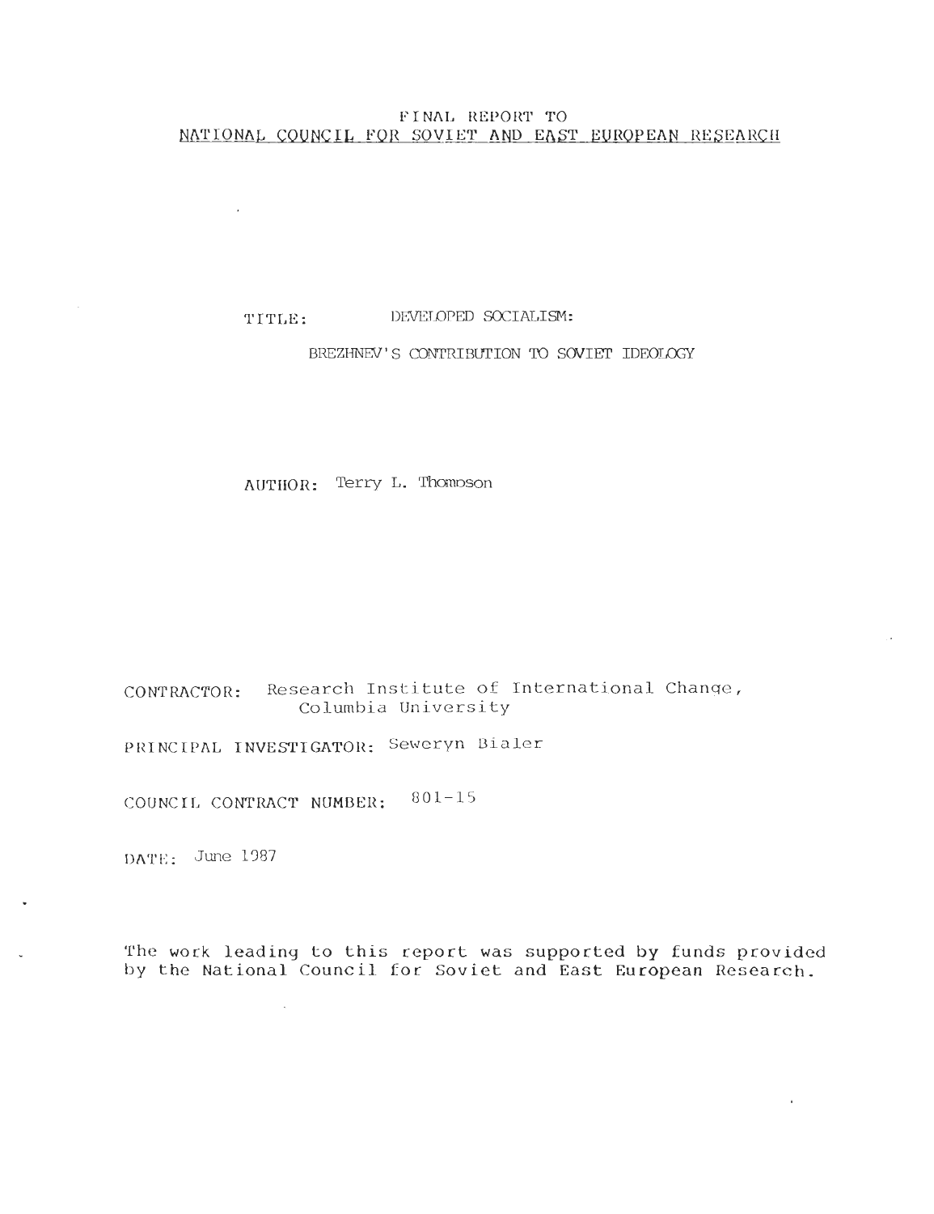FINAL REPORT TO
NATIONAL COUNCIL FOR SOVIET AND EAST EUROPEAN RESEARCH

TITLE: DEVELOPED SOCIALISM:

BREZHNEV'S CONTRIBUTION TO SOVIET IDEOLOGY

AUTHOR: Terry L. Thompson

CONTRACTOR: Research Institute of International Change, Columbia University

PRINCIPAL INVESTIGATOR: Seweryn Bialer

COUNCIL CONTRACT NUMBER: 801-15

DATE: June 1987

The work leading to this report was supported by funds provided by the National Council for Soviet and East European Research.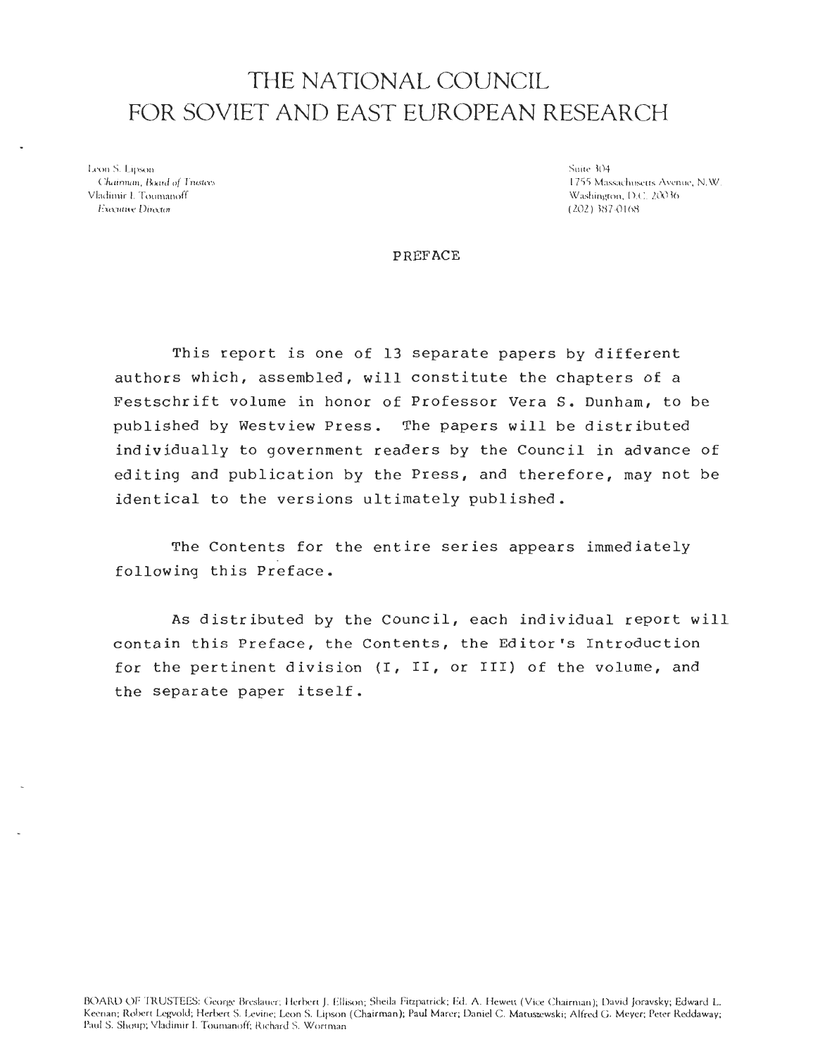# THE NATIONAL COUNCIL FOR SOVIET AND EAST EUROPEAN RESEARCH

Leon S. Lipson
*Chairman, Board of Trustees*
Vladimir I. Toumanoff
*Executive Director*

Suite 304
1755 Massachusetts Avenue, N.W.
Washington, D.C. 20036
(202) 387-0168

## PREFACE

This report is one of 13 separate papers by different authors which, assembled, will constitute the chapters of a Festschrift volume in honor of Professor Vera S. Dunham, to be published by Westview Press. The papers will be distributed individually to government readers by the Council in advance of editing and publication by the Press, and therefore, may not be identical to the versions ultimately published.

The Contents for the entire series appears immediately following this Preface.

As distributed by the Council, each individual report will contain this Preface, the Contents, the Editor's Introduction for the pertinent division (I, II, or III) of the volume, and the separate paper itself.

BOARD OF TRUSTEES: George Breslauer; Herbert J. Ellison; Sheila Fitzpatrick; Ed. A. Hewett (Vice Chairman); David Joravsky; Edward L. Keenan; Robert Legvold; Herbert S. Levine; Leon S. Lipson (Chairman); Paul Marer; Daniel C. Matuszewski; Alfred G. Meyer; Peter Reddaway; Paul S. Shoup; Vladimir I. Toumanoff; Richard S. Wortman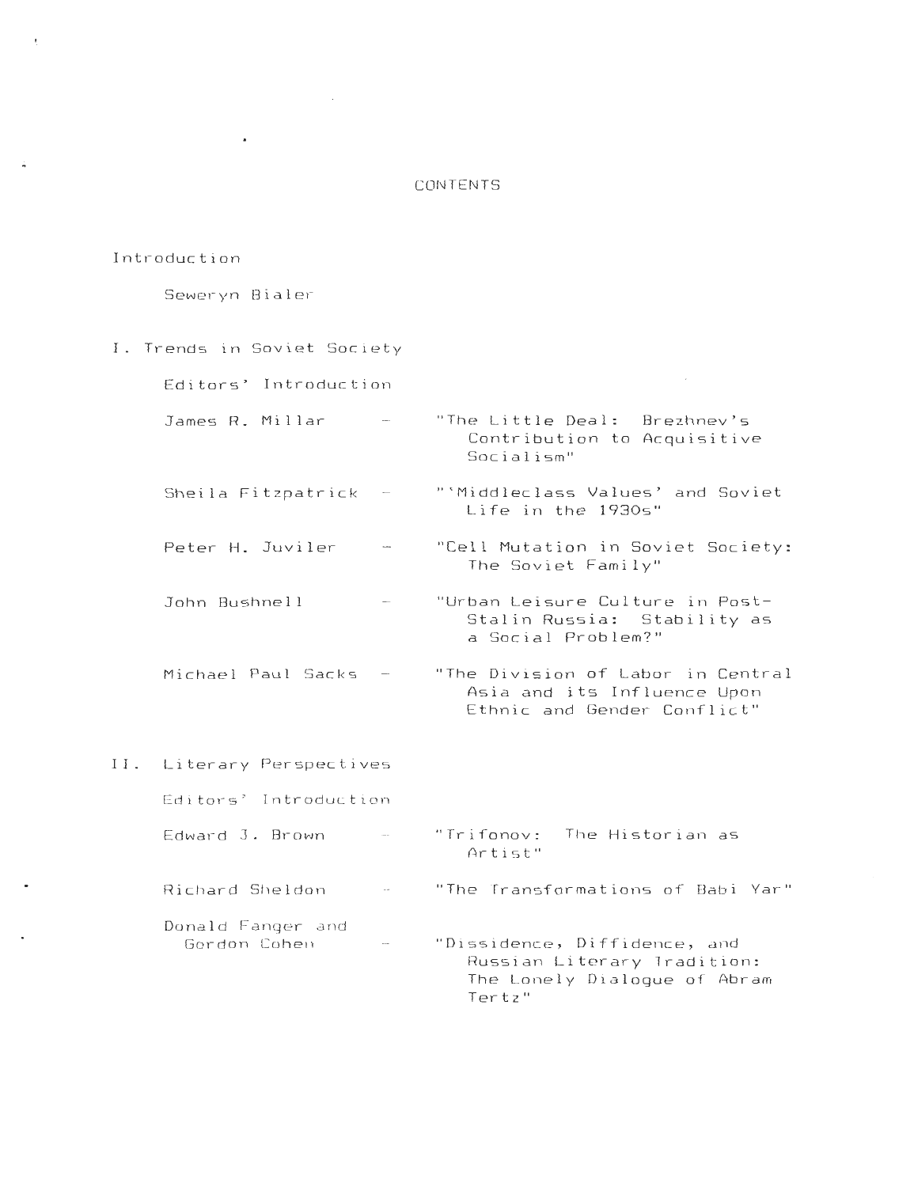# CONTENTS

Introduction

Seweryn Bialer

## I. Trends in Soviet Society

Editors' Introduction

James R. Millar — "The Little Deal: Brezhnev's Contribution to Acquisitive Socialism"

Sheila Fitzpatrick — "'Middleclass Values' and Soviet Life in the 1930s"

Peter H. Juviler — "Cell Mutation in Soviet Society: The Soviet Family"

John Bushnell — "Urban Leisure Culture in Post-Stalin Russia: Stability as a Social Problem?"

Michael Paul Sacks — "The Division of Labor in Central Asia and its Influence Upon Ethnic and Gender Conflict"

## II. Literary Perspectives

Editors' Introduction

Edward J. Brown — "Trifonov: The Historian as Artist"

Richard Sheldon — "The Transformations of Babi Yar"

Donald Fanger and Gordon Cohen — "Dissidence, Diffidence, and Russian Literary Tradition: The Lonely Dialogue of Abram Tertz"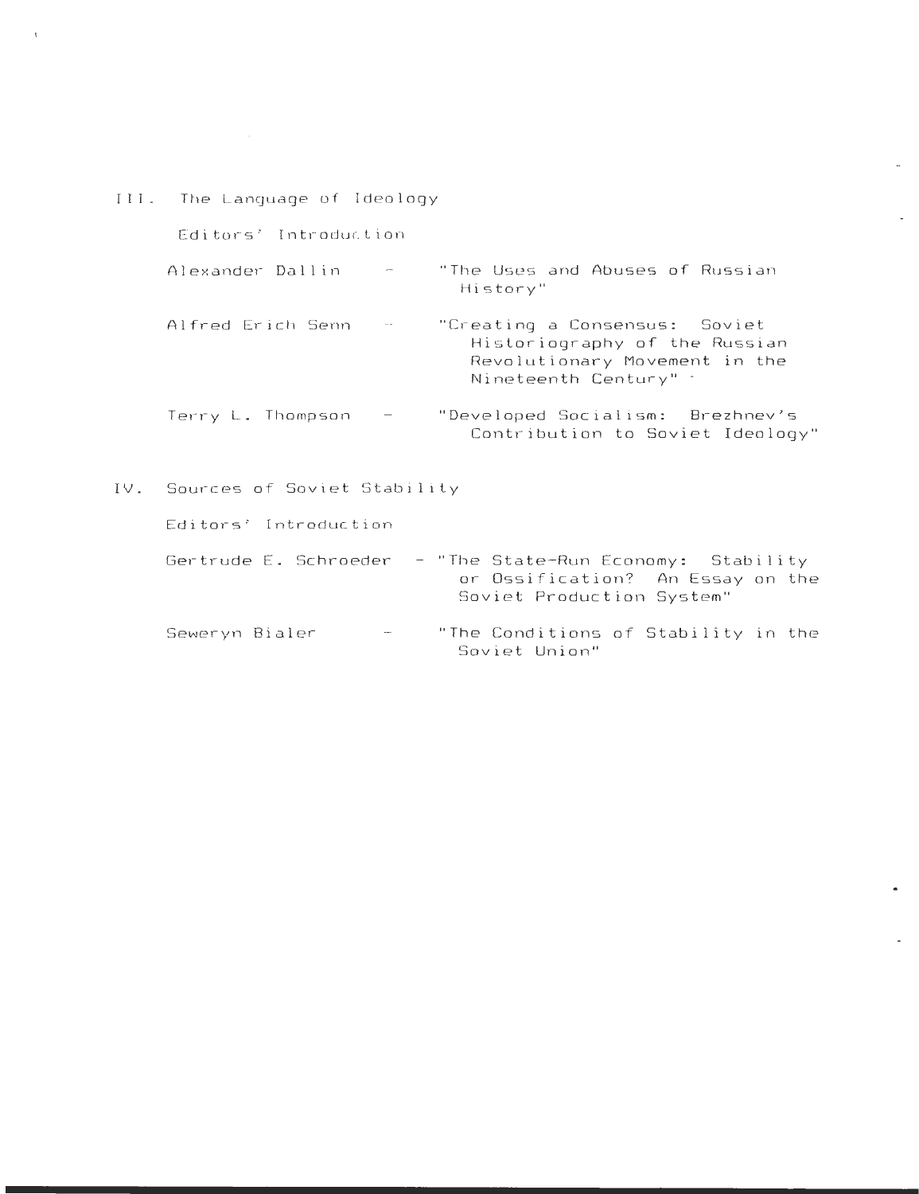III. The Language of Ideology

Editors' Introduction

Alexander Dallin - "The Uses and Abuses of Russian History"

Alfred Erich Senn - "Creating a Consensus: Soviet Historiography of the Russian Revolutionary Movement in the Nineteenth Century"

Terry L. Thompson - "Developed Socialism: Brezhnev's Contribution to Soviet Ideology"

IV. Sources of Soviet Stability

Editors' Introduction

Gertrude E. Schroeder - "The State-Run Economy: Stability or Ossification? An Essay on the Soviet Production System"

Seweryn Bialer - "The Conditions of Stability in the Soviet Union"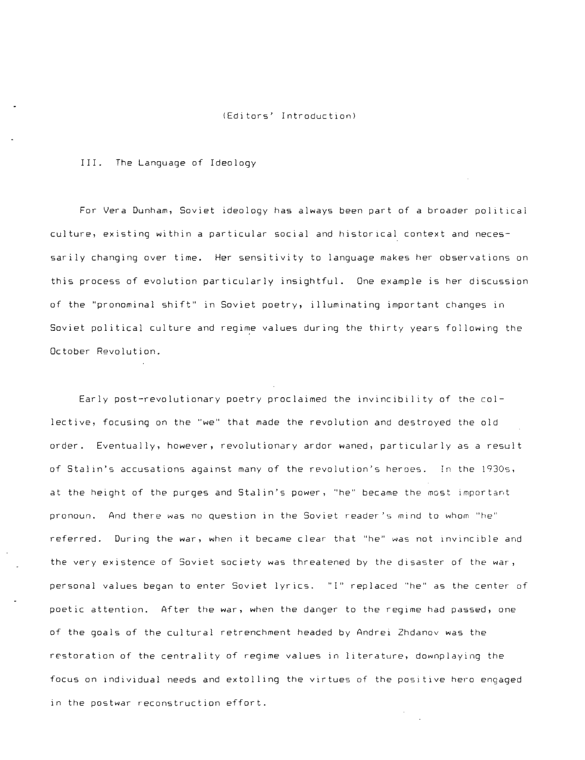(Editors' Introduction)

## III. The Language of Ideology

For Vera Dunham, Soviet ideology has always been part of a broader political culture, existing within a particular social and historical context and necessarily changing over time. Her sensitivity to language makes her observations on this process of evolution particularly insightful. One example is her discussion of the "pronominal shift" in Soviet poetry, illuminating important changes in Soviet political culture and regime values during the thirty years following the October Revolution.

Early post-revolutionary poetry proclaimed the invincibility of the collective, focusing on the "we" that made the revolution and destroyed the old order. Eventually, however, revolutionary ardor waned, particularly as a result of Stalin's accusations against many of the revolution's heroes. In the 1930s, at the height of the purges and Stalin's power, "he" became the most important pronoun. And there was no question in the Soviet reader's mind to whom "he" referred. During the war, when it became clear that "he" was not invincible and the very existence of Soviet society was threatened by the disaster of the war, personal values began to enter Soviet lyrics. "I" replaced "he" as the center of poetic attention. After the war, when the danger to the regime had passed, one of the goals of the cultural retrenchment headed by Andrei Zhdanov was the restoration of the centrality of regime values in literature, downplaying the focus on individual needs and extolling the virtues of the positive hero engaged in the postwar reconstruction effort.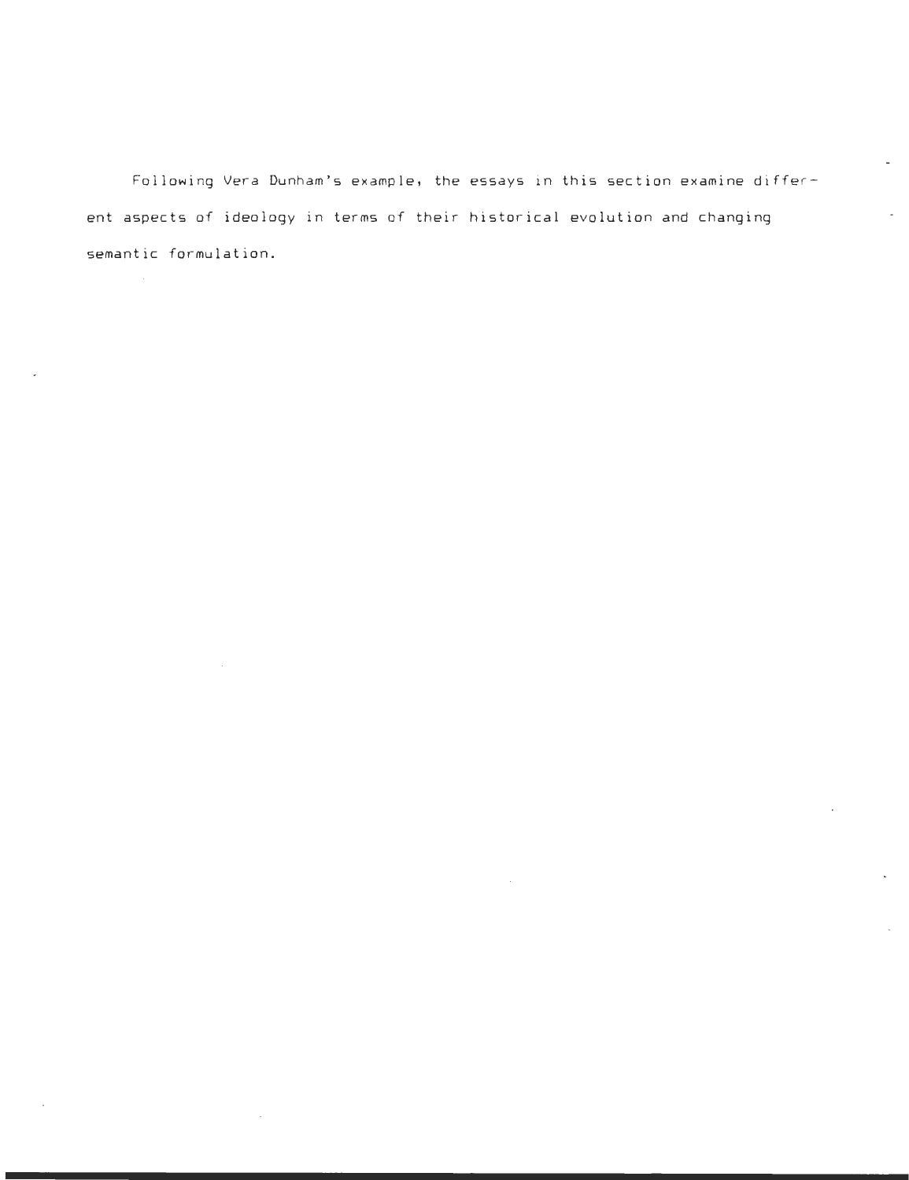Following Vera Dunham's example, the essays in this section examine different aspects of ideology in terms of their historical evolution and changing semantic formulation.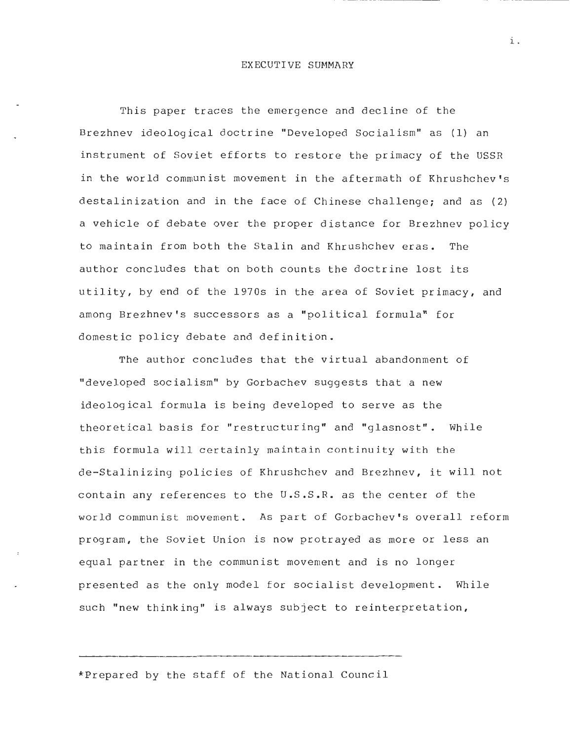# EXECUTIVE SUMMARY

This paper traces the emergence and decline of the Brezhnev ideological doctrine "Developed Socialism" as (1) an instrument of Soviet efforts to restore the primacy of the USSR in the world communist movement in the aftermath of Khrushchev's destalinization and in the face of Chinese challenge; and as (2) a vehicle of debate over the proper distance for Brezhnev policy to maintain from both the Stalin and Khrushchev eras. The author concludes that on both counts the doctrine lost its utility, by end of the 1970s in the area of Soviet primacy, and among Brezhnev's successors as a "political formula" for domestic policy debate and definition.

The author concludes that the virtual abandonment of "developed socialism" by Gorbachev suggests that a new ideological formula is being developed to serve as the theoretical basis for "restructuring" and "glasnost". While this formula will certainly maintain continuity with the de-Stalinizing policies of Khrushchev and Brezhnev, it will not contain any references to the U.S.S.R. as the center of the world communist movement. As part of Gorbachev's overall reform program, the Soviet Union is now protrayed as more or less an equal partner in the communist movement and is no longer presented as the only model for socialist development. While such "new thinking" is always subject to reinterpretation,

---

*Prepared by the staff of the National Council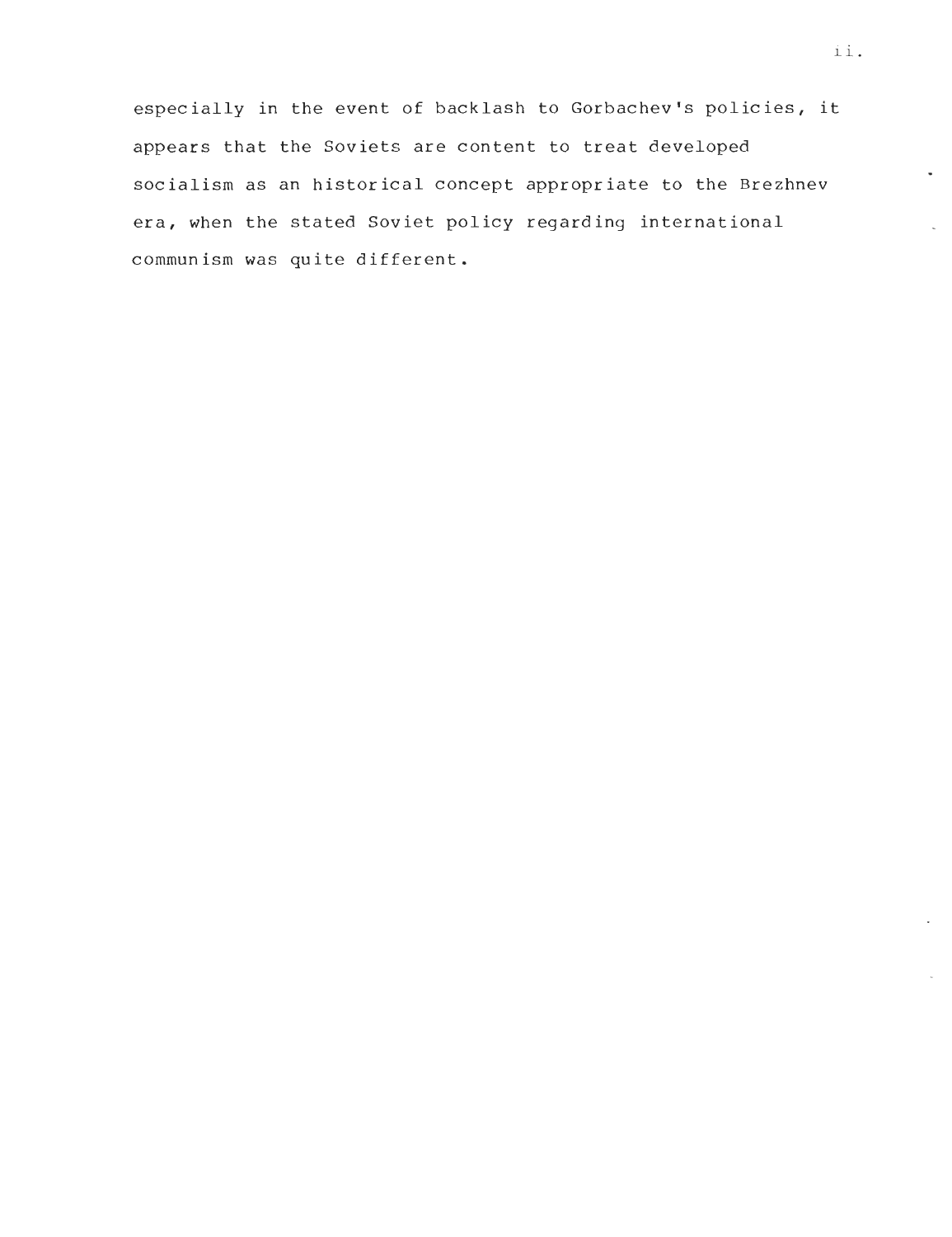especially in the event of backlash to Gorbachev's policies, it appears that the Soviets are content to treat developed socialism as an historical concept appropriate to the Brezhnev era, when the stated Soviet policy regarding international communism was quite different.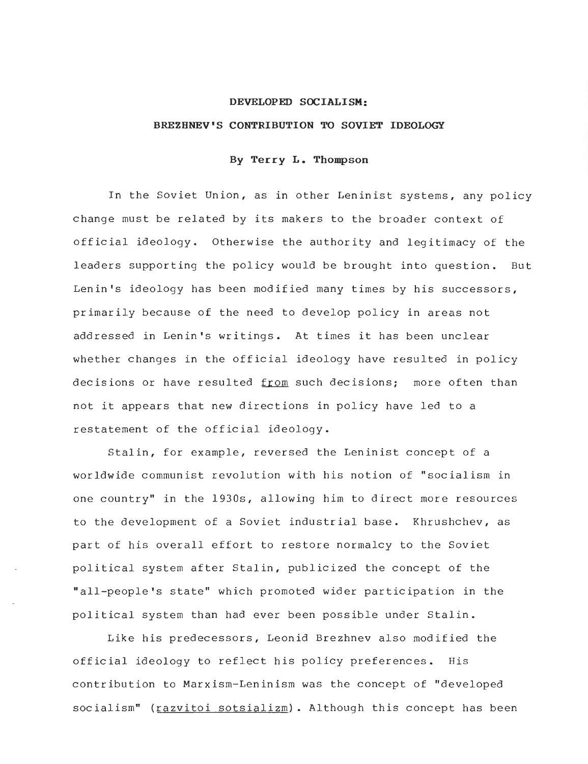# DEVELOPED SOCIALISM:

## BREZHNEV'S CONTRIBUTION TO SOVIET IDEOLOGY

**By Terry L. Thompson**

In the Soviet Union, as in other Leninist systems, any policy change must be related by its makers to the broader context of official ideology. Otherwise the authority and legitimacy of the leaders supporting the policy would be brought into question. But Lenin's ideology has been modified many times by his successors, primarily because of the need to develop policy in areas not addressed in Lenin's writings. At times it has been unclear whether changes in the official ideology have resulted in policy decisions or have resulted _from_ such decisions; more often than not it appears that new directions in policy have led to a restatement of the official ideology.

Stalin, for example, reversed the Leninist concept of a worldwide communist revolution with his notion of "socialism in one country" in the 1930s, allowing him to direct more resources to the development of a Soviet industrial base. Khrushchev, as part of his overall effort to restore normalcy to the Soviet political system after Stalin, publicized the concept of the "all-people's state" which promoted wider participation in the political system than had ever been possible under Stalin.

Like his predecessors, Leonid Brezhnev also modified the official ideology to reflect his policy preferences. His contribution to Marxism-Leninism was the concept of "developed socialism" (_razvitoi sotsializm_). Although this concept has been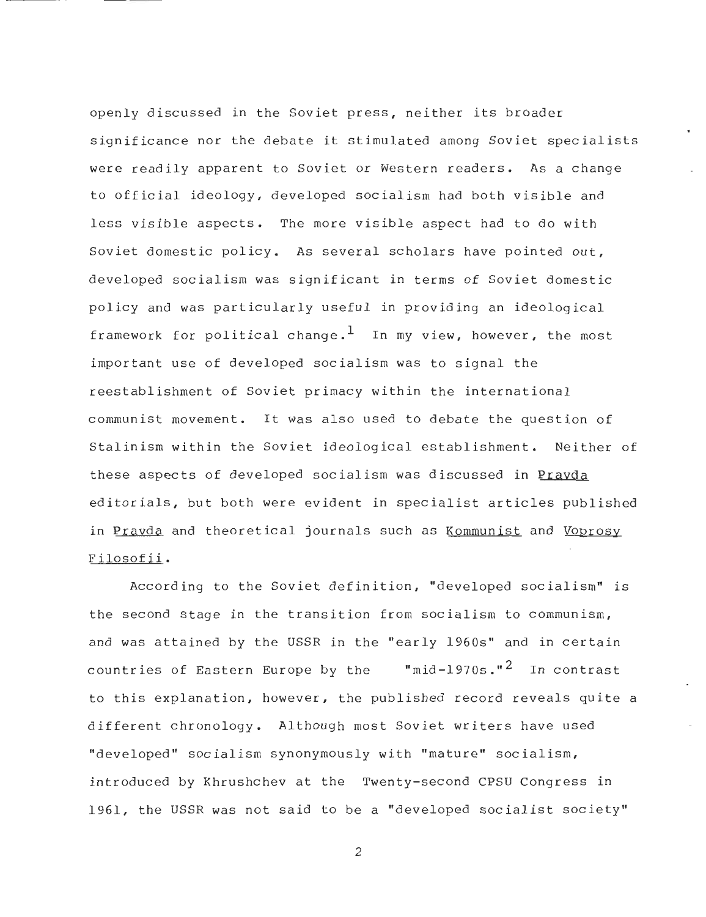openly discussed in the Soviet press, neither its broader significance nor the debate it stimulated among Soviet specialists were readily apparent to Soviet or Western readers. As a change to official ideology, developed socialism had both visible and less visible aspects. The more visible aspect had to do with Soviet domestic policy. As several scholars have pointed out, developed socialism was significant in terms of Soviet domestic policy and was particularly useful in providing an ideological framework for political change.[1] In my view, however, the most important use of developed socialism was to signal the reestablishment of Soviet primacy within the international communist movement. It was also used to debate the question of Stalinism within the Soviet ideological establishment. Neither of these aspects of developed socialism was discussed in _Pravda_ editorials, but both were evident in specialist articles published in _Pravda_ and theoretical journals such as _Kommunist_ and _Voprosy Filosofii_.

According to the Soviet definition, "developed socialism" is the second stage in the transition from socialism to communism, and was attained by the USSR in the "early 1960s" and in certain countries of Eastern Europe by the "mid-1970s."[2] In contrast to this explanation, however, the published record reveals quite a different chronology. Although most Soviet writers have used "developed" socialism synonymously with "mature" socialism, introduced by Khrushchev at the Twenty-second CPSU Congress in 1961, the USSR was not said to be a "developed socialist society"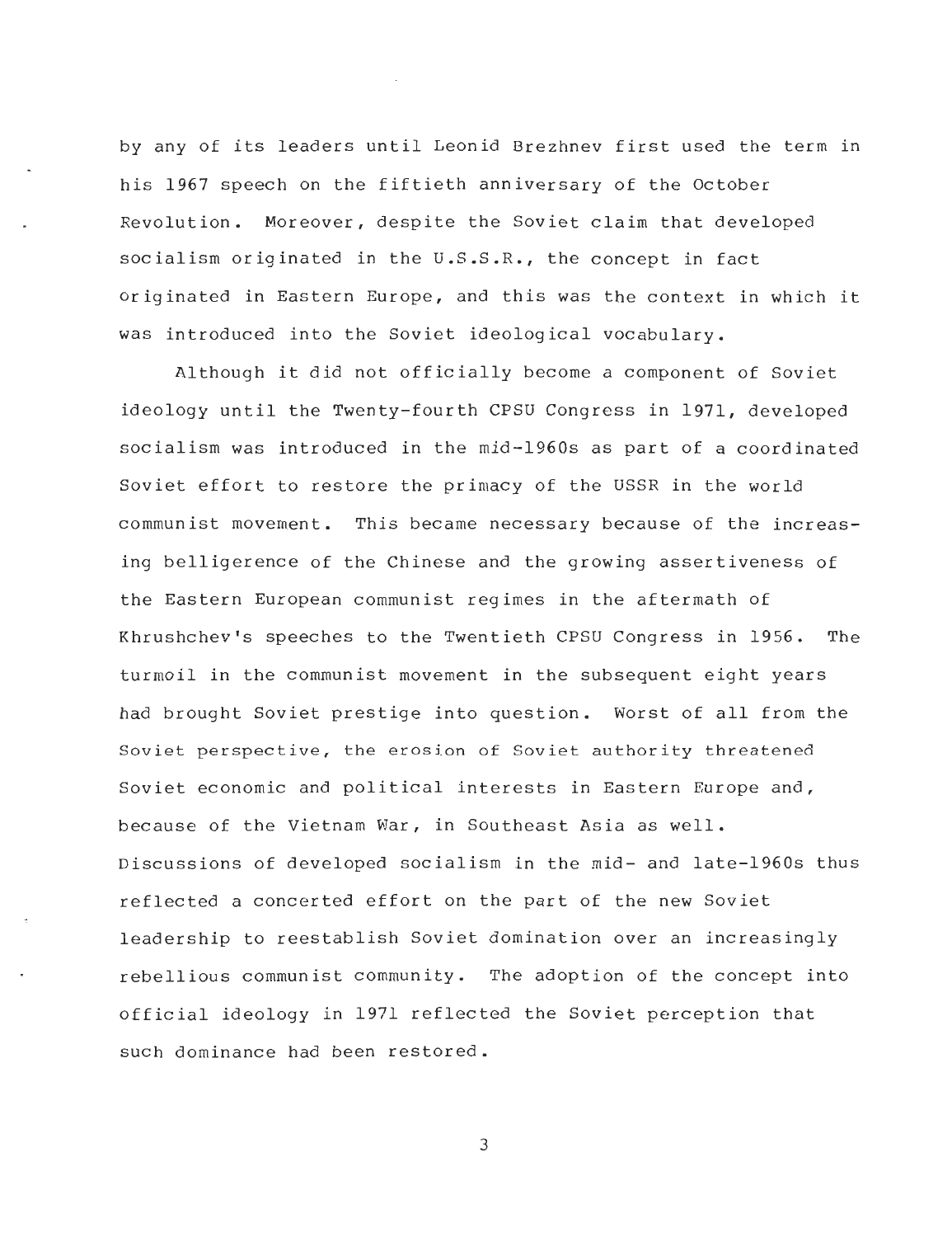by any of its leaders until Leonid Brezhnev first used the term in his 1967 speech on the fiftieth anniversary of the October Revolution. Moreover, despite the Soviet claim that developed socialism originated in the U.S.S.R., the concept in fact originated in Eastern Europe, and this was the context in which it was introduced into the Soviet ideological vocabulary.

Although it did not officially become a component of Soviet ideology until the Twenty-fourth CPSU Congress in 1971, developed socialism was introduced in the mid-1960s as part of a coordinated Soviet effort to restore the primacy of the USSR in the world communist movement. This became necessary because of the increasing belligerence of the Chinese and the growing assertiveness of the Eastern European communist regimes in the aftermath of Khrushchev's speeches to the Twentieth CPSU Congress in 1956. The turmoil in the communist movement in the subsequent eight years had brought Soviet prestige into question. Worst of all from the Soviet perspective, the erosion of Soviet authority threatened Soviet economic and political interests in Eastern Europe and, because of the Vietnam War, in Southeast Asia as well. Discussions of developed socialism in the mid- and late-1960s thus reflected a concerted effort on the part of the new Soviet leadership to reestablish Soviet domination over an increasingly rebellious communist community. The adoption of the concept into official ideology in 1971 reflected the Soviet perception that such dominance had been restored.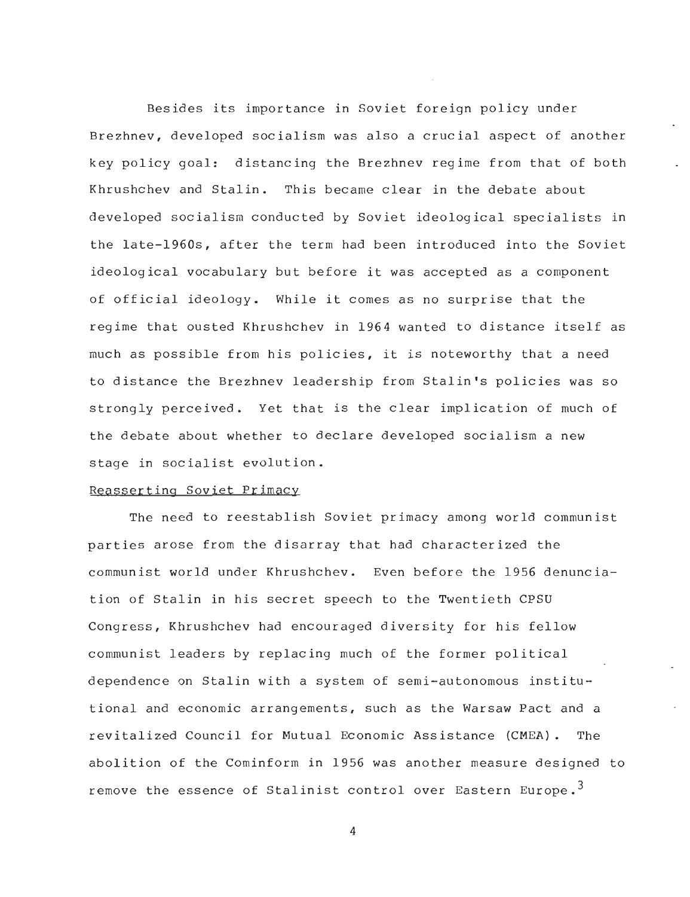Besides its importance in Soviet foreign policy under Brezhnev, developed socialism was also a crucial aspect of another key policy goal: distancing the Brezhnev regime from that of both Khrushchev and Stalin. This became clear in the debate about developed socialism conducted by Soviet ideological specialists in the late-1960s, after the term had been introduced into the Soviet ideological vocabulary but before it was accepted as a component of official ideology. While it comes as no surprise that the regime that ousted Khrushchev in 1964 wanted to distance itself as much as possible from his policies, it is noteworthy that a need to distance the Brezhnev leadership from Stalin's policies was so strongly perceived. Yet that is the clear implication of much of the debate about whether to declare developed socialism a new stage in socialist evolution.

## Reasserting Soviet Primacy

The need to reestablish Soviet primacy among world communist parties arose from the disarray that had characterized the communist world under Khrushchev. Even before the 1956 denunciation of Stalin in his secret speech to the Twentieth CPSU Congress, Khrushchev had encouraged diversity for his fellow communist leaders by replacing much of the former political dependence on Stalin with a system of semi-autonomous institutional and economic arrangements, such as the Warsaw Pact and a revitalized Council for Mutual Economic Assistance (CMEA). The abolition of the Cominform in 1956 was another measure designed to remove the essence of Stalinist control over Eastern Europe.[3]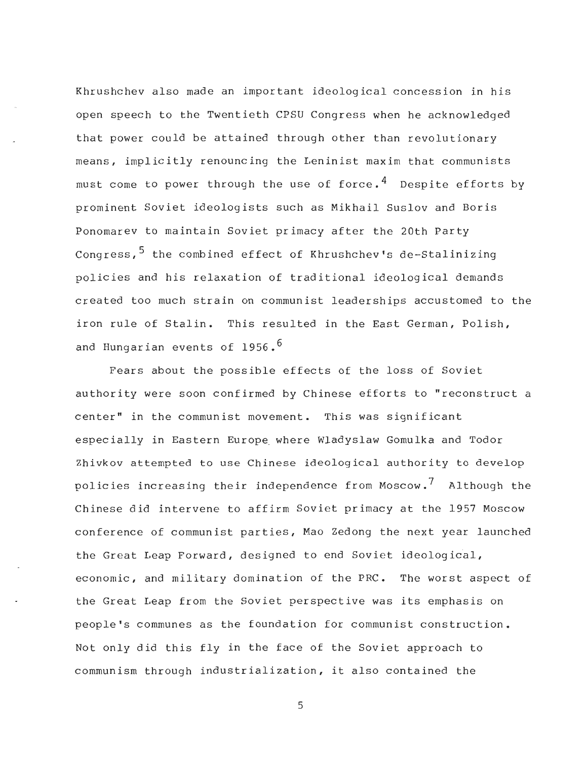Khrushchev also made an important ideological concession in his open speech to the Twentieth CPSU Congress when he acknowledged that power could be attained through other than revolutionary means, implicitly renouncing the Leninist maxim that communists must come to power through the use of force.[4] Despite efforts by prominent Soviet ideologists such as Mikhail Suslov and Boris Ponomarev to maintain Soviet primacy after the 20th Party Congress,[5] the combined effect of Khrushchev's de-Stalinizing policies and his relaxation of traditional ideological demands created too much strain on communist leaderships accustomed to the iron rule of Stalin. This resulted in the East German, Polish, and Hungarian events of 1956.[6]

Fears about the possible effects of the loss of Soviet authority were soon confirmed by Chinese efforts to "reconstruct a center" in the communist movement. This was significant especially in Eastern Europe where Wladyslaw Gomulka and Todor Zhivkov attempted to use Chinese ideological authority to develop policies increasing their independence from Moscow.[7] Although the Chinese did intervene to affirm Soviet primacy at the 1957 Moscow conference of communist parties, Mao Zedong the next year launched the Great Leap Forward, designed to end Soviet ideological, economic, and military domination of the PRC. The worst aspect of the Great Leap from the Soviet perspective was its emphasis on people's communes as the foundation for communist construction. Not only did this fly in the face of the Soviet approach to communism through industrialization, it also contained the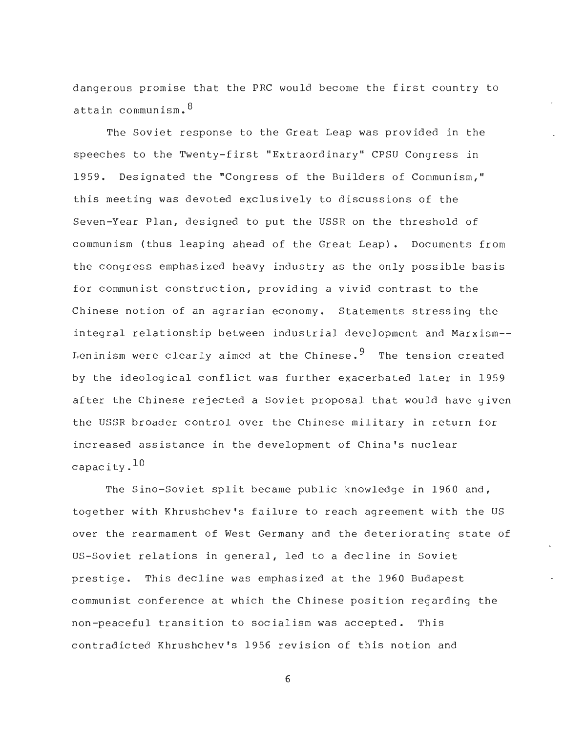dangerous promise that the PRC would become the first country to attain communism.[8]

The Soviet response to the Great Leap was provided in the speeches to the Twenty-first "Extraordinary" CPSU Congress in 1959. Designated the "Congress of the Builders of Communism," this meeting was devoted exclusively to discussions of the Seven-Year Plan, designed to put the USSR on the threshold of communism (thus leaping ahead of the Great Leap). Documents from the congress emphasized heavy industry as the only possible basis for communist construction, providing a vivid contrast to the Chinese notion of an agrarian economy. Statements stressing the integral relationship between industrial development and Marxism--Leninism were clearly aimed at the Chinese.[9] The tension created by the ideological conflict was further exacerbated later in 1959 after the Chinese rejected a Soviet proposal that would have given the USSR broader control over the Chinese military in return for increased assistance in the development of China's nuclear capacity.[10]

The Sino-Soviet split became public knowledge in 1960 and, together with Khrushchev's failure to reach agreement with the US over the rearmament of West Germany and the deteriorating state of US-Soviet relations in general, led to a decline in Soviet prestige. This decline was emphasized at the 1960 Budapest communist conference at which the Chinese position regarding the non-peaceful transition to socialism was accepted. This contradicted Khrushchev's 1956 revision of this notion and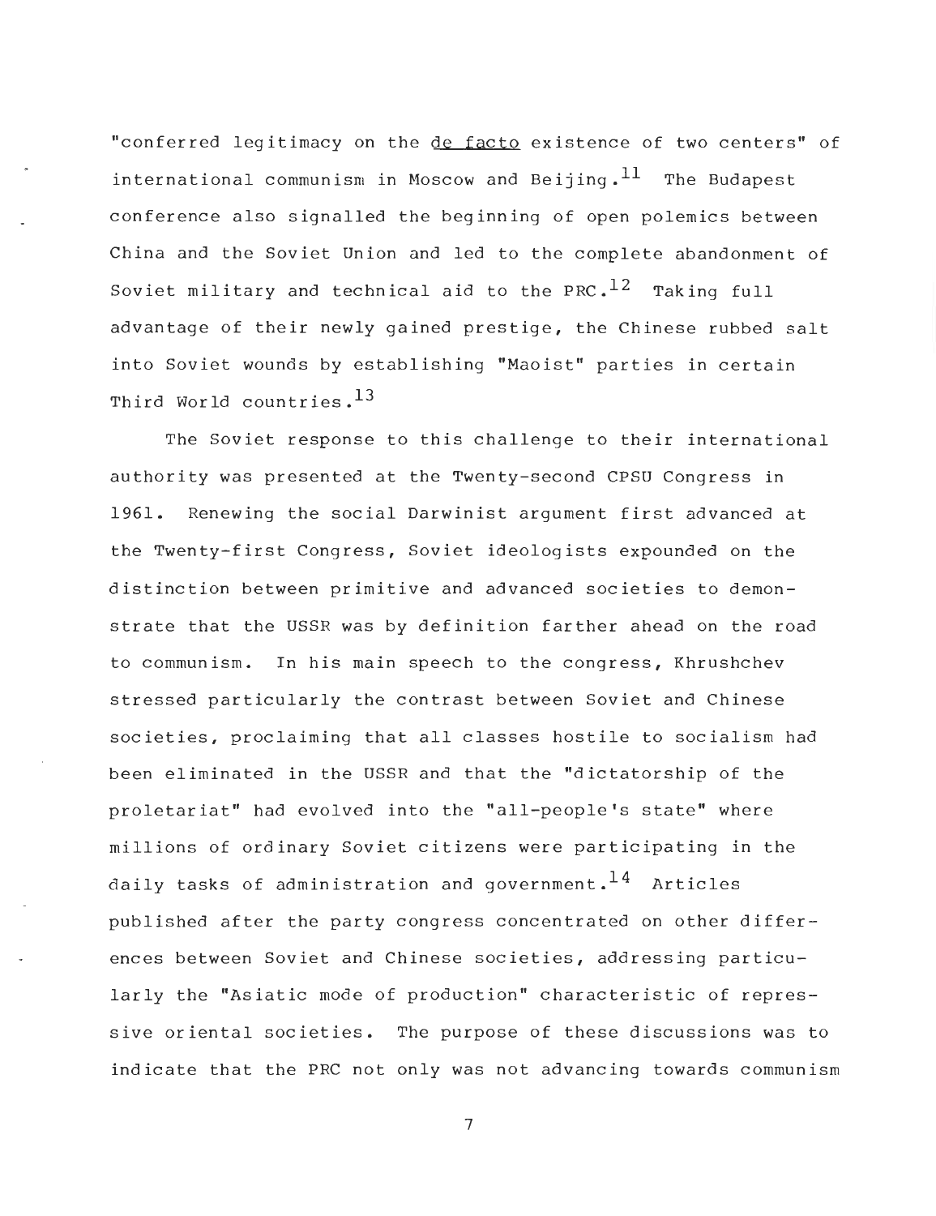"conferred legitimacy on the *de facto* existence of two centers" of international communism in Moscow and Beijing.[11] The Budapest conference also signalled the beginning of open polemics between China and the Soviet Union and led to the complete abandonment of Soviet military and technical aid to the PRC.[12] Taking full advantage of their newly gained prestige, the Chinese rubbed salt into Soviet wounds by establishing "Maoist" parties in certain Third World countries.[13]

The Soviet response to this challenge to their international authority was presented at the Twenty-second CPSU Congress in 1961. Renewing the social Darwinist argument first advanced at the Twenty-first Congress, Soviet ideologists expounded on the distinction between primitive and advanced societies to demonstrate that the USSR was by definition farther ahead on the road to communism. In his main speech to the congress, Khrushchev stressed particularly the contrast between Soviet and Chinese societies, proclaiming that all classes hostile to socialism had been eliminated in the USSR and that the "dictatorship of the proletariat" had evolved into the "all-people's state" where millions of ordinary Soviet citizens were participating in the daily tasks of administration and government.[14] Articles published after the party congress concentrated on other differences between Soviet and Chinese societies, addressing particularly the "Asiatic mode of production" characteristic of repressive oriental societies. The purpose of these discussions was to indicate that the PRC not only was not advancing towards communism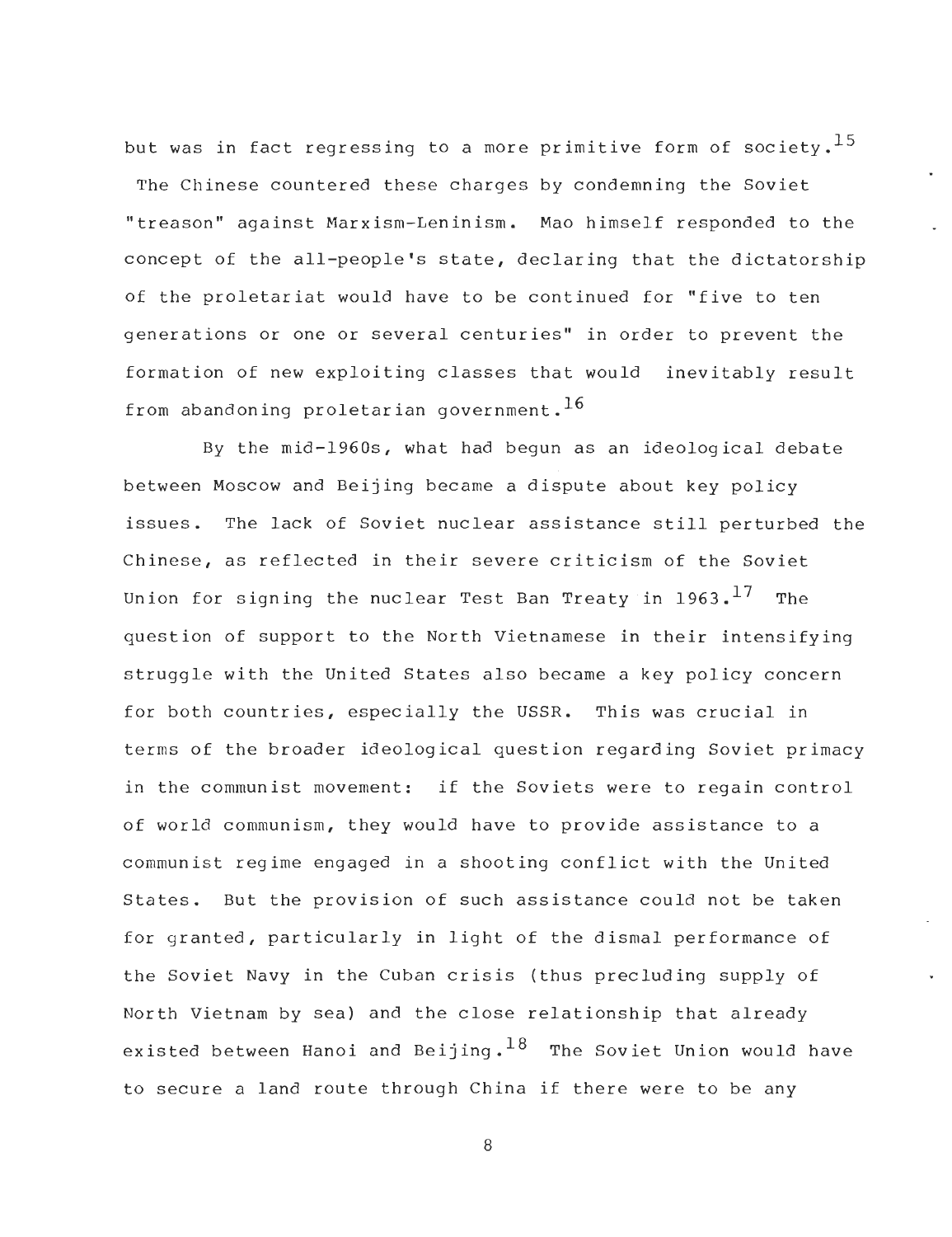but was in fact regressing to a more primitive form of society.[15] The Chinese countered these charges by condemning the Soviet "treason" against Marxism-Leninism. Mao himself responded to the concept of the all-people's state, declaring that the dictatorship of the proletariat would have to be continued for "five to ten generations or one or several centuries" in order to prevent the formation of new exploiting classes that would inevitably result from abandoning proletarian government.[16]

By the mid-1960s, what had begun as an ideological debate between Moscow and Beijing became a dispute about key policy issues. The lack of Soviet nuclear assistance still perturbed the Chinese, as reflected in their severe criticism of the Soviet Union for signing the nuclear Test Ban Treaty in 1963.[17] The question of support to the North Vietnamese in their intensifying struggle with the United States also became a key policy concern for both countries, especially the USSR. This was crucial in terms of the broader ideological question regarding Soviet primacy in the communist movement: if the Soviets were to regain control of world communism, they would have to provide assistance to a communist regime engaged in a shooting conflict with the United States. But the provision of such assistance could not be taken for granted, particularly in light of the dismal performance of the Soviet Navy in the Cuban crisis (thus precluding supply of North Vietnam by sea) and the close relationship that already existed between Hanoi and Beijing.[18] The Soviet Union would have to secure a land route through China if there were to be any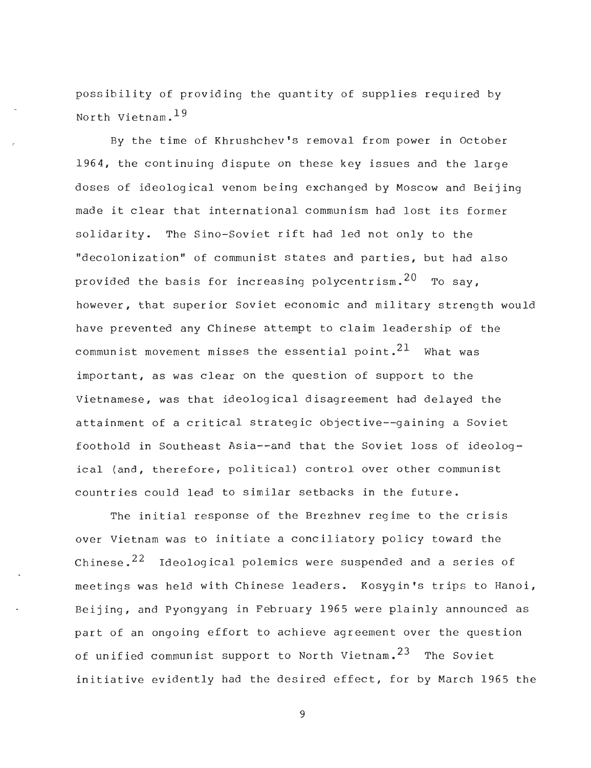possibility of providing the quantity of supplies required by North Vietnam.[19]

By the time of Khrushchev's removal from power in October 1964, the continuing dispute on these key issues and the large doses of ideological venom being exchanged by Moscow and Beijing made it clear that international communism had lost its former solidarity. The Sino-Soviet rift had led not only to the "decolonization" of communist states and parties, but had also provided the basis for increasing polycentrism.[20] To say, however, that superior Soviet economic and military strength would have prevented any Chinese attempt to claim leadership of the communist movement misses the essential point.[21] What was important, as was clear on the question of support to the Vietnamese, was that ideological disagreement had delayed the attainment of a critical strategic objective--gaining a Soviet foothold in Southeast Asia--and that the Soviet loss of ideological (and, therefore, political) control over other communist countries could lead to similar setbacks in the future.

The initial response of the Brezhnev regime to the crisis over Vietnam was to initiate a conciliatory policy toward the Chinese.[22] Ideological polemics were suspended and a series of meetings was held with Chinese leaders. Kosygin's trips to Hanoi, Beijing, and Pyongyang in February 1965 were plainly announced as part of an ongoing effort to achieve agreement over the question of unified communist support to North Vietnam.[23] The Soviet initiative evidently had the desired effect, for by March 1965 the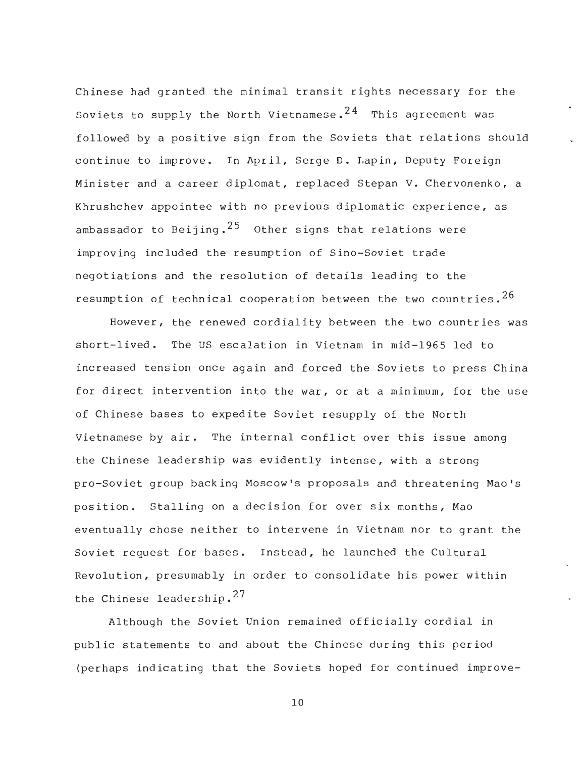Chinese had granted the minimal transit rights necessary for the Soviets to supply the North Vietnamese.[24] This agreement was followed by a positive sign from the Soviets that relations should continue to improve. In April, Serge D. Lapin, Deputy Foreign Minister and a career diplomat, replaced Stepan V. Chervonenko, a Khrushchev appointee with no previous diplomatic experience, as ambassador to Beijing.[25] Other signs that relations were improving included the resumption of Sino-Soviet trade negotiations and the resolution of details leading to the resumption of technical cooperation between the two countries.[26]

However, the renewed cordiality between the two countries was short-lived. The US escalation in Vietnam in mid-1965 led to increased tension once again and forced the Soviets to press China for direct intervention into the war, or at a minimum, for the use of Chinese bases to expedite Soviet resupply of the North Vietnamese by air. The internal conflict over this issue among the Chinese leadership was evidently intense, with a strong pro-Soviet group backing Moscow's proposals and threatening Mao's position. Stalling on a decision for over six months, Mao eventually chose neither to intervene in Vietnam nor to grant the Soviet request for bases. Instead, he launched the Cultural Revolution, presumably in order to consolidate his power within the Chinese leadership.[27]

Although the Soviet Union remained officially cordial in public statements to and about the Chinese during this period (perhaps indicating that the Soviets hoped for continued improve-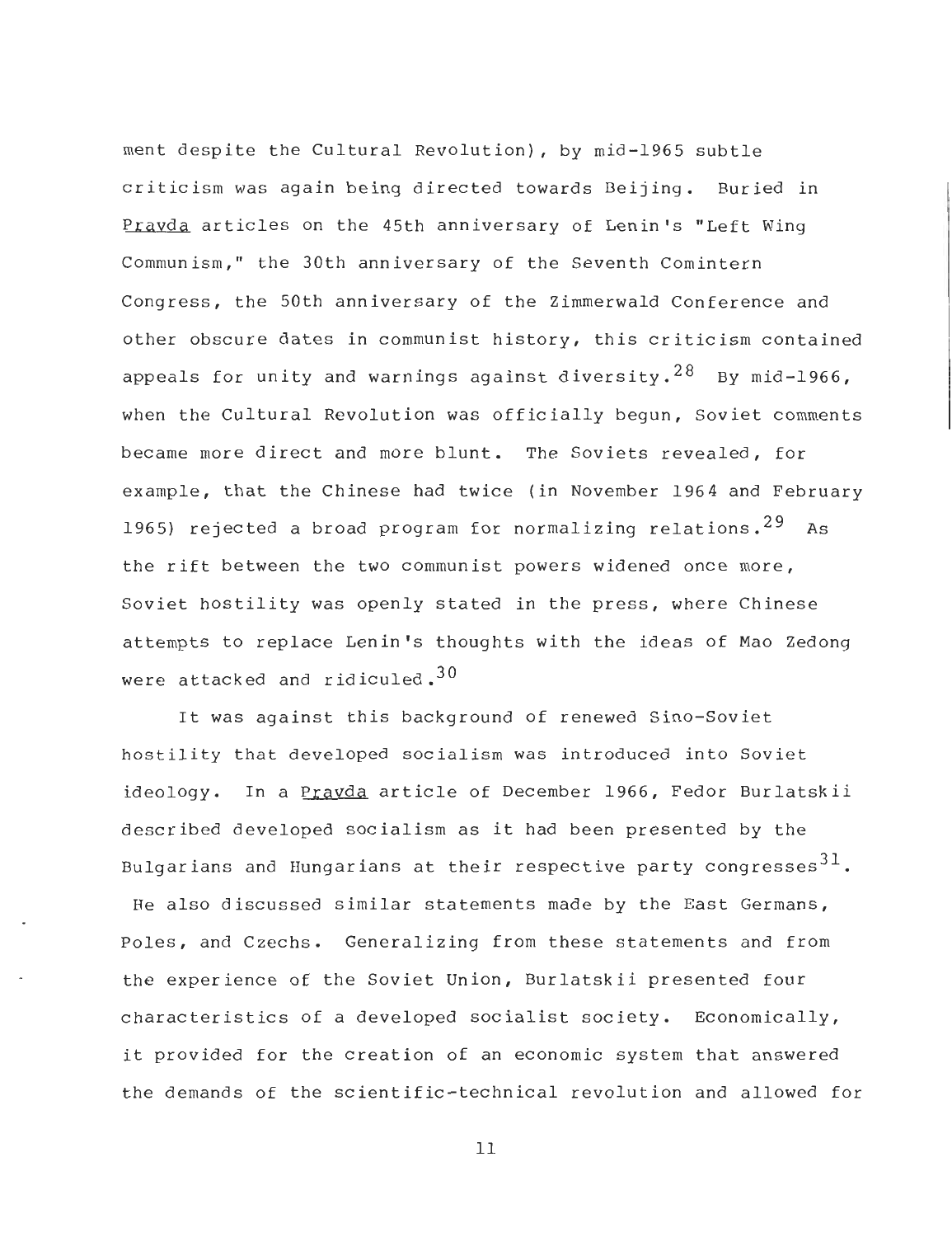ment despite the Cultural Revolution), by mid-1965 subtle criticism was again being directed towards Beijing. Buried in *Pravda* articles on the 45th anniversary of Lenin's "Left Wing Communism," the 30th anniversary of the Seventh Comintern Congress, the 50th anniversary of the Zimmerwald Conference and other obscure dates in communist history, this criticism contained appeals for unity and warnings against diversity.[28] By mid-1966, when the Cultural Revolution was officially begun, Soviet comments became more direct and more blunt. The Soviets revealed, for example, that the Chinese had twice (in November 1964 and February 1965) rejected a broad program for normalizing relations.[29] As the rift between the two communist powers widened once more, Soviet hostility was openly stated in the press, where Chinese attempts to replace Lenin's thoughts with the ideas of Mao Zedong were attacked and ridiculed.[30]

It was against this background of renewed Sino-Soviet hostility that developed socialism was introduced into Soviet ideology. In a *Pravda* article of December 1966, Fedor Burlatskii described developed socialism as it had been presented by the Bulgarians and Hungarians at their respective party congresses[31]. He also discussed similar statements made by the East Germans, Poles, and Czechs. Generalizing from these statements and from the experience of the Soviet Union, Burlatskii presented four characteristics of a developed socialist society. Economically, it provided for the creation of an economic system that answered the demands of the scientific-technical revolution and allowed for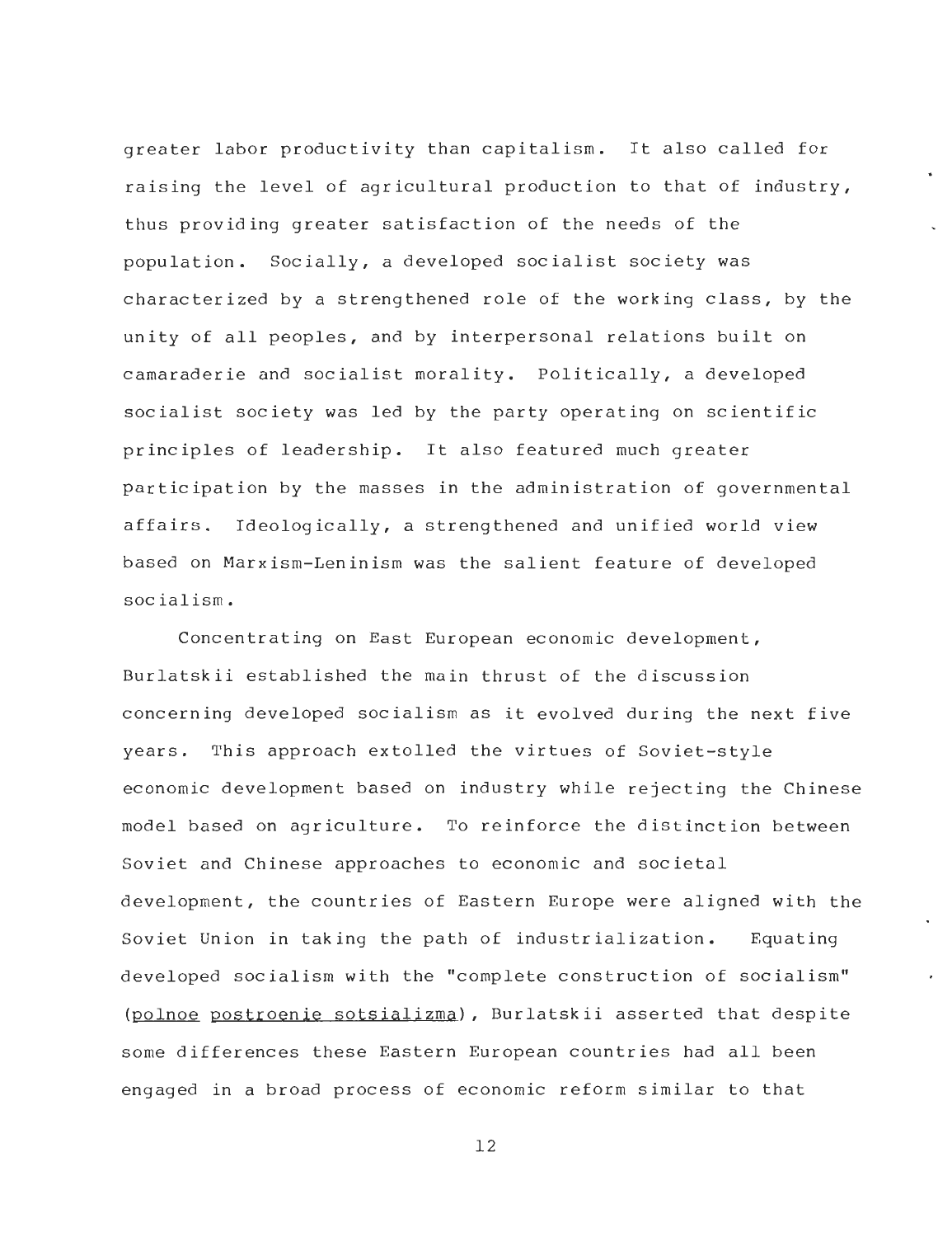greater labor productivity than capitalism. It also called for raising the level of agricultural production to that of industry, thus providing greater satisfaction of the needs of the population. Socially, a developed socialist society was characterized by a strengthened role of the working class, by the unity of all peoples, and by interpersonal relations built on camaraderie and socialist morality. Politically, a developed socialist society was led by the party operating on scientific principles of leadership. It also featured much greater participation by the masses in the administration of governmental affairs. Ideologically, a strengthened and unified world view based on Marxism-Leninism was the salient feature of developed socialism.

Concentrating on East European economic development, Burlatskii established the main thrust of the discussion concerning developed socialism as it evolved during the next five years. This approach extolled the virtues of Soviet-style economic development based on industry while rejecting the Chinese model based on agriculture. To reinforce the distinction between Soviet and Chinese approaches to economic and societal development, the countries of Eastern Europe were aligned with the Soviet Union in taking the path of industrialization. Equating developed socialism with the "complete construction of socialism" (polnoe postroenie sotsializma), Burlatskii asserted that despite some differences these Eastern European countries had all been engaged in a broad process of economic reform similar to that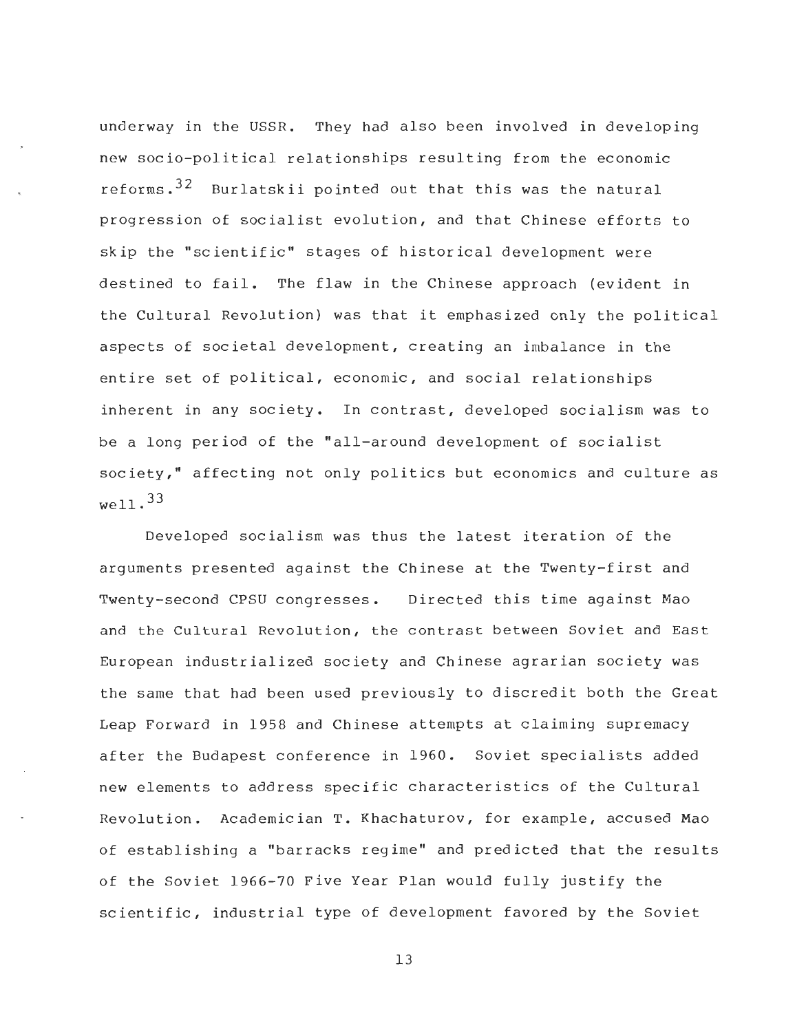underway in the USSR. They had also been involved in developing new socio-political relationships resulting from the economic reforms.[32] Burlatskii pointed out that this was the natural progression of socialist evolution, and that Chinese efforts to skip the "scientific" stages of historical development were destined to fail. The flaw in the Chinese approach (evident in the Cultural Revolution) was that it emphasized only the political aspects of societal development, creating an imbalance in the entire set of political, economic, and social relationships inherent in any society. In contrast, developed socialism was to be a long period of the "all-around development of socialist society," affecting not only politics but economics and culture as well.[33]

Developed socialism was thus the latest iteration of the arguments presented against the Chinese at the Twenty-first and Twenty-second CPSU congresses. Directed this time against Mao and the Cultural Revolution, the contrast between Soviet and East European industrialized society and Chinese agrarian society was the same that had been used previously to discredit both the Great Leap Forward in 1958 and Chinese attempts at claiming supremacy after the Budapest conference in 1960. Soviet specialists added new elements to address specific characteristics of the Cultural Revolution. Academician T. Khachaturov, for example, accused Mao of establishing a "barracks regime" and predicted that the results of the Soviet 1966-70 Five Year Plan would fully justify the scientific, industrial type of development favored by the Soviet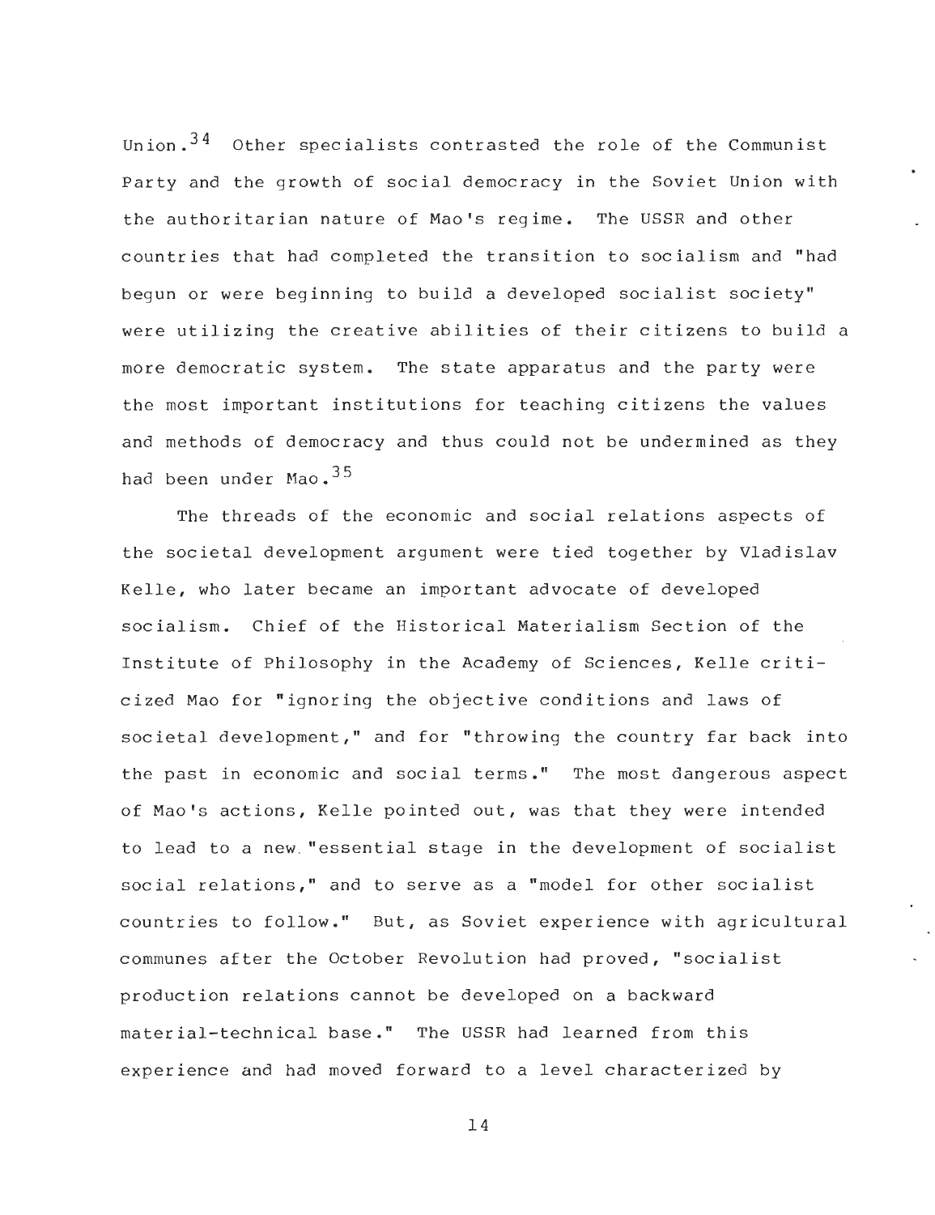Union.[34] Other specialists contrasted the role of the Communist Party and the growth of social democracy in the Soviet Union with the authoritarian nature of Mao's regime. The USSR and other countries that had completed the transition to socialism and "had begun or were beginning to build a developed socialist society" were utilizing the creative abilities of their citizens to build a more democratic system. The state apparatus and the party were the most important institutions for teaching citizens the values and methods of democracy and thus could not be undermined as they had been under Mao.[35]

The threads of the economic and social relations aspects of the societal development argument were tied together by Vladislav Kelle, who later became an important advocate of developed socialism. Chief of the Historical Materialism Section of the Institute of Philosophy in the Academy of Sciences, Kelle criticized Mao for "ignoring the objective conditions and laws of societal development," and for "throwing the country far back into the past in economic and social terms." The most dangerous aspect of Mao's actions, Kelle pointed out, was that they were intended to lead to a new "essential stage in the development of socialist social relations," and to serve as a "model for other socialist countries to follow." But, as Soviet experience with agricultural communes after the October Revolution had proved, "socialist production relations cannot be developed on a backward material-technical base." The USSR had learned from this experience and had moved forward to a level characterized by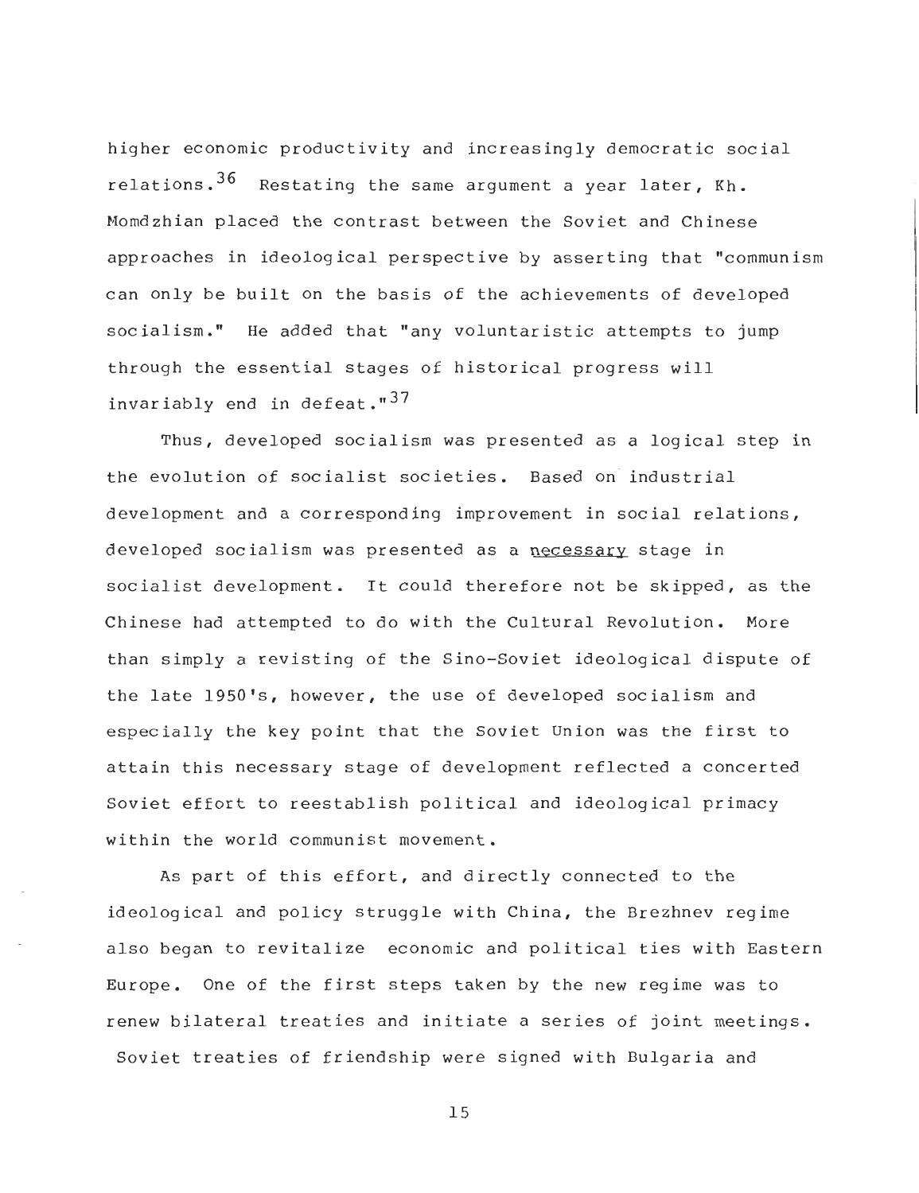higher economic productivity and increasingly democratic social relations.[36] Restating the same argument a year later, Kh. Momdzhian placed the contrast between the Soviet and Chinese approaches in ideological perspective by asserting that "communism can only be built on the basis of the achievements of developed socialism." He added that "any voluntaristic attempts to jump through the essential stages of historical progress will invariably end in defeat."[37]

Thus, developed socialism was presented as a logical step in the evolution of socialist societies. Based on industrial development and a corresponding improvement in social relations, developed socialism was presented as a _necessary_ stage in socialist development. It could therefore not be skipped, as the Chinese had attempted to do with the Cultural Revolution. More than simply a revisting of the Sino-Soviet ideological dispute of the late 1950's, however, the use of developed socialism and especially the key point that the Soviet Union was the first to attain this necessary stage of development reflected a concerted Soviet effort to reestablish political and ideological primacy within the world communist movement.

As part of this effort, and directly connected to the ideological and policy struggle with China, the Brezhnev regime also began to revitalize economic and political ties with Eastern Europe. One of the first steps taken by the new regime was to renew bilateral treaties and initiate a series of joint meetings. Soviet treaties of friendship were signed with Bulgaria and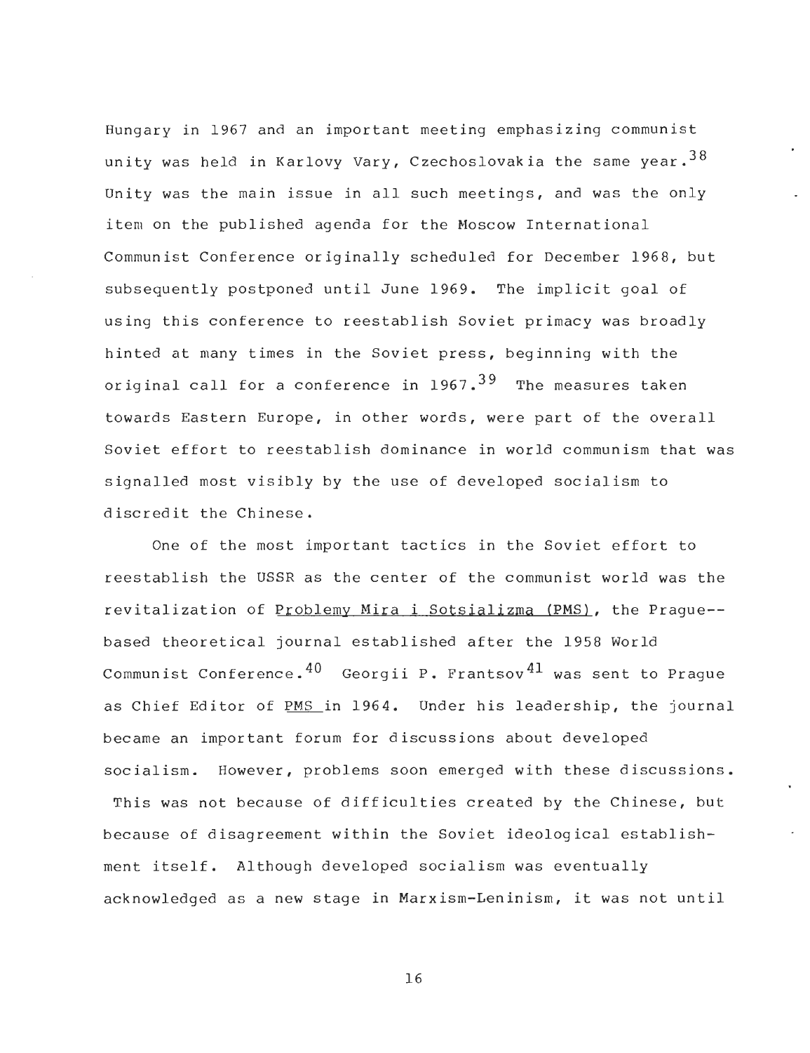Hungary in 1967 and an important meeting emphasizing communist unity was held in Karlovy Vary, Czechoslovakia the same year.[38] Unity was the main issue in all such meetings, and was the only item on the published agenda for the Moscow International Communist Conference originally scheduled for December 1968, but subsequently postponed until June 1969. The implicit goal of using this conference to reestablish Soviet primacy was broadly hinted at many times in the Soviet press, beginning with the original call for a conference in 1967.[39] The measures taken towards Eastern Europe, in other words, were part of the overall Soviet effort to reestablish dominance in world communism that was signalled most visibly by the use of developed socialism to discredit the Chinese.

One of the most important tactics in the Soviet effort to reestablish the USSR as the center of the communist world was the revitalization of _Problemy Mira i Sotsializma (PMS)_, the Prague--based theoretical journal established after the 1958 World Communist Conference.[40] Georgii P. Frantsov[41] was sent to Prague as Chief Editor of _PMS_ in 1964. Under his leadership, the journal became an important forum for discussions about developed socialism. However, problems soon emerged with these discussions. This was not because of difficulties created by the Chinese, but because of disagreement within the Soviet ideological establishment itself. Although developed socialism was eventually acknowledged as a new stage in Marxism-Leninism, it was not until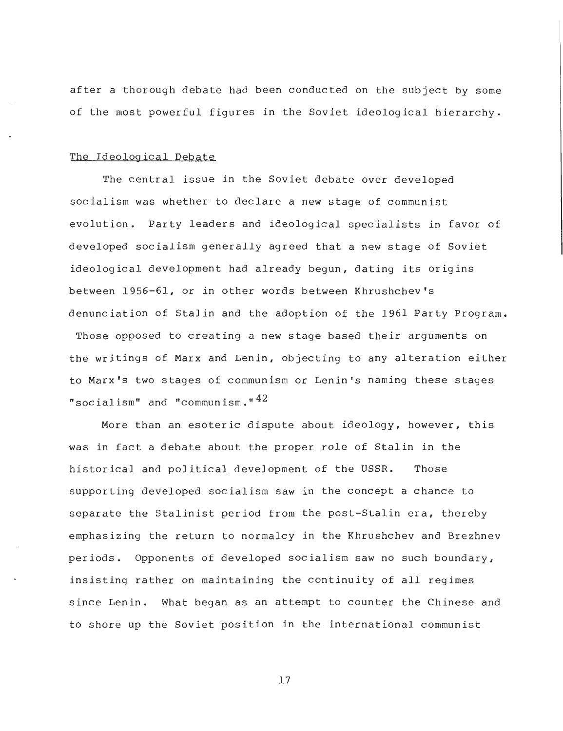after a thorough debate had been conducted on the subject by some of the most powerful figures in the Soviet ideological hierarchy.

## The Ideological Debate

The central issue in the Soviet debate over developed socialism was whether to declare a new stage of communist evolution. Party leaders and ideological specialists in favor of developed socialism generally agreed that a new stage of Soviet ideological development had already begun, dating its origins between 1956-61, or in other words between Khrushchev's denunciation of Stalin and the adoption of the 1961 Party Program. Those opposed to creating a new stage based their arguments on the writings of Marx and Lenin, objecting to any alteration either to Marx's two stages of communism or Lenin's naming these stages "socialism" and "communism."[42]

More than an esoteric dispute about ideology, however, this was in fact a debate about the proper role of Stalin in the historical and political development of the USSR. Those supporting developed socialism saw in the concept a chance to separate the Stalinist period from the post-Stalin era, thereby emphasizing the return to normalcy in the Khrushchev and Brezhnev periods. Opponents of developed socialism saw no such boundary, insisting rather on maintaining the continuity of all regimes since Lenin. What began as an attempt to counter the Chinese and to shore up the Soviet position in the international communist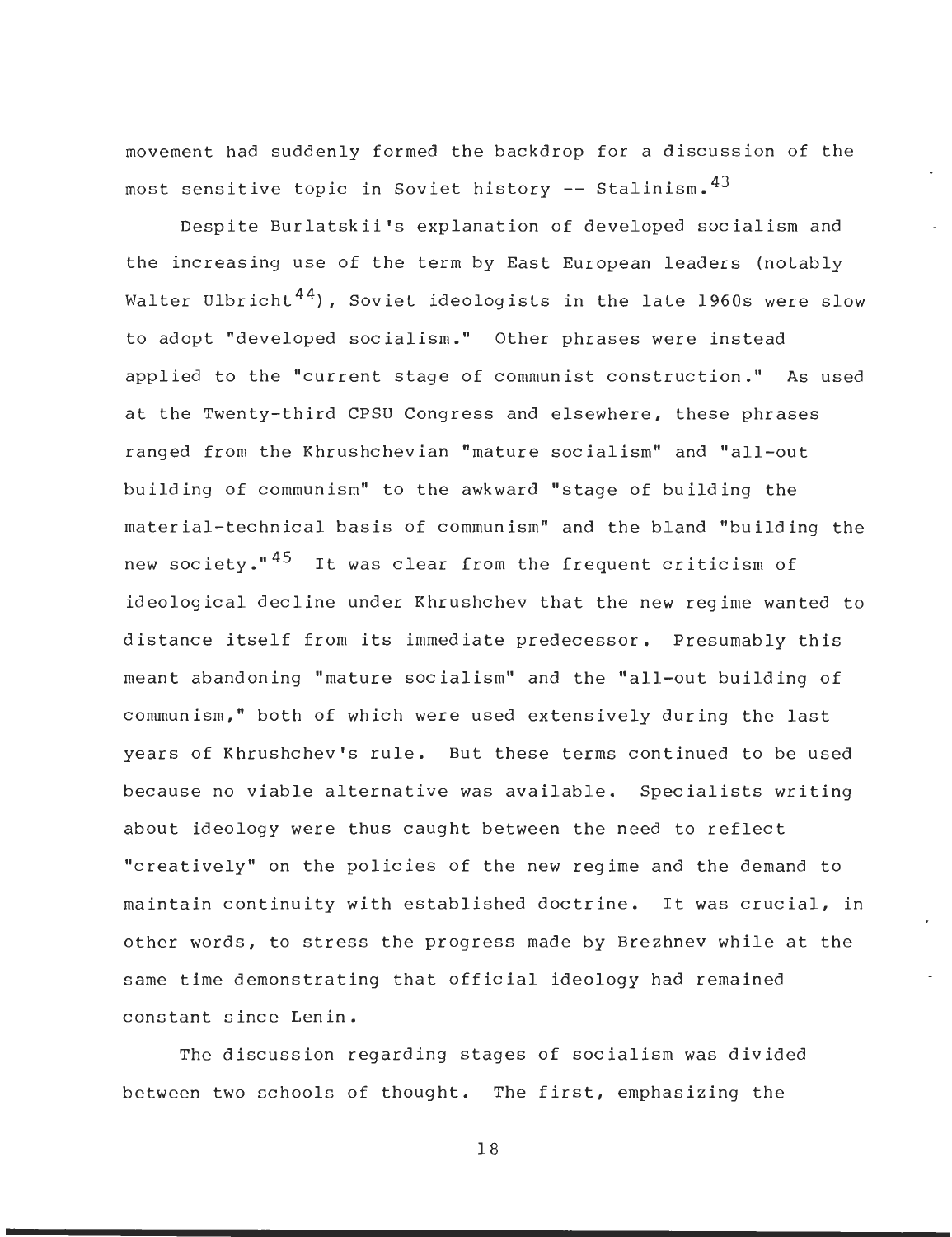movement had suddenly formed the backdrop for a discussion of the most sensitive topic in Soviet history -- Stalinism.[43]

Despite Burlatskii's explanation of developed socialism and the increasing use of the term by East European leaders (notably Walter Ulbricht[44]), Soviet ideologists in the late 1960s were slow to adopt "developed socialism." Other phrases were instead applied to the "current stage of communist construction." As used at the Twenty-third CPSU Congress and elsewhere, these phrases ranged from the Khrushchevian "mature socialism" and "all-out building of communism" to the awkward "stage of building the material-technical basis of communism" and the bland "building the new society."[45] It was clear from the frequent criticism of ideological decline under Khrushchev that the new regime wanted to distance itself from its immediate predecessor. Presumably this meant abandoning "mature socialism" and the "all-out building of communism," both of which were used extensively during the last years of Khrushchev's rule. But these terms continued to be used because no viable alternative was available. Specialists writing about ideology were thus caught between the need to reflect "creatively" on the policies of the new regime and the demand to maintain continuity with established doctrine. It was crucial, in other words, to stress the progress made by Brezhnev while at the same time demonstrating that official ideology had remained constant since Lenin.

The discussion regarding stages of socialism was divided between two schools of thought. The first, emphasizing the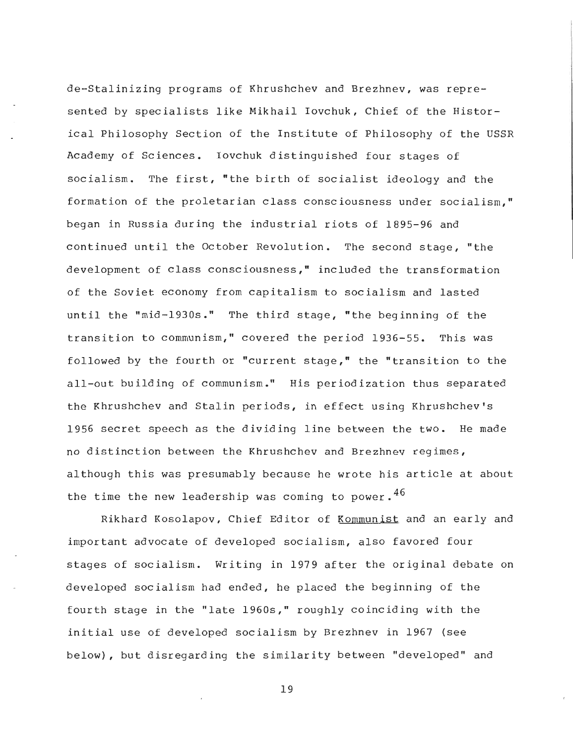de-Stalinizing programs of Khrushchev and Brezhnev, was represented by specialists like Mikhail Iovchuk, Chief of the Historical Philosophy Section of the Institute of Philosophy of the USSR Academy of Sciences. Iovchuk distinguished four stages of socialism. The first, "the birth of socialist ideology and the formation of the proletarian class consciousness under socialism," began in Russia during the industrial riots of 1895-96 and continued until the October Revolution. The second stage, "the development of class consciousness," included the transformation of the Soviet economy from capitalism to socialism and lasted until the "mid-1930s." The third stage, "the beginning of the transition to communism," covered the period 1936-55. This was followed by the fourth or "current stage," the "transition to the all-out building of communism." His periodization thus separated the Khrushchev and Stalin periods, in effect using Khrushchev's 1956 secret speech as the dividing line between the two. He made no distinction between the Khrushchev and Brezhnev regimes, although this was presumably because he wrote his article at about the time the new leadership was coming to power.[46]

Rikhard Kosolapov, Chief Editor of Kommunist and an early and important advocate of developed socialism, also favored four stages of socialism. Writing in 1979 after the original debate on developed socialism had ended, he placed the beginning of the fourth stage in the "late 1960s," roughly coinciding with the initial use of developed socialism by Brezhnev in 1967 (see below), but disregarding the similarity between "developed" and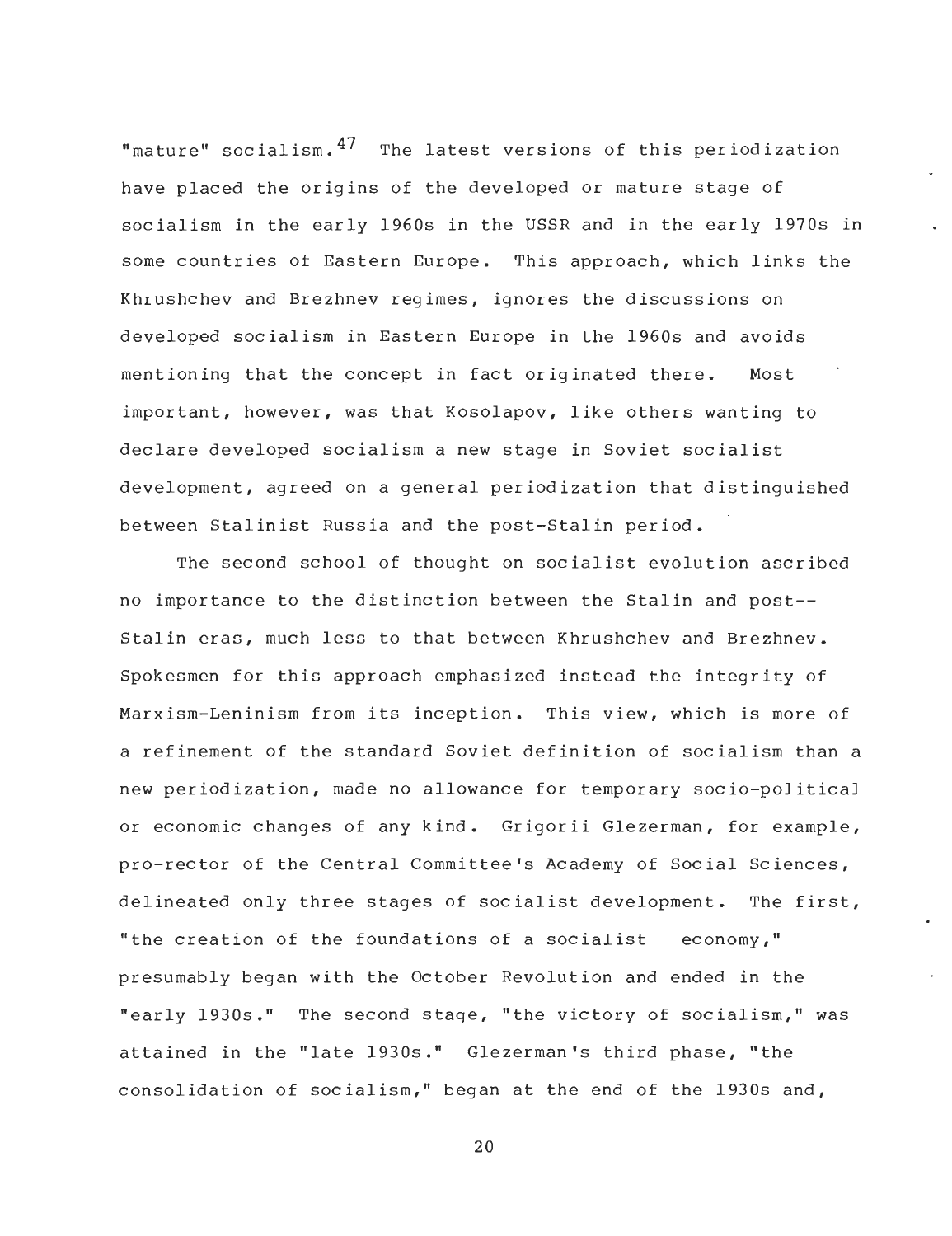"mature" socialism.[47] The latest versions of this periodization have placed the origins of the developed or mature stage of socialism in the early 1960s in the USSR and in the early 1970s in some countries of Eastern Europe. This approach, which links the Khrushchev and Brezhnev regimes, ignores the discussions on developed socialism in Eastern Europe in the 1960s and avoids mentioning that the concept in fact originated there. Most important, however, was that Kosolapov, like others wanting to declare developed socialism a new stage in Soviet socialist development, agreed on a general periodization that distinguished between Stalinist Russia and the post-Stalin period.

The second school of thought on socialist evolution ascribed no importance to the distinction between the Stalin and post--Stalin eras, much less to that between Khrushchev and Brezhnev. Spokesmen for this approach emphasized instead the integrity of Marxism-Leninism from its inception. This view, which is more of a refinement of the standard Soviet definition of socialism than a new periodization, made no allowance for temporary socio-political or economic changes of any kind. Grigorii Glezerman, for example, pro-rector of the Central Committee's Academy of Social Sciences, delineated only three stages of socialist development. The first, "the creation of the foundations of a socialist economy," presumably began with the October Revolution and ended in the "early 1930s." The second stage, "the victory of socialism," was attained in the "late 1930s." Glezerman's third phase, "the consolidation of socialism," began at the end of the 1930s and,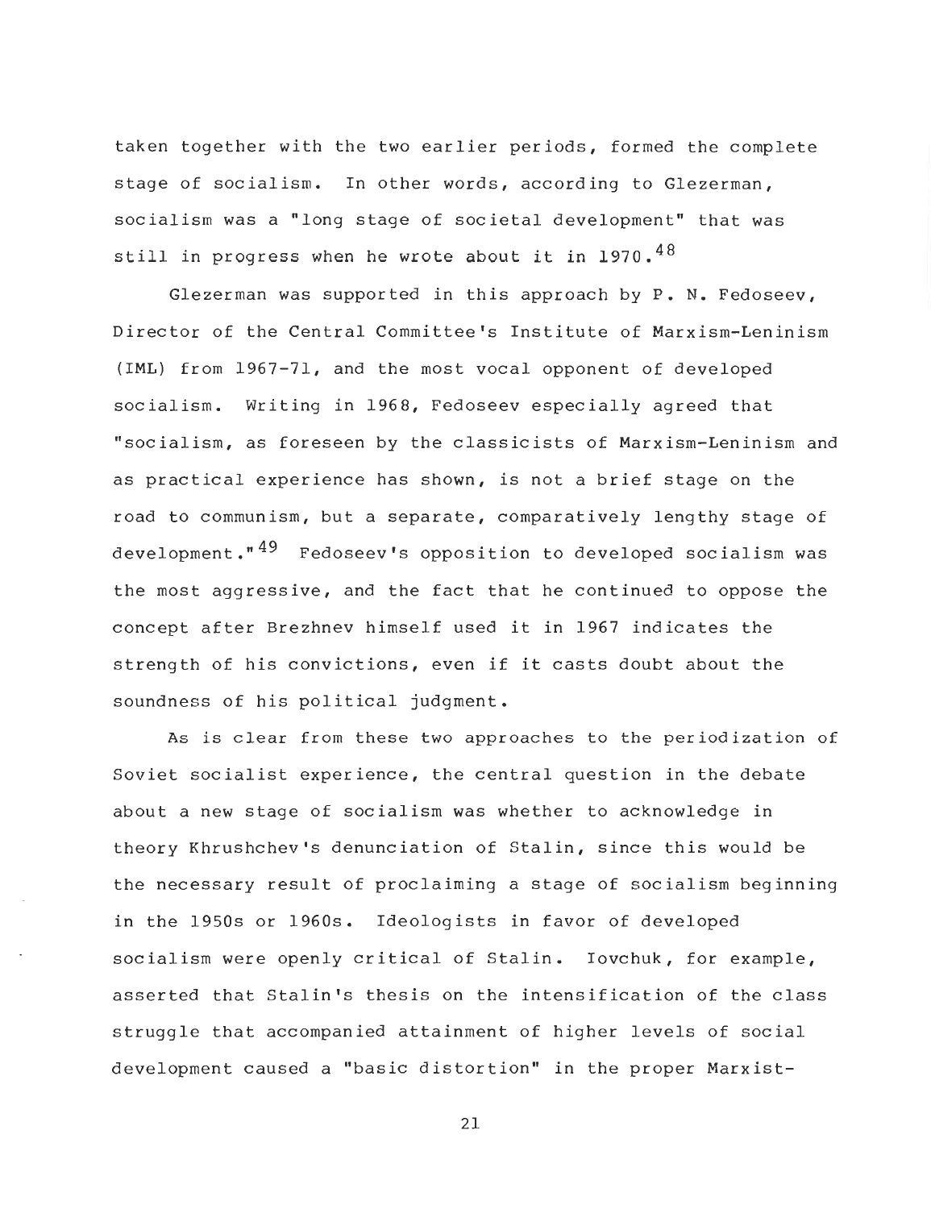taken together with the two earlier periods, formed the complete stage of socialism. In other words, according to Glezerman, socialism was a "long stage of societal development" that was still in progress when he wrote about it in 1970.[48]

Glezerman was supported in this approach by P. N. Fedoseev, Director of the Central Committee's Institute of Marxism-Leninism (IML) from 1967-71, and the most vocal opponent of developed socialism. Writing in 1968, Fedoseev especially agreed that "socialism, as foreseen by the classicists of Marxism-Leninism and as practical experience has shown, is not a brief stage on the road to communism, but a separate, comparatively lengthy stage of development."[49] Fedoseev's opposition to developed socialism was the most aggressive, and the fact that he continued to oppose the concept after Brezhnev himself used it in 1967 indicates the strength of his convictions, even if it casts doubt about the soundness of his political judgment.

As is clear from these two approaches to the periodization of Soviet socialist experience, the central question in the debate about a new stage of socialism was whether to acknowledge in theory Khrushchev's denunciation of Stalin, since this would be the necessary result of proclaiming a stage of socialism beginning in the 1950s or 1960s. Ideologists in favor of developed socialism were openly critical of Stalin. Iovchuk, for example, asserted that Stalin's thesis on the intensification of the class struggle that accompanied attainment of higher levels of social development caused a "basic distortion" in the proper Marxist-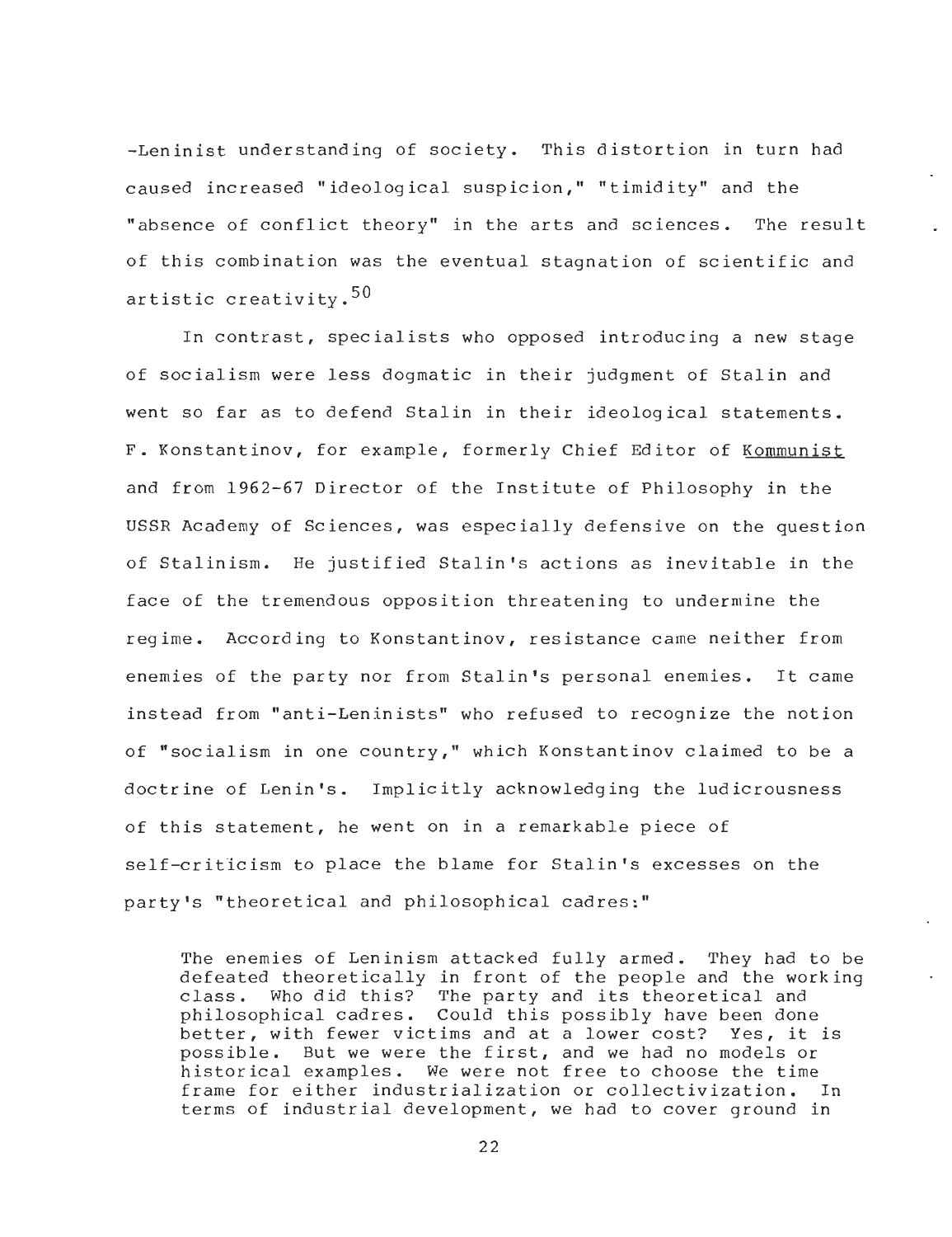-Leninist understanding of society. This distortion in turn had caused increased "ideological suspicion," "timidity" and the "absence of conflict theory" in the arts and sciences. The result of this combination was the eventual stagnation of scientific and artistic creativity.[50]

In contrast, specialists who opposed introducing a new stage of socialism were less dogmatic in their judgment of Stalin and went so far as to defend Stalin in their ideological statements. F. Konstantinov, for example, formerly Chief Editor of Kommunist and from 1962-67 Director of the Institute of Philosophy in the USSR Academy of Sciences, was especially defensive on the question of Stalinism. He justified Stalin's actions as inevitable in the face of the tremendous opposition threatening to undermine the regime. According to Konstantinov, resistance came neither from enemies of the party nor from Stalin's personal enemies. It came instead from "anti-Leninists" who refused to recognize the notion of "socialism in one country," which Konstantinov claimed to be a doctrine of Lenin's. Implicitly acknowledging the ludicrousness of this statement, he went on in a remarkable piece of self-criticism to place the blame for Stalin's excesses on the party's "theoretical and philosophical cadres:"

> The enemies of Leninism attacked fully armed. They had to be defeated theoretically in front of the people and the working class. Who did this? The party and its theoretical and philosophical cadres. Could this possibly have been done better, with fewer victims and at a lower cost? Yes, it is possible. But we were the first, and we had no models or historical examples. We were not free to choose the time frame for either industrialization or collectivization. In terms of industrial development, we had to cover ground in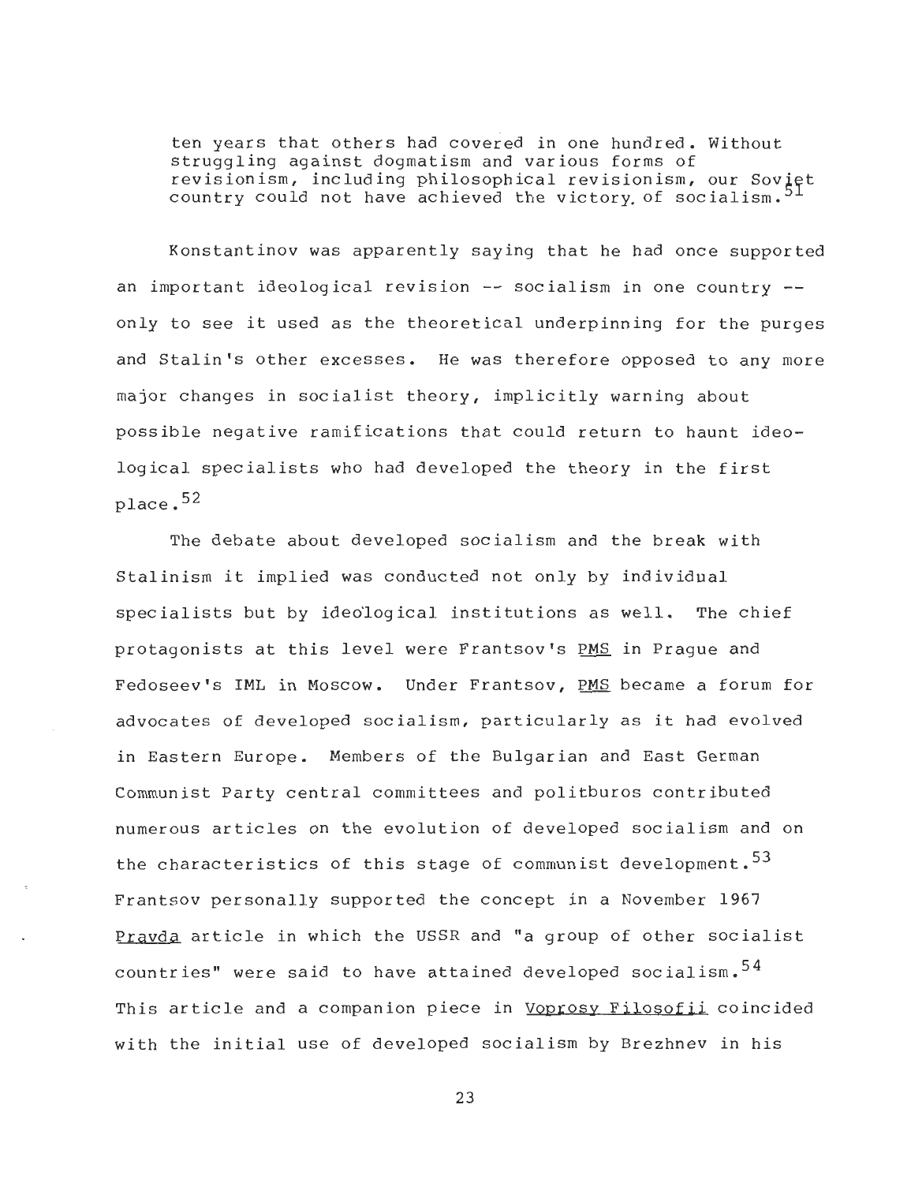> ten years that others had covered in one hundred. Without struggling against dogmatism and various forms of revisionism, including philosophical revisionism, our Soviet country could not have achieved the victory of socialism.[51]

Konstantinov was apparently saying that he had once supported an important ideological revision -- socialism in one country -- only to see it used as the theoretical underpinning for the purges and Stalin's other excesses. He was therefore opposed to any more major changes in socialist theory, implicitly warning about possible negative ramifications that could return to haunt ideological specialists who had developed the theory in the first place.[52]

The debate about developed socialism and the break with Stalinism it implied was conducted not only by individual specialists but by ideological institutions as well. The chief protagonists at this level were Frantsov's PMS in Prague and Fedoseev's IML in Moscow. Under Frantsov, PMS became a forum for advocates of developed socialism, particularly as it had evolved in Eastern Europe. Members of the Bulgarian and East German Communist Party central committees and politburos contributed numerous articles on the evolution of developed socialism and on the characteristics of this stage of communist development.[53] Frantsov personally supported the concept in a November 1967 Pravda article in which the USSR and "a group of other socialist countries" were said to have attained developed socialism.[54] This article and a companion piece in Voprosy Filosofii coincided with the initial use of developed socialism by Brezhnev in his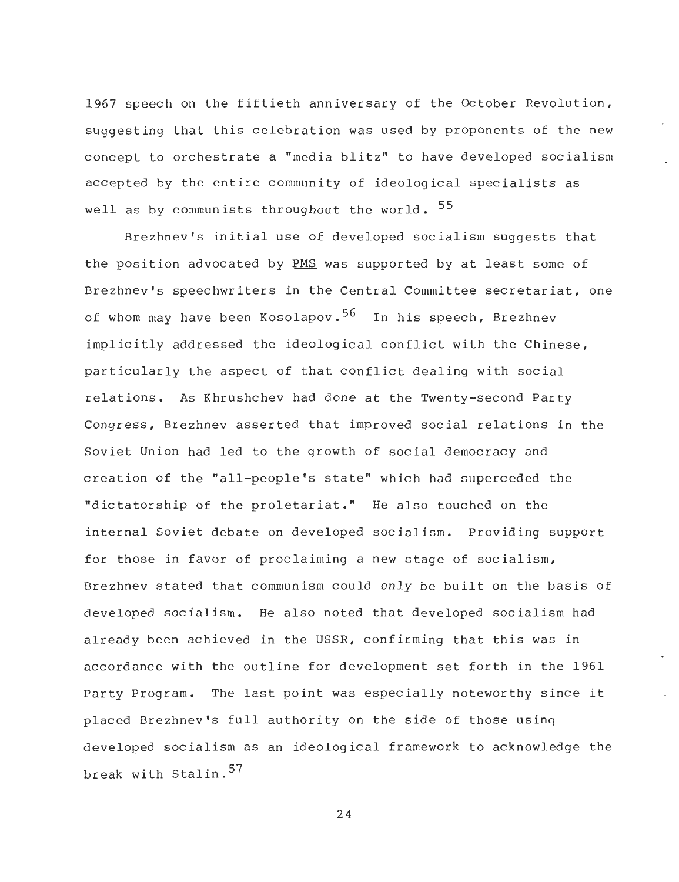1967 speech on the fiftieth anniversary of the October Revolution, suggesting that this celebration was used by proponents of the new concept to orchestrate a "media blitz" to have developed socialism accepted by the entire community of ideological specialists as well as by communists throughout the world. [55]

Brezhnev's initial use of developed socialism suggests that the position advocated by PMS was supported by at least some of Brezhnev's speechwriters in the Central Committee secretariat, one of whom may have been Kosolapov.[56] In his speech, Brezhnev implicitly addressed the ideological conflict with the Chinese, particularly the aspect of that conflict dealing with social relations. As Khrushchev had done at the Twenty-second Party Congress, Brezhnev asserted that improved social relations in the Soviet Union had led to the growth of social democracy and creation of the "all-people's state" which had superceded the "dictatorship of the proletariat." He also touched on the internal Soviet debate on developed socialism. Providing support for those in favor of proclaiming a new stage of socialism, Brezhnev stated that communism could *only* be built on the basis of developed socialism. He also noted that developed socialism had already been achieved in the USSR, confirming that this was in accordance with the outline for development set forth in the 1961 Party Program. The last point was especially noteworthy since it placed Brezhnev's full authority on the side of those using developed socialism as an ideological framework to acknowledge the break with Stalin.[57]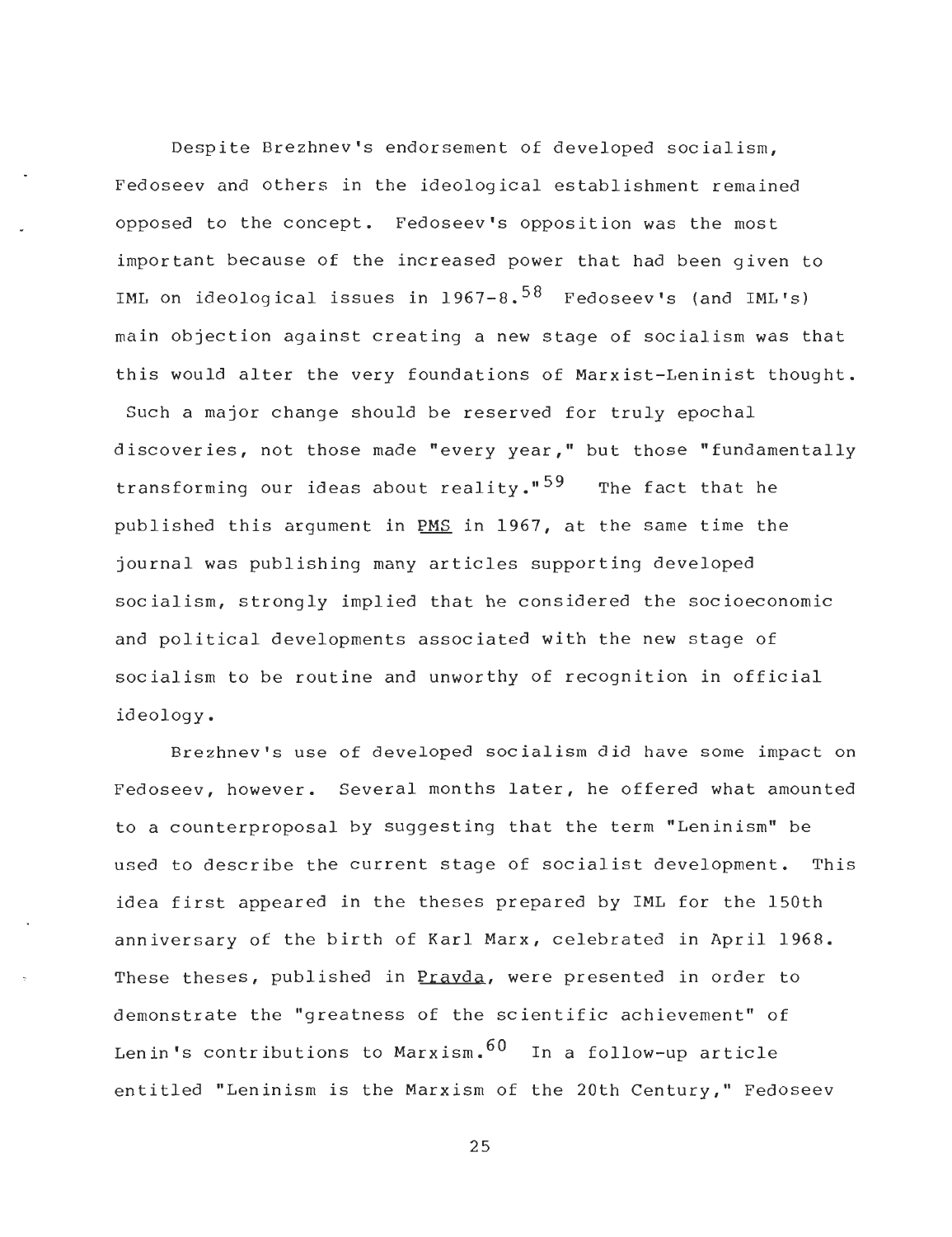Despite Brezhnev's endorsement of developed socialism, Fedoseev and others in the ideological establishment remained opposed to the concept. Fedoseev's opposition was the most important because of the increased power that had been given to IML on ideological issues in 1967-8.[58] Fedoseev's (and IML's) main objection against creating a new stage of socialism was that this would alter the very foundations of Marxist-Leninist thought. Such a major change should be reserved for truly epochal discoveries, not those made "every year," but those "fundamentally transforming our ideas about reality."[59] The fact that he published this argument in PMS in 1967, at the same time the journal was publishing many articles supporting developed socialism, strongly implied that he considered the socioeconomic and political developments associated with the new stage of socialism to be routine and unworthy of recognition in official ideology.

Brezhnev's use of developed socialism did have some impact on Fedoseev, however. Several months later, he offered what amounted to a counterproposal by suggesting that the term "Leninism" be used to describe the current stage of socialist development. This idea first appeared in the theses prepared by IML for the 150th anniversary of the birth of Karl Marx, celebrated in April 1968. These theses, published in Pravda, were presented in order to demonstrate the "greatness of the scientific achievement" of Lenin's contributions to Marxism.[60] In a follow-up article entitled "Leninism is the Marxism of the 20th Century," Fedoseev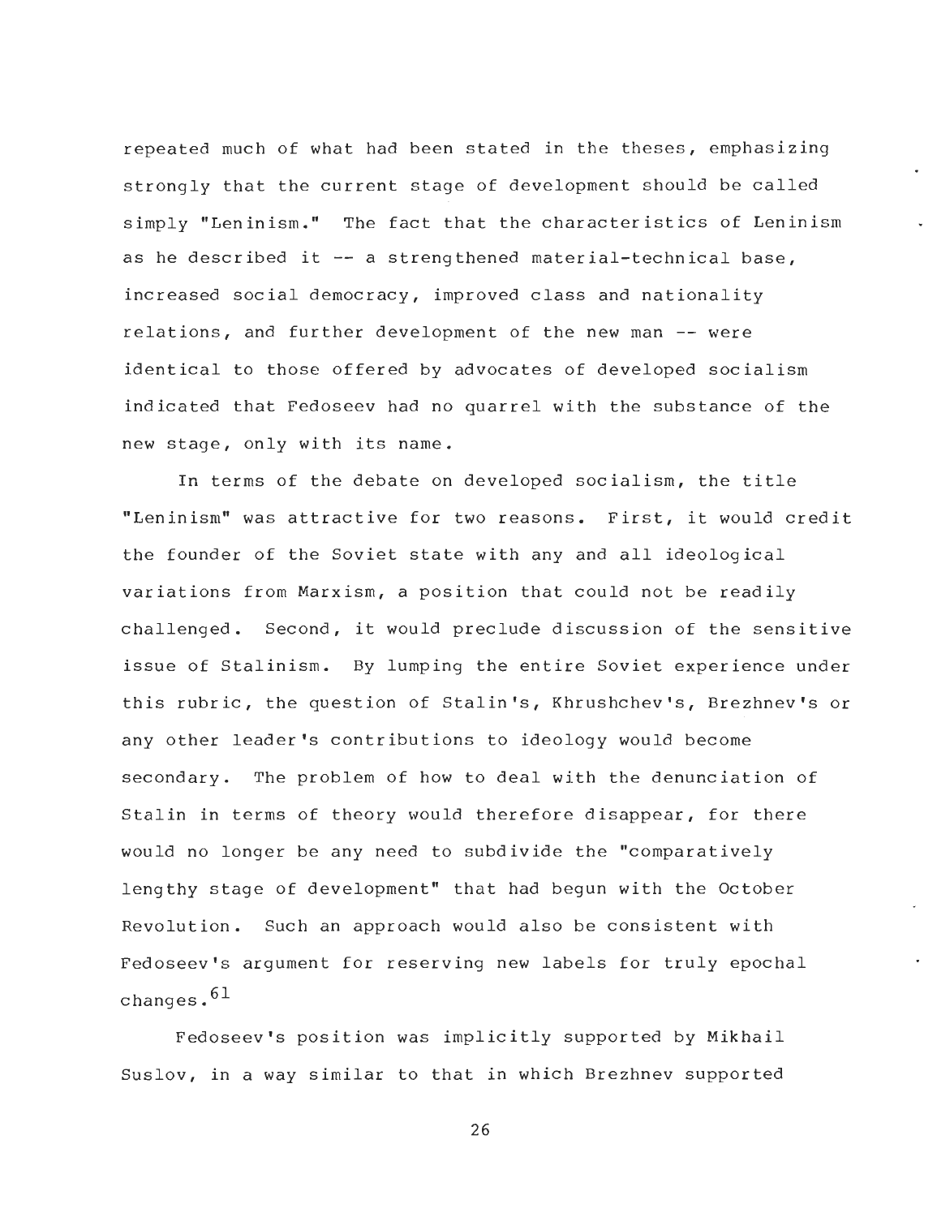repeated much of what had been stated in the theses, emphasizing strongly that the current stage of development should be called simply "Leninism." The fact that the characteristics of Leninism as he described it -- a strengthened material-technical base, increased social democracy, improved class and nationality relations, and further development of the new man -- were identical to those offered by advocates of developed socialism indicated that Fedoseev had no quarrel with the substance of the new stage, only with its name.

In terms of the debate on developed socialism, the title "Leninism" was attractive for two reasons. First, it would credit the founder of the Soviet state with any and all ideological variations from Marxism, a position that could not be readily challenged. Second, it would preclude discussion of the sensitive issue of Stalinism. By lumping the entire Soviet experience under this rubric, the question of Stalin's, Khrushchev's, Brezhnev's or any other leader's contributions to ideology would become secondary. The problem of how to deal with the denunciation of Stalin in terms of theory would therefore disappear, for there would no longer be any need to subdivide the "comparatively lengthy stage of development" that had begun with the October Revolution. Such an approach would also be consistent with Fedoseev's argument for reserving new labels for truly epochal changes.[61]

Fedoseev's position was implicitly supported by Mikhail Suslov, in a way similar to that in which Brezhnev supported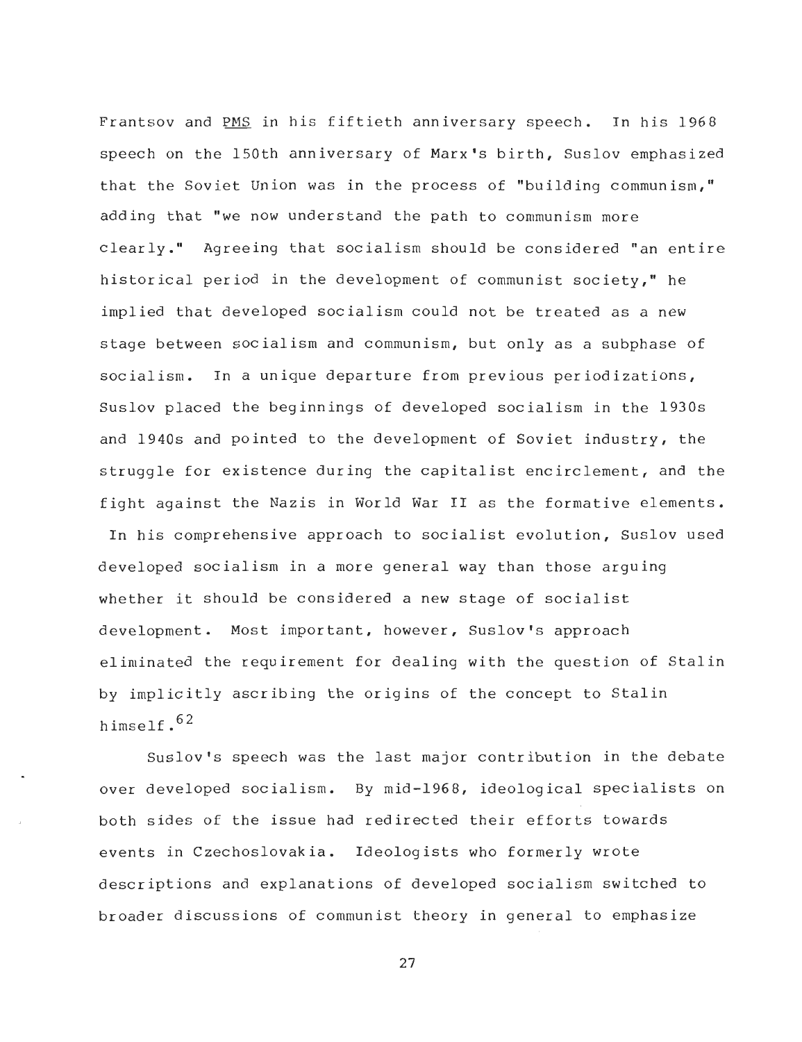Frantsov and PMS in his fiftieth anniversary speech. In his 1968 speech on the 150th anniversary of Marx's birth, Suslov emphasized that the Soviet Union was in the process of "building communism," adding that "we now understand the path to communism more clearly." Agreeing that socialism should be considered "an entire historical period in the development of communist society," he implied that developed socialism could not be treated as a new stage between socialism and communism, but only as a subphase of socialism. In a unique departure from previous periodizations, Suslov placed the beginnings of developed socialism in the 1930s and 1940s and pointed to the development of Soviet industry, the struggle for existence during the capitalist encirclement, and the fight against the Nazis in World War II as the formative elements. In his comprehensive approach to socialist evolution, Suslov used developed socialism in a more general way than those arguing whether it should be considered a new stage of socialist development. Most important, however, Suslov's approach eliminated the requirement for dealing with the question of Stalin by implicitly ascribing the origins of the concept to Stalin himself.[62]

Suslov's speech was the last major contribution in the debate over developed socialism. By mid-1968, ideological specialists on both sides of the issue had redirected their efforts towards events in Czechoslovakia. Ideologists who formerly wrote descriptions and explanations of developed socialism switched to broader discussions of communist theory in general to emphasize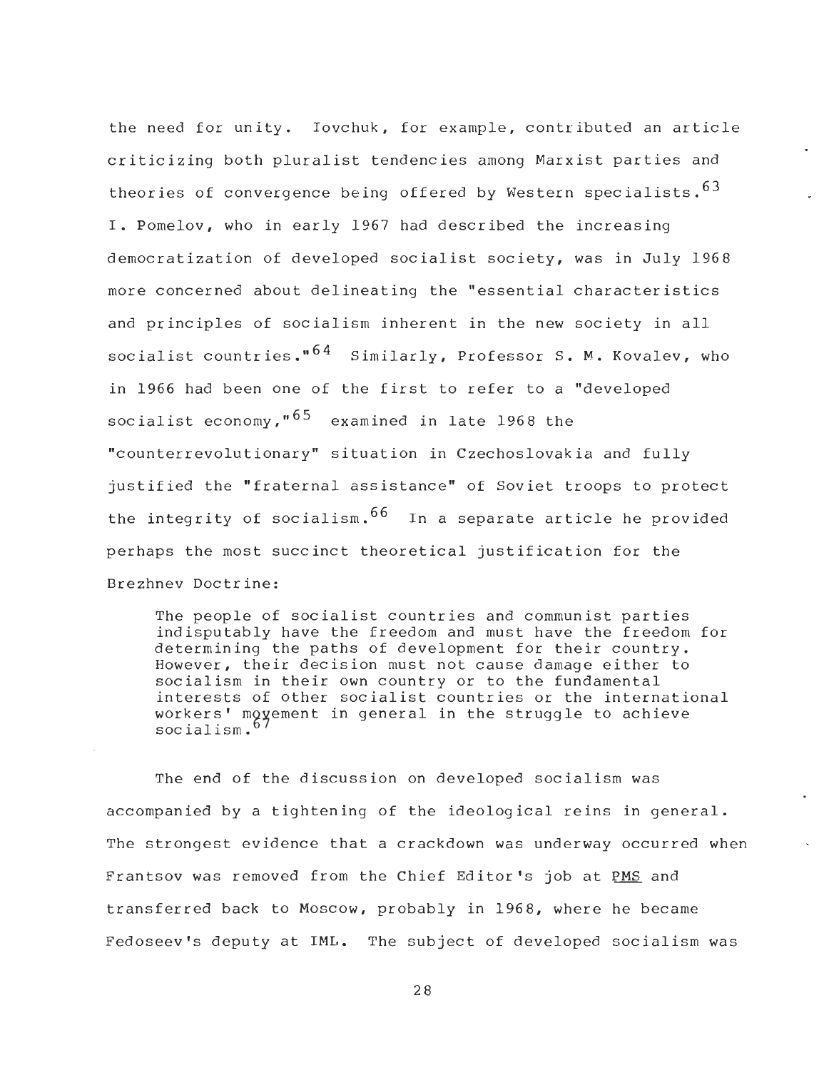the need for unity. Iovchuk, for example, contributed an article criticizing both pluralist tendencies among Marxist parties and theories of convergence being offered by Western specialists.[63] I. Pomelov, who in early 1967 had described the increasing democratization of developed socialist society, was in July 1968 more concerned about delineating the "essential characteristics and principles of socialism inherent in the new society in all socialist countries."[64] Similarly, Professor S. M. Kovalev, who in 1966 had been one of the first to refer to a "developed socialist economy,"[65] examined in late 1968 the "counterrevolutionary" situation in Czechoslovakia and fully justified the "fraternal assistance" of Soviet troops to protect the integrity of socialism.[66] In a separate article he provided perhaps the most succinct theoretical justification for the Brezhnev Doctrine:

> The people of socialist countries and communist parties indisputably have the freedom and must have the freedom for determining the paths of development for their country. However, their decision must not cause damage either to socialism in their own country or to the fundamental interests of other socialist countries or the international workers' movement in general in the struggle to achieve socialism.[67]

The end of the discussion on developed socialism was accompanied by a tightening of the ideological reins in general. The strongest evidence that a crackdown was underway occurred when Frantsov was removed from the Chief Editor's job at PMS and transferred back to Moscow, probably in 1968, where he became Fedoseev's deputy at IML. The subject of developed socialism was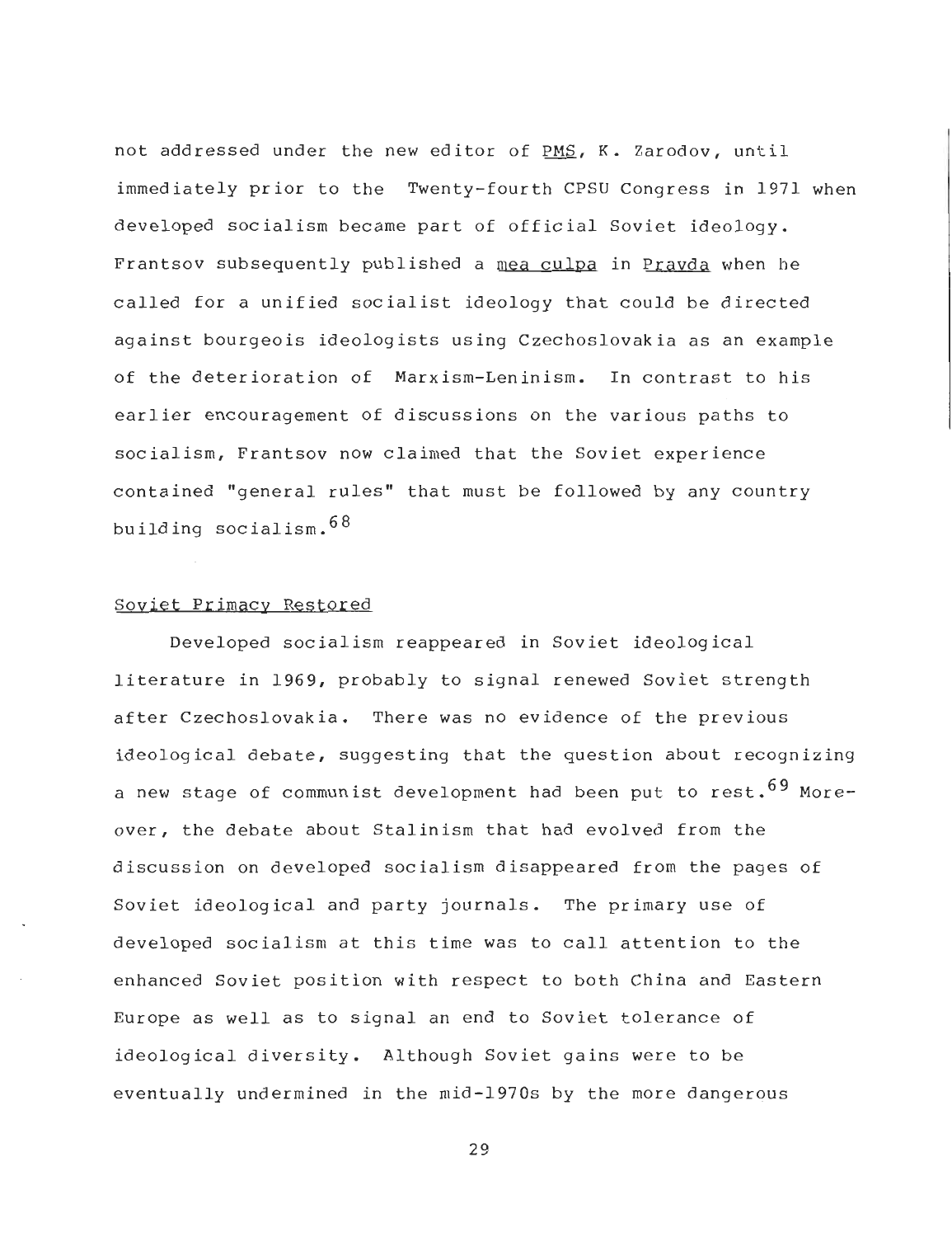not addressed under the new editor of PMS, K. Zarodov, until immediately prior to the Twenty-fourth CPSU Congress in 1971 when developed socialism became part of official Soviet ideology. Frantsov subsequently published a mea culpa in Pravda when he called for a unified socialist ideology that could be directed against bourgeois ideologists using Czechoslovakia as an example of the deterioration of Marxism-Leninism. In contrast to his earlier encouragement of discussions on the various paths to socialism, Frantsov now claimed that the Soviet experience contained "general rules" that must be followed by any country building socialism.[68]

## Soviet Primacy Restored

Developed socialism reappeared in Soviet ideological literature in 1969, probably to signal renewed Soviet strength after Czechoslovakia. There was no evidence of the previous ideological debate, suggesting that the question about recognizing a new stage of communist development had been put to rest.[69] Moreover, the debate about Stalinism that had evolved from the discussion on developed socialism disappeared from the pages of Soviet ideological and party journals. The primary use of developed socialism at this time was to call attention to the enhanced Soviet position with respect to both China and Eastern Europe as well as to signal an end to Soviet tolerance of ideological diversity. Although Soviet gains were to be eventually undermined in the mid-1970s by the more dangerous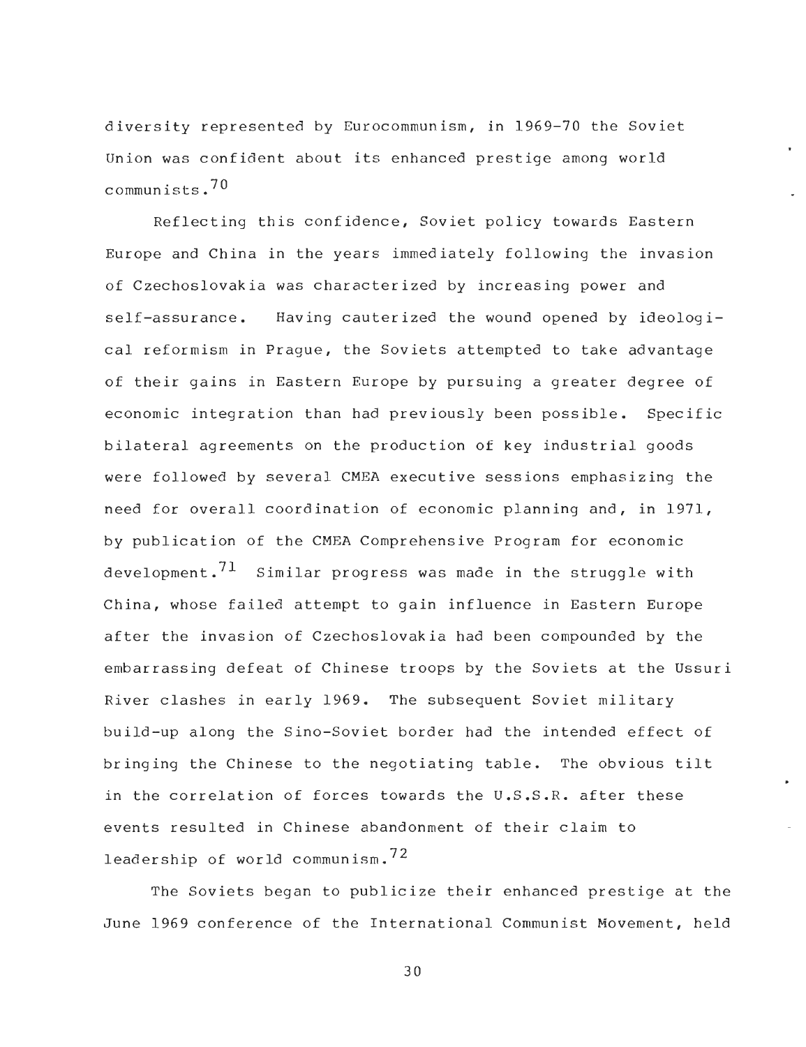diversity represented by Eurocommunism, in 1969-70 the Soviet Union was confident about its enhanced prestige among world communists.[70]

Reflecting this confidence, Soviet policy towards Eastern Europe and China in the years immediately following the invasion of Czechoslovakia was characterized by increasing power and self-assurance. Having cauterized the wound opened by ideological reformism in Prague, the Soviets attempted to take advantage of their gains in Eastern Europe by pursuing a greater degree of economic integration than had previously been possible. Specific bilateral agreements on the production of key industrial goods were followed by several CMEA executive sessions emphasizing the need for overall coordination of economic planning and, in 1971, by publication of the CMEA Comprehensive Program for economic development.[71] Similar progress was made in the struggle with China, whose failed attempt to gain influence in Eastern Europe after the invasion of Czechoslovakia had been compounded by the embarrassing defeat of Chinese troops by the Soviets at the Ussuri River clashes in early 1969. The subsequent Soviet military build-up along the Sino-Soviet border had the intended effect of bringing the Chinese to the negotiating table. The obvious tilt in the correlation of forces towards the U.S.S.R. after these events resulted in Chinese abandonment of their claim to leadership of world communism.[72]

The Soviets began to publicize their enhanced prestige at the June 1969 conference of the International Communist Movement, held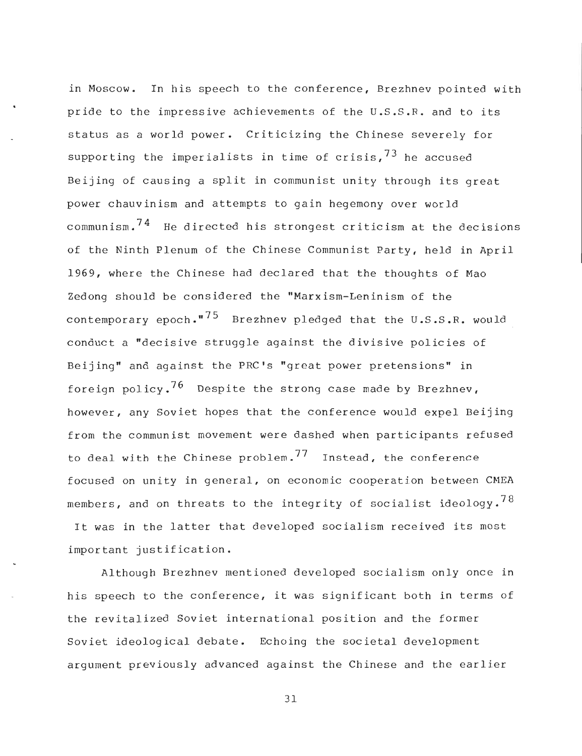in Moscow. In his speech to the conference, Brezhnev pointed with pride to the impressive achievements of the U.S.S.R. and to its status as a world power. Criticizing the Chinese severely for supporting the imperialists in time of crisis,[73] he accused Beijing of causing a split in communist unity through its great power chauvinism and attempts to gain hegemony over world communism.[74] He directed his strongest criticism at the decisions of the Ninth Plenum of the Chinese Communist Party, held in April 1969, where the Chinese had declared that the thoughts of Mao Zedong should be considered the "Marxism-Leninism of the contemporary epoch."[75] Brezhnev pledged that the U.S.S.R. would conduct a "decisive struggle against the divisive policies of Beijing" and against the PRC's "great power pretensions" in foreign policy.[76] Despite the strong case made by Brezhnev, however, any Soviet hopes that the conference would expel Beijing from the communist movement were dashed when participants refused to deal with the Chinese problem.[77] Instead, the conference focused on unity in general, on economic cooperation between CMEA members, and on threats to the integrity of socialist ideology.[78] It was in the latter that developed socialism received its most important justification.

Although Brezhnev mentioned developed socialism only once in his speech to the conference, it was significant both in terms of the revitalized Soviet international position and the former Soviet ideological debate. Echoing the societal development argument previously advanced against the Chinese and the earlier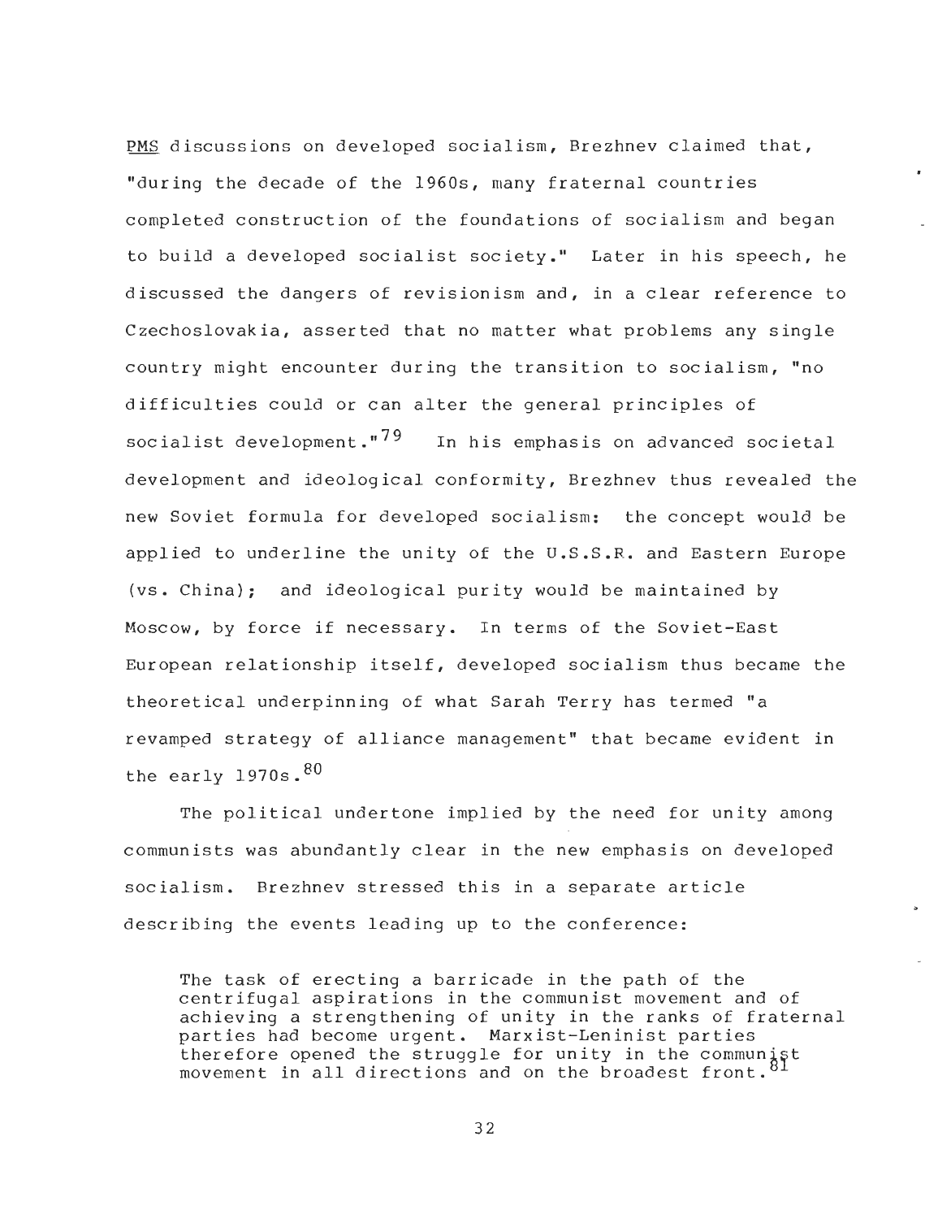PMS discussions on developed socialism, Brezhnev claimed that, "during the decade of the 1960s, many fraternal countries completed construction of the foundations of socialism and began to build a developed socialist society." Later in his speech, he discussed the dangers of revisionism and, in a clear reference to Czechoslovakia, asserted that no matter what problems any single country might encounter during the transition to socialism, "no difficulties could or can alter the general principles of socialist development."[79] In his emphasis on advanced societal development and ideological conformity, Brezhnev thus revealed the new Soviet formula for developed socialism: the concept would be applied to underline the unity of the U.S.S.R. and Eastern Europe (vs. China); and ideological purity would be maintained by Moscow, by force if necessary. In terms of the Soviet-East European relationship itself, developed socialism thus became the theoretical underpinning of what Sarah Terry has termed "a revamped strategy of alliance management" that became evident in the early 1970s.[80]

The political undertone implied by the need for unity among communists was abundantly clear in the new emphasis on developed socialism. Brezhnev stressed this in a separate article describing the events leading up to the conference:

> The task of erecting a barricade in the path of the centrifugal aspirations in the communist movement and of achieving a strengthening of unity in the ranks of fraternal parties had become urgent. Marxist-Leninist parties therefore opened the struggle for unity in the communist movement in all directions and on the broadest front.[81]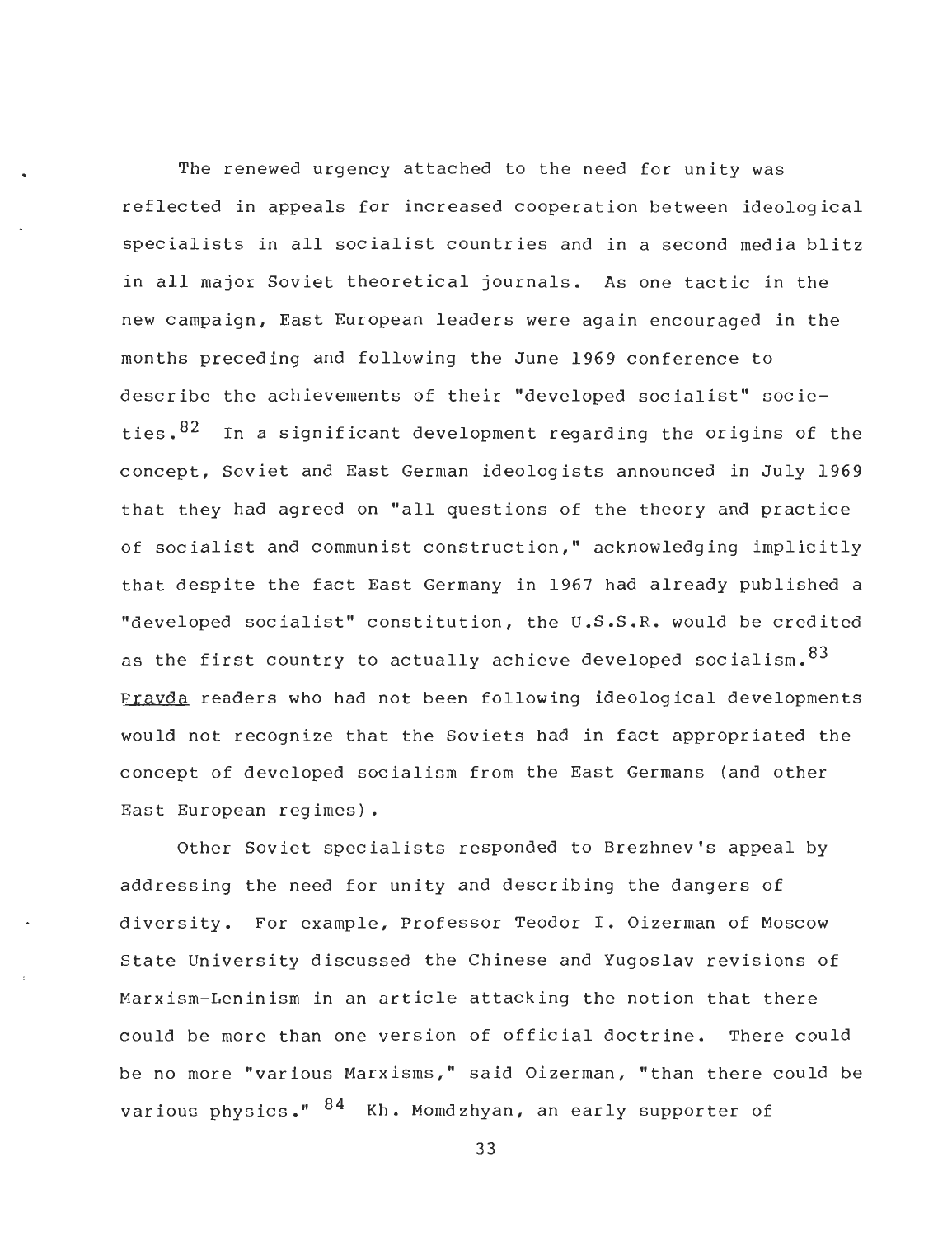The renewed urgency attached to the need for unity was reflected in appeals for increased cooperation between ideological specialists in all socialist countries and in a second media blitz in all major Soviet theoretical journals. As one tactic in the new campaign, East European leaders were again encouraged in the months preceding and following the June 1969 conference to describe the achievements of their "developed socialist" societies.[82] In a significant development regarding the origins of the concept, Soviet and East German ideologists announced in July 1969 that they had agreed on "all questions of the theory and practice of socialist and communist construction," acknowledging implicitly that despite the fact East Germany in 1967 had already published a "developed socialist" constitution, the U.S.S.R. would be credited as the first country to actually achieve developed socialism.[83] Pravda readers who had not been following ideological developments would not recognize that the Soviets had in fact appropriated the concept of developed socialism from the East Germans (and other East European regimes).

Other Soviet specialists responded to Brezhnev's appeal by addressing the need for unity and describing the dangers of diversity. For example, Professor Teodor I. Oizerman of Moscow State University discussed the Chinese and Yugoslav revisions of Marxism-Leninism in an article attacking the notion that there could be more than one version of official doctrine. There could be no more "various Marxisms," said Oizerman, "than there could be various physics."[84] Kh. Momdzhyan, an early supporter of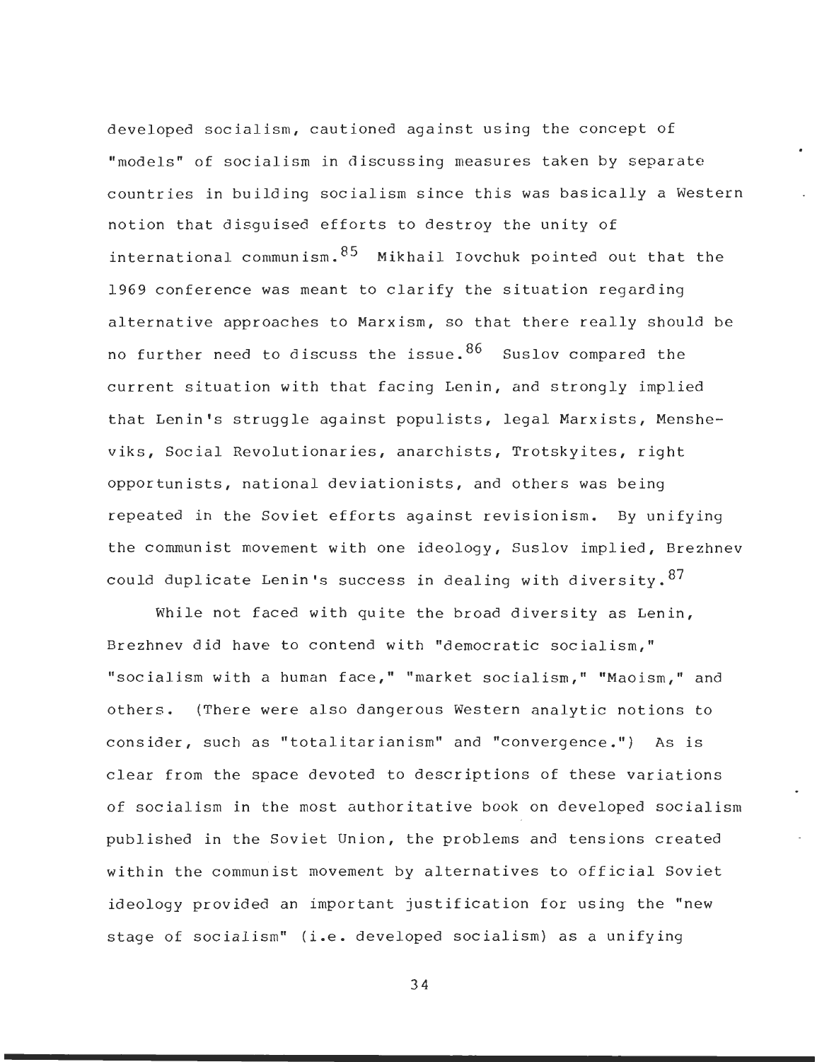developed socialism, cautioned against using the concept of "models" of socialism in discussing measures taken by separate countries in building socialism since this was basically a Western notion that disguised efforts to destroy the unity of international communism.[85] Mikhail Iovchuk pointed out that the 1969 conference was meant to clarify the situation regarding alternative approaches to Marxism, so that there really should be no further need to discuss the issue.[86] Suslov compared the current situation with that facing Lenin, and strongly implied that Lenin's struggle against populists, legal Marxists, Mensheviks, Social Revolutionaries, anarchists, Trotskyites, right opportunists, national deviationists, and others was being repeated in the Soviet efforts against revisionism. By unifying the communist movement with one ideology, Suslov implied, Brezhnev could duplicate Lenin's success in dealing with diversity.[87]

While not faced with quite the broad diversity as Lenin, Brezhnev did have to contend with "democratic socialism," "socialism with a human face," "market socialism," "Maoism," and others. (There were also dangerous Western analytic notions to consider, such as "totalitarianism" and "convergence.") As is clear from the space devoted to descriptions of these variations of socialism in the most authoritative book on developed socialism published in the Soviet Union, the problems and tensions created within the communist movement by alternatives to official Soviet ideology provided an important justification for using the "new stage of socialism" (i.e. developed socialism) as a unifying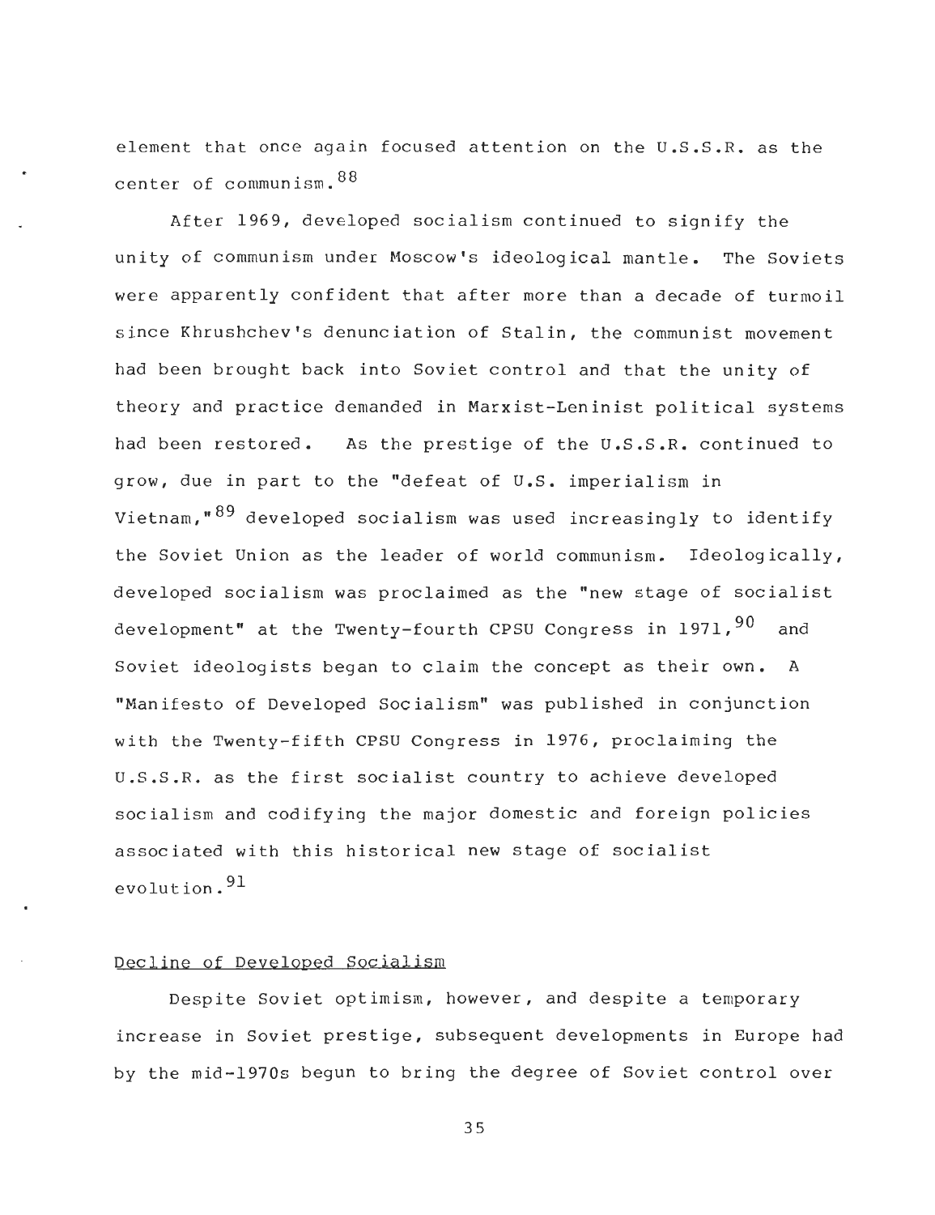element that once again focused attention on the U.S.S.R. as the center of communism.[88]

After 1969, developed socialism continued to signify the unity of communism under Moscow's ideological mantle. The Soviets were apparently confident that after more than a decade of turmoil since Khrushchev's denunciation of Stalin, the communist movement had been brought back into Soviet control and that the unity of theory and practice demanded in Marxist-Leninist political systems had been restored. As the prestige of the U.S.S.R. continued to grow, due in part to the "defeat of U.S. imperialism in Vietnam,"[89] developed socialism was used increasingly to identify the Soviet Union as the leader of world communism. Ideologically, developed socialism was proclaimed as the "new stage of socialist development" at the Twenty-fourth CPSU Congress in 1971,[90] and Soviet ideologists began to claim the concept as their own. A "Manifesto of Developed Socialism" was published in conjunction with the Twenty-fifth CPSU Congress in 1976, proclaiming the U.S.S.R. as the first socialist country to achieve developed socialism and codifying the major domestic and foreign policies associated with this historical new stage of socialist evolution.[91]

## Decline of Developed Socialism

Despite Soviet optimism, however, and despite a temporary increase in Soviet prestige, subsequent developments in Europe had by the mid-1970s begun to bring the degree of Soviet control over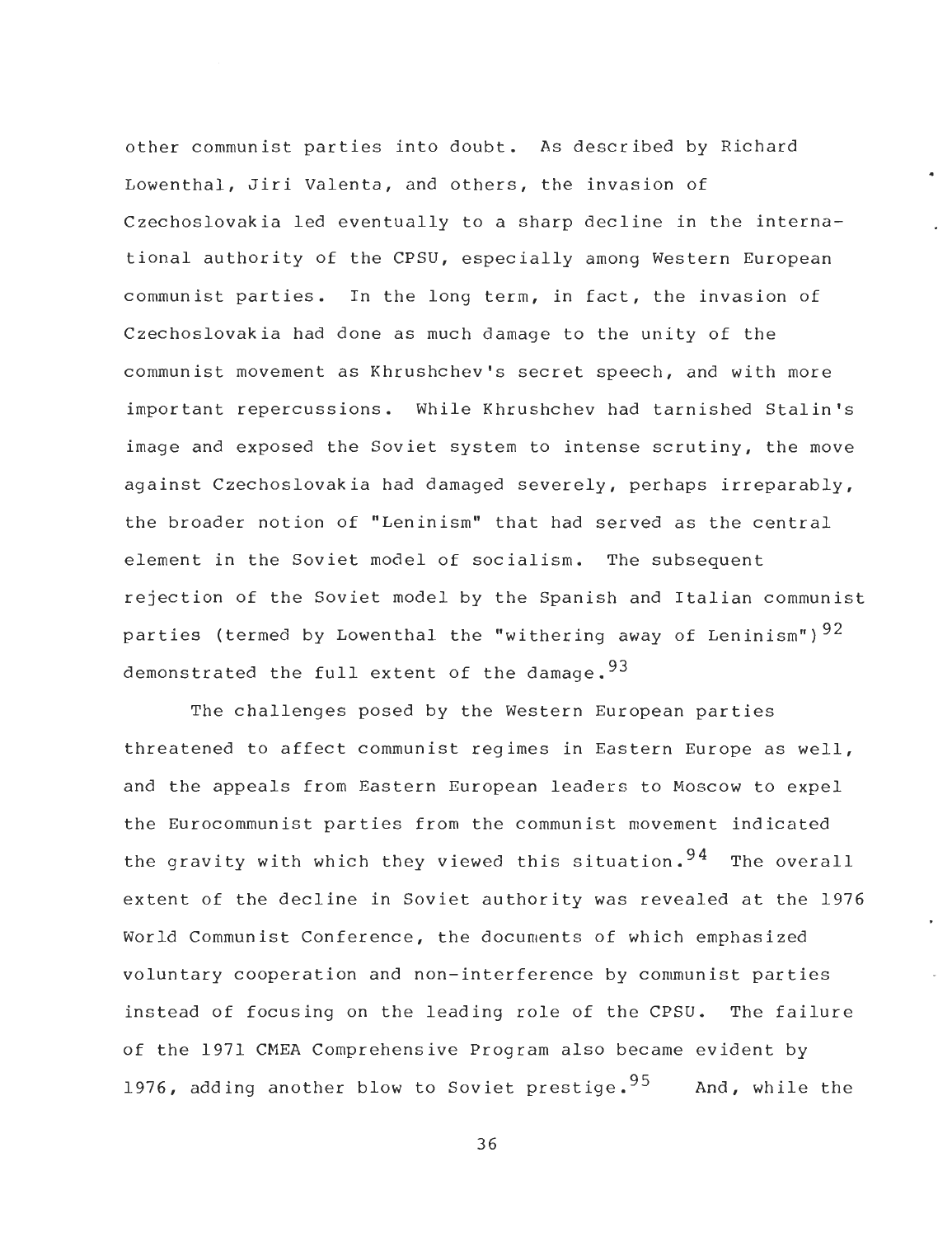other communist parties into doubt. As described by Richard Lowenthal, Jiri Valenta, and others, the invasion of Czechoslovakia led eventually to a sharp decline in the international authority of the CPSU, especially among Western European communist parties. In the long term, in fact, the invasion of Czechoslovakia had done as much damage to the unity of the communist movement as Khrushchev's secret speech, and with more important repercussions. While Khrushchev had tarnished Stalin's image and exposed the Soviet system to intense scrutiny, the move against Czechoslovakia had damaged severely, perhaps irreparably, the broader notion of "Leninism" that had served as the central element in the Soviet model of socialism. The subsequent rejection of the Soviet model by the Spanish and Italian communist parties (termed by Lowenthal the "withering away of Leninism")[92] demonstrated the full extent of the damage.[93]

The challenges posed by the Western European parties threatened to affect communist regimes in Eastern Europe as well, and the appeals from Eastern European leaders to Moscow to expel the Eurocommunist parties from the communist movement indicated the gravity with which they viewed this situation.[94] The overall extent of the decline in Soviet authority was revealed at the 1976 World Communist Conference, the documents of which emphasized voluntary cooperation and non-interference by communist parties instead of focusing on the leading role of the CPSU. The failure of the 1971 CMEA Comprehensive Program also became evident by 1976, adding another blow to Soviet prestige.[95] And, while the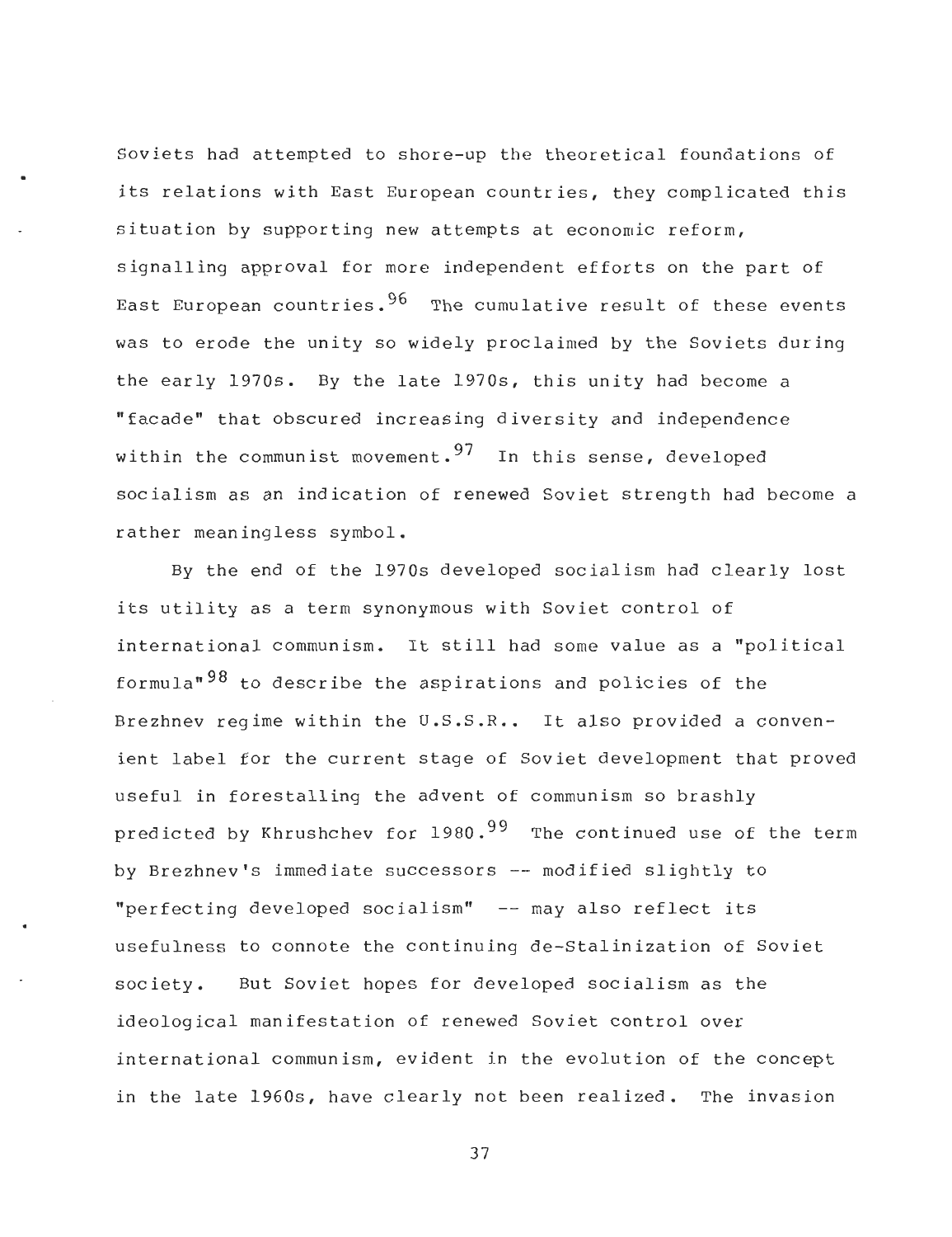Soviets had attempted to shore-up the theoretical foundations of its relations with East European countries, they complicated this situation by supporting new attempts at economic reform, signalling approval for more independent efforts on the part of East European countries.[96] The cumulative result of these events was to erode the unity so widely proclaimed by the Soviets during the early 1970s. By the late 1970s, this unity had become a "facade" that obscured increasing diversity and independence within the communist movement.[97] In this sense, developed socialism as an indication of renewed Soviet strength had become a rather meaningless symbol.

By the end of the 1970s developed socialism had clearly lost its utility as a term synonymous with Soviet control of international communism. It still had some value as a "political formula"[98] to describe the aspirations and policies of the Brezhnev regime within the U.S.S.R.. It also provided a convenient label for the current stage of Soviet development that proved useful in forestalling the advent of communism so brashly predicted by Khrushchev for 1980.[99] The continued use of the term by Brezhnev's immediate successors -- modified slightly to "perfecting developed socialism" -- may also reflect its usefulness to connote the continuing de-Stalinization of Soviet society. But Soviet hopes for developed socialism as the ideological manifestation of renewed Soviet control over international communism, evident in the evolution of the concept in the late 1960s, have clearly not been realized. The invasion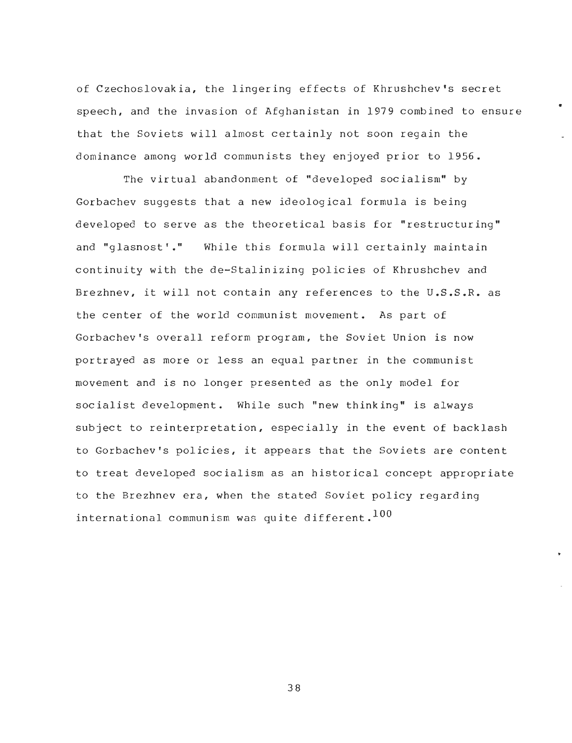of Czechoslovakia, the lingering effects of Khrushchev's secret speech, and the invasion of Afghanistan in 1979 combined to ensure that the Soviets will almost certainly not soon regain the dominance among world communists they enjoyed prior to 1956.

The virtual abandonment of "developed socialism" by Gorbachev suggests that a new ideological formula is being developed to serve as the theoretical basis for "restructuring" and "glasnost'." While this formula will certainly maintain continuity with the de-Stalinizing policies of Khrushchev and Brezhnev, it will not contain any references to the U.S.S.R. as the center of the world communist movement. As part of Gorbachev's overall reform program, the Soviet Union is now portrayed as more or less an equal partner in the communist movement and is no longer presented as the only model for socialist development. While such "new thinking" is always subject to reinterpretation, especially in the event of backlash to Gorbachev's policies, it appears that the Soviets are content to treat developed socialism as an historical concept appropriate to the Brezhnev era, when the stated Soviet policy regarding international communism was quite different.[100]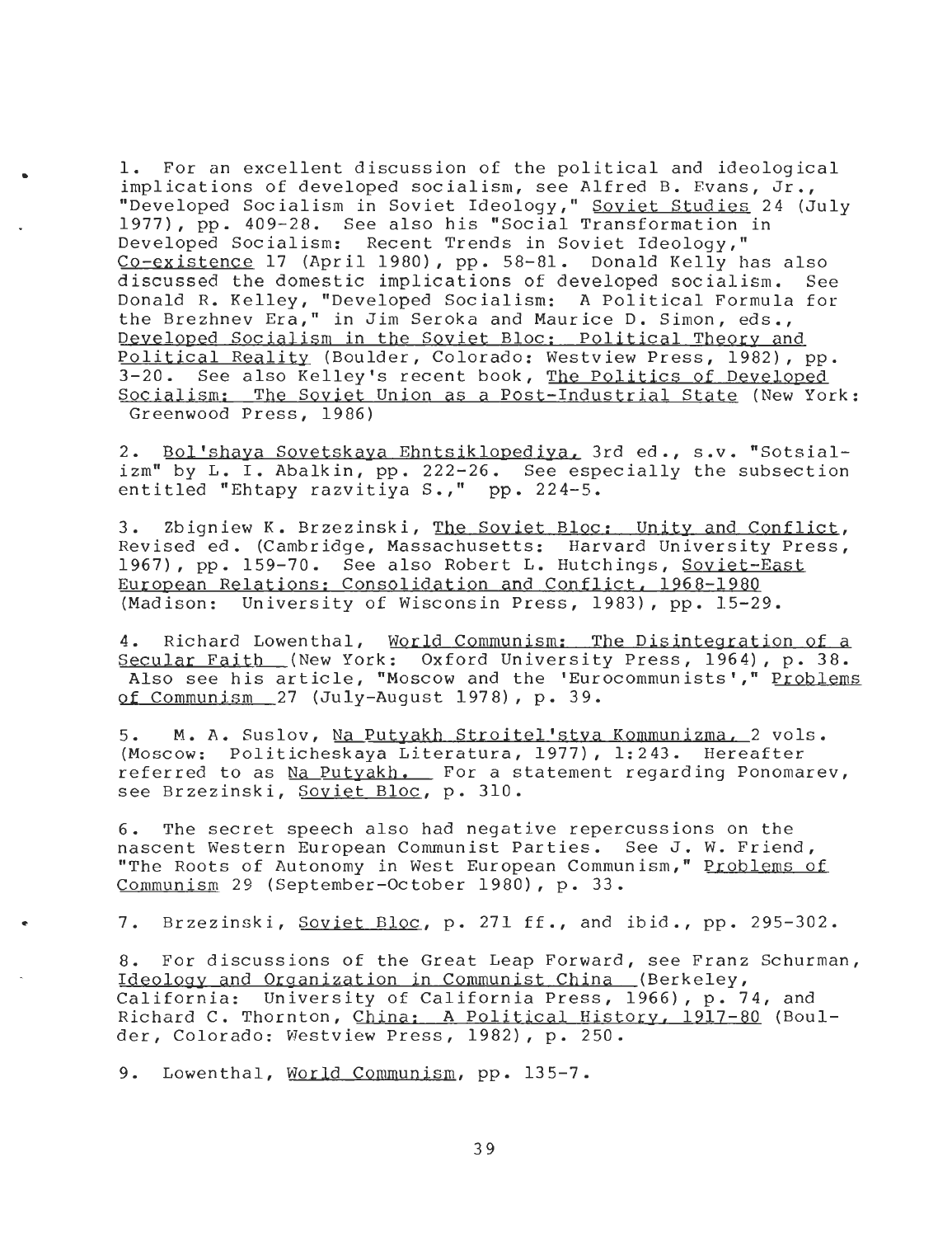1. For an excellent discussion of the political and ideological implications of developed socialism, see Alfred B. Evans, Jr., "Developed Socialism in Soviet Ideology," Soviet Studies 24 (July 1977), pp. 409-28. See also his "Social Transformation in Developed Socialism: Recent Trends in Soviet Ideology," Co-existence 17 (April 1980), pp. 58-81. Donald Kelly has also discussed the domestic implications of developed socialism. See Donald R. Kelley, "Developed Socialism: A Political Formula for the Brezhnev Era," in Jim Seroka and Maurice D. Simon, eds., Developed Socialism in the Soviet Bloc: Political Theory and Political Reality (Boulder, Colorado: Westview Press, 1982), pp. 3-20. See also Kelley's recent book, The Politics of Developed Socialism: The Soviet Union as a Post-Industrial State (New York: Greenwood Press, 1986)

2. Bol'shaya Sovetskaya Ehntsiklopediya, 3rd ed., s.v. "Sotsializm" by L. I. Abalkin, pp. 222-26. See especially the subsection entitled "Ehtapy razvitiya S.," pp. 224-5.

3. Zbigniew K. Brzezinski, The Soviet Bloc: Unity and Conflict, Revised ed. (Cambridge, Massachusetts: Harvard University Press, 1967), pp. 159-70. See also Robert L. Hutchings, Soviet-East European Relations: Consolidation and Conflict, 1968-1980 (Madison: University of Wisconsin Press, 1983), pp. 15-29.

4. Richard Lowenthal, World Communism: The Disintegration of a Secular Faith (New York: Oxford University Press, 1964), p. 38. Also see his article, "Moscow and the 'Eurocommunists'," Problems of Communism 27 (July-August 1978), p. 39.

5. M. A. Suslov, Na Putyakh Stroitel'stva Kommunizma, 2 vols. (Moscow: Politicheskaya Literatura, 1977), 1:243. Hereafter referred to as Na Putyakh. For a statement regarding Ponomarev, see Brzezinski, Soviet Bloc, p. 310.

6. The secret speech also had negative repercussions on the nascent Western European Communist Parties. See J. W. Friend, "The Roots of Autonomy in West European Communism," Problems of Communism 29 (September-October 1980), p. 33.

7. Brzezinski, Soviet Bloc, p. 271 ff., and ibid., pp. 295-302.

8. For discussions of the Great Leap Forward, see Franz Schurman, Ideology and Organization in Communist China (Berkeley, California: University of California Press, 1966), p. 74, and Richard C. Thornton, China: A Political History, 1917-80 (Boulder, Colorado: Westview Press, 1982), p. 250.

9. Lowenthal, World Communism, pp. 135-7.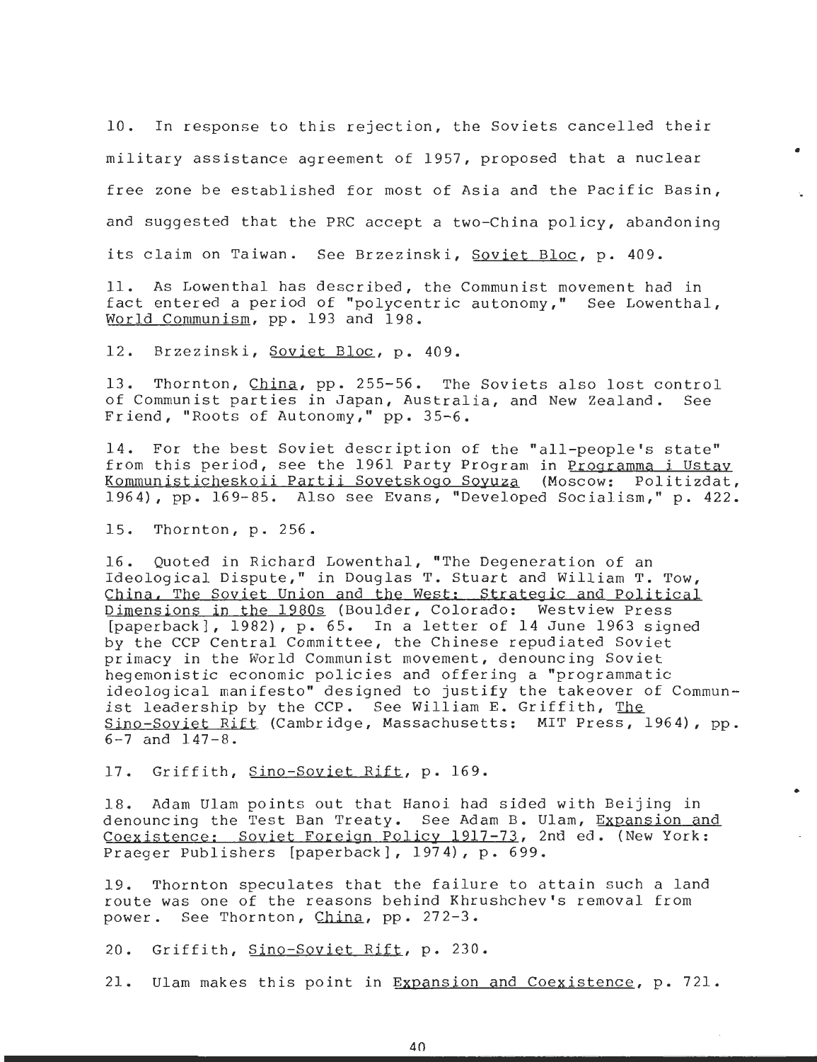10. In response to this rejection, the Soviets cancelled their military assistance agreement of 1957, proposed that a nuclear free zone be established for most of Asia and the Pacific Basin, and suggested that the PRC accept a two-China policy, abandoning its claim on Taiwan. See Brzezinski, Soviet Bloc, p. 409.

11. As Lowenthal has described, the Communist movement had in fact entered a period of "polycentric autonomy," See Lowenthal, World Communism, pp. 193 and 198.

12. Brzezinski, Soviet Bloc, p. 409.

13. Thornton, China, pp. 255-56. The Soviets also lost control of Communist parties in Japan, Australia, and New Zealand. See Friend, "Roots of Autonomy," pp. 35-6.

14. For the best Soviet description of the "all-people's state" from this period, see the 1961 Party Program in Programma i Ustav Kommunisticheskoii Partii Sovetskogo Soyuza (Moscow: Politizdat, 1964), pp. 169-85. Also see Evans, "Developed Socialism," p. 422.

15. Thornton, p. 256.

16. Quoted in Richard Lowenthal, "The Degeneration of an Ideological Dispute," in Douglas T. Stuart and William T. Tow, China, The Soviet Union and the West: Strategic and Political Dimensions in the 1980s (Boulder, Colorado: Westview Press [paperback], 1982), p. 65. In a letter of 14 June 1963 signed by the CCP Central Committee, the Chinese repudiated Soviet primacy in the World Communist movement, denouncing Soviet hegemonistic economic policies and offering a "programmatic ideological manifesto" designed to justify the takeover of Communist leadership by the CCP. See William E. Griffith, The Sino-Soviet Rift (Cambridge, Massachusetts: MIT Press, 1964), pp. 6-7 and 147-8.

17. Griffith, Sino-Soviet Rift, p. 169.

18. Adam Ulam points out that Hanoi had sided with Beijing in denouncing the Test Ban Treaty. See Adam B. Ulam, Expansion and Coexistence: Soviet Foreign Policy 1917-73, 2nd ed. (New York: Praeger Publishers [paperback], 1974), p. 699.

19. Thornton speculates that the failure to attain such a land route was one of the reasons behind Khrushchev's removal from power. See Thornton, China, pp. 272-3.

20. Griffith, Sino-Soviet Rift, p. 230.

21. Ulam makes this point in Expansion and Coexistence, p. 721.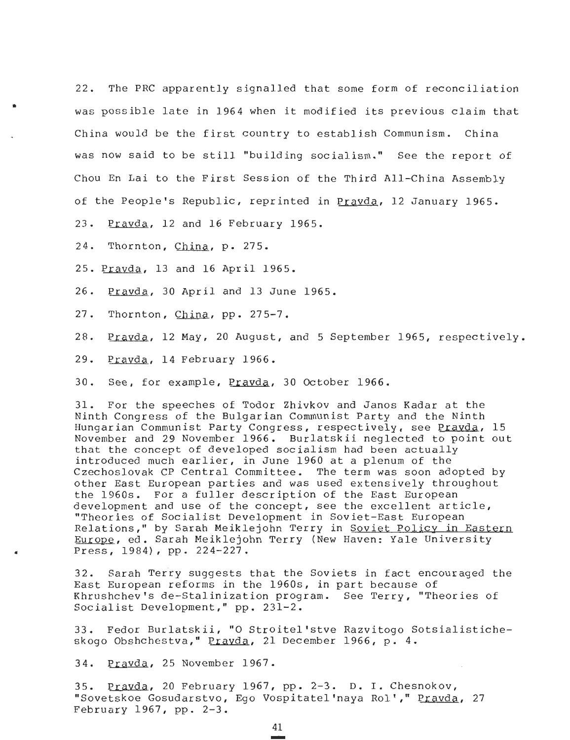22. The PRC apparently signalled that some form of reconciliation was possible late in 1964 when it modified its previous claim that China would be the first country to establish Communism. China was now said to be still "building socialism." See the report of Chou En Lai to the First Session of the Third All-China Assembly of the People's Republic, reprinted in _Pravda_, 12 January 1965.

23. _Pravda_, 12 and 16 February 1965.

24. Thornton, _China_, p. 275.

25. _Pravda_, 13 and 16 April 1965.

26. _Pravda_, 30 April and 13 June 1965.

27. Thornton, _China_, pp. 275-7.

28. _Pravda_, 12 May, 20 August, and 5 September 1965, respectively.

29. _Pravda_, 14 February 1966.

30. See, for example, _Pravda_, 30 October 1966.

31. For the speeches of Todor Zhivkov and Janos Kadar at the Ninth Congress of the Bulgarian Communist Party and the Ninth Hungarian Communist Party Congress, respectively, see _Pravda_, 15 November and 29 November 1966. Burlatskii neglected to point out that the concept of developed socialism had been actually introduced much earlier, in June 1960 at a plenum of the Czechoslovak CP Central Committee. The term was soon adopted by other East European parties and was used extensively throughout the 1960s. For a fuller description of the East European development and use of the concept, see the excellent article, "Theories of Socialist Development in Soviet-East European Relations," by Sarah Meiklejohn Terry in _Soviet Policy in Eastern Europe_, ed. Sarah Meiklejohn Terry (New Haven: Yale University Press, 1984), pp. 224-227.

32. Sarah Terry suggests that the Soviets in fact encouraged the East European reforms in the 1960s, in part because of Khrushchev's de-Stalinization program. See Terry, "Theories of Socialist Development," pp. 231-2.

33. Fedor Burlatskii, "O Stroitel'stve Razvitogo Sotsialisticheskogo Obshchestva," _Pravda_, 21 December 1966, p. 4.

34. _Pravda_, 25 November 1967.

35. _Pravda_, 20 February 1967, pp. 2-3. D. I. Chesnokov, "Sovetskoe Gosudarstvo, Ego Vospitatel'naya Rol'," _Pravda_, 27 February 1967, pp. 2-3.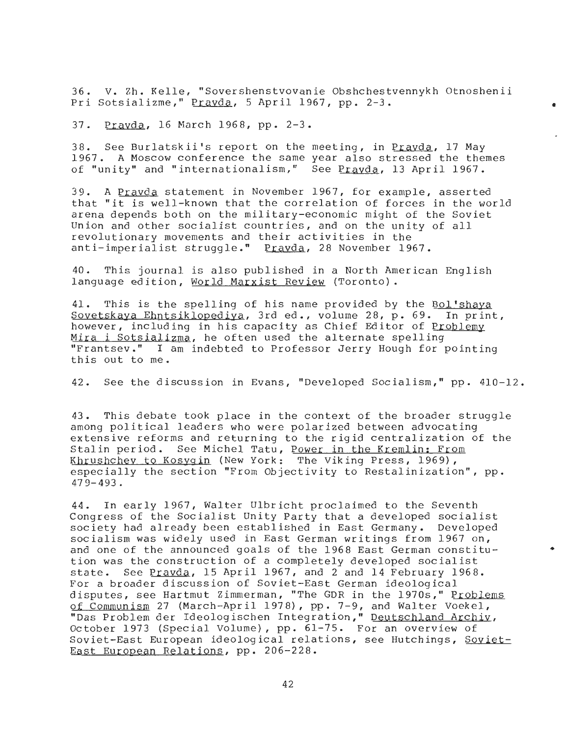36. V. Zh. Kelle, "Sovershenstvovanie Obshchestvennykh Otnoshenii Pri Sotsializme," Pravda, 5 April 1967, pp. 2-3.

37. Pravda, 16 March 1968, pp. 2-3.

38. See Burlatskii's report on the meeting, in Pravda, 17 May 1967. A Moscow conference the same year also stressed the themes of "unity" and "internationalism," See Pravda, 13 April 1967.

39. A Pravda statement in November 1967, for example, asserted that "it is well-known that the correlation of forces in the world arena depends both on the military-economic might of the Soviet Union and other socialist countries, and on the unity of all revolutionary movements and their activities in the anti-imperialist struggle." Pravda, 28 November 1967.

40. This journal is also published in a North American English language edition, World Marxist Review (Toronto).

41. This is the spelling of his name provided by the Bol'shaya Sovetskaya Ehntsiklopediya, 3rd ed., volume 28, p. 69. In print, however, including in his capacity as Chief Editor of Problemy Mira i Sotsializma, he often used the alternate spelling "Frantsev." I am indebted to Professor Jerry Hough for pointing this out to me.

42. See the discussion in Evans, "Developed Socialism," pp. 410-12.

43. This debate took place in the context of the broader struggle among political leaders who were polarized between advocating extensive reforms and returning to the rigid centralization of the Stalin period. See Michel Tatu, Power in the Kremlin: From Khrushchev to Kosygin (New York: The Viking Press, 1969), especially the section "From Objectivity to Restalinization", pp. 479-493.

44. In early 1967, Walter Ulbricht proclaimed to the Seventh Congress of the Socialist Unity Party that a developed socialist society had already been established in East Germany. Developed socialism was widely used in East German writings from 1967 on, and one of the announced goals of the 1968 East German constitution was the construction of a completely developed socialist state. See Pravda, 15 April 1967, and 2 and 14 February 1968. For a broader discussion of Soviet-East German ideological disputes, see Hartmut Zimmerman, "The GDR in the 1970s," Problems of Communism 27 (March-April 1978), pp. 7-9, and Walter Voekel, "Das Problem der Ideologischen Integration," Deutschland Archiv, October 1973 (Special Volume), pp. 61-75. For an overview of Soviet-East European ideological relations, see Hutchings, Soviet-East European Relations, pp. 206-228.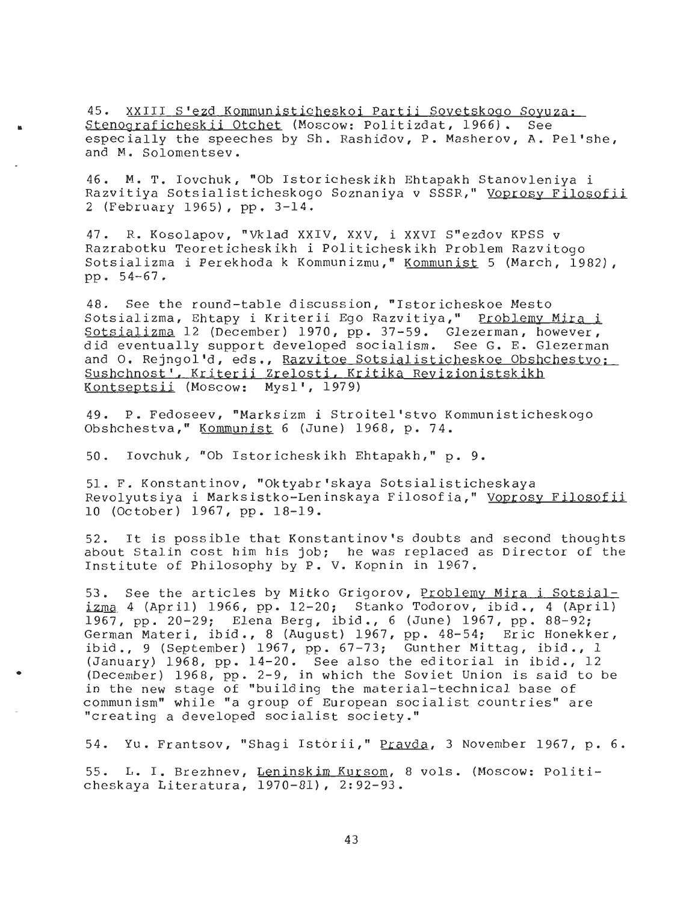45. _XXIII S'ezd Kommunisticheskoi Partii Sovetskogo Soyuza: Stenograficheskii Otchet_ (Moscow: Politizdat, 1966). See especially the speeches by Sh. Rashidov, P. Masherov, A. Pel'she, and M. Solomentsev.

46. M. T. Iovchuk, "Ob Istoricheskikh Ehtapakh Stanovleniya i Razvitiya Sotsialisticheskogo Soznaniya v SSSR," _Voprosy Filosofii_ 2 (February 1965), pp. 3-14.

47. R. Kosolapov, "Vklad XXIV, XXV, i XXVI S"ezdov KPSS v Razrabotku Teoreticheskikh i Politicheskikh Problem Razvitogo Sotsializma i Perekhoda k Kommunizmu," _Kommunist_ 5 (March, 1982), pp. 54-67.

48. See the round-table discussion, "Istoricheskoe Mesto Sotsializma, Ehtapy i Kriterii Ego Razvitiya," _Problemy Mira i Sotsializma_ 12 (December) 1970, pp. 37-59. Glezerman, however, did eventually support developed socialism. See G. E. Glezerman and O. Rejngol'd, eds., _Razvitoe Sotsialisticheskoe Obshchestvo: Sushchnost', Kriterii Zrelosti, Kritika Revizionistskikh Kontseptsii_ (Moscow: Mysl', 1979)

49. P. Fedoseev, "Marksizm i Stroitel'stvo Kommunisticheskogo Obshchestva," _Kommunist_ 6 (June) 1968, p. 74.

50. Iovchuk, "Ob Istoricheskikh Ehtapakh," p. 9.

51. F. Konstantinov, "Oktyabr'skaya Sotsialisticheskaya Revolyutsiya i Marksistko-Leninskaya Filosofia," _Voprosy Filosofii_ 10 (October) 1967, pp. 18-19.

52. It is possible that Konstantinov's doubts and second thoughts about Stalin cost him his job; he was replaced as Director of the Institute of Philosophy by P. V. Kopnin in 1967.

53. See the articles by Mitko Grigorov, _Problemy Mira i Sotsializma_ 4 (April) 1966, pp. 12-20; Stanko Todorov, ibid., 4 (April) 1967, pp. 20-29; Elena Berg, ibid., 6 (June) 1967, pp. 88-92; German Materi, ibid., 8 (August) 1967, pp. 48-54; Eric Honekker, ibid., 9 (September) 1967, pp. 67-73; Gunther Mittag, ibid., 1 (January) 1968, pp. 14-20. See also the editorial in ibid., 12 (December) 1968, pp. 2-9, in which the Soviet Union is said to be in the new stage of "building the material-technical base of communism" while "a group of European socialist countries" are "creating a developed socialist society."

54. Yu. Frantsov, "Shagi Istorii," _Pravda_, 3 November 1967, p. 6.

55. L. I. Brezhnev, _Leninskim Kursom_, 8 vols. (Moscow: Politicheskaya Literatura, 1970-81), 2:92-93.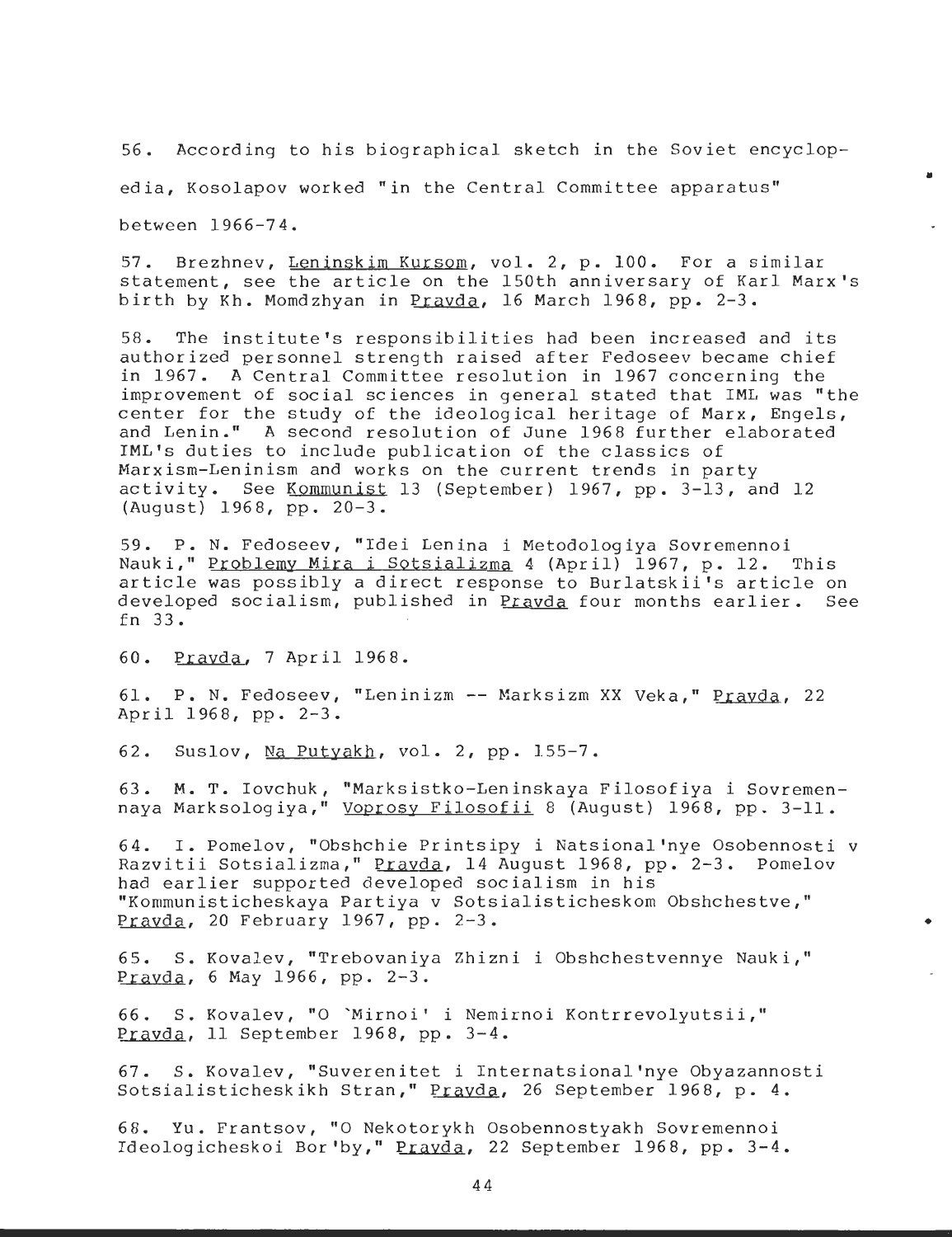56. According to his biographical sketch in the Soviet encyclopedia, Kosolapov worked "in the Central Committee apparatus" between 1966-74.

57. Brezhnev, Leninskim Kursom, vol. 2, p. 100. For a similar statement, see the article on the 150th anniversary of Karl Marx's birth by Kh. Momdzhyan in Pravda, 16 March 1968, pp. 2-3.

58. The institute's responsibilities had been increased and its authorized personnel strength raised after Fedoseev became chief in 1967. A Central Committee resolution in 1967 concerning the improvement of social sciences in general stated that IML was "the center for the study of the ideological heritage of Marx, Engels, and Lenin." A second resolution of June 1968 further elaborated IML's duties to include publication of the classics of Marxism-Leninism and works on the current trends in party activity. See Kommunist 13 (September) 1967, pp. 3-13, and 12 (August) 1968, pp. 20-3.

59. P. N. Fedoseev, "Idei Lenina i Metodologiya Sovremennoi Nauki," Problemy Mira i Sotsializma 4 (April) 1967, p. 12. This article was possibly a direct response to Burlatskii's article on developed socialism, published in Pravda four months earlier. See fn 33.

60. Pravda, 7 April 1968.

61. P. N. Fedoseev, "Leninizm -- Marksizm XX Veka," Pravda, 22 April 1968, pp. 2-3.

62. Suslov, Na Putyakh, vol. 2, pp. 155-7.

63. M. T. Iovchuk, "Marksistko-Leninskaya Filosofiya i Sovremennaya Marksologiya," Voprosy Filosofii 8 (August) 1968, pp. 3-11.

64. I. Pomelov, "Obshchie Printsipy i Natsional'nye Osobennosti v Razvitii Sotsializma," Pravda, 14 August 1968, pp. 2-3. Pomelov had earlier supported developed socialism in his "Kommunisticheskaya Partiya v Sotsialisticheskom Obshchestve," Pravda, 20 February 1967, pp. 2-3.

65. S. Kovalev, "Trebovaniya Zhizni i Obshchestvennye Nauki," Pravda, 6 May 1966, pp. 2-3.

66. S. Kovalev, "O `Mirnoi' i Nemirnoi Kontrrevolyutsii," Pravda, 11 September 1968, pp. 3-4.

67. S. Kovalev, "Suverenitet i Internatsional'nye Obyazannosti Sotsialisticheskikh Stran," Pravda, 26 September 1968, p. 4.

68. Yu. Frantsov, "O Nekotorykh Osobennostyakh Sovremennoi Ideologicheskoi Bor'by," Pravda, 22 September 1968, pp. 3-4.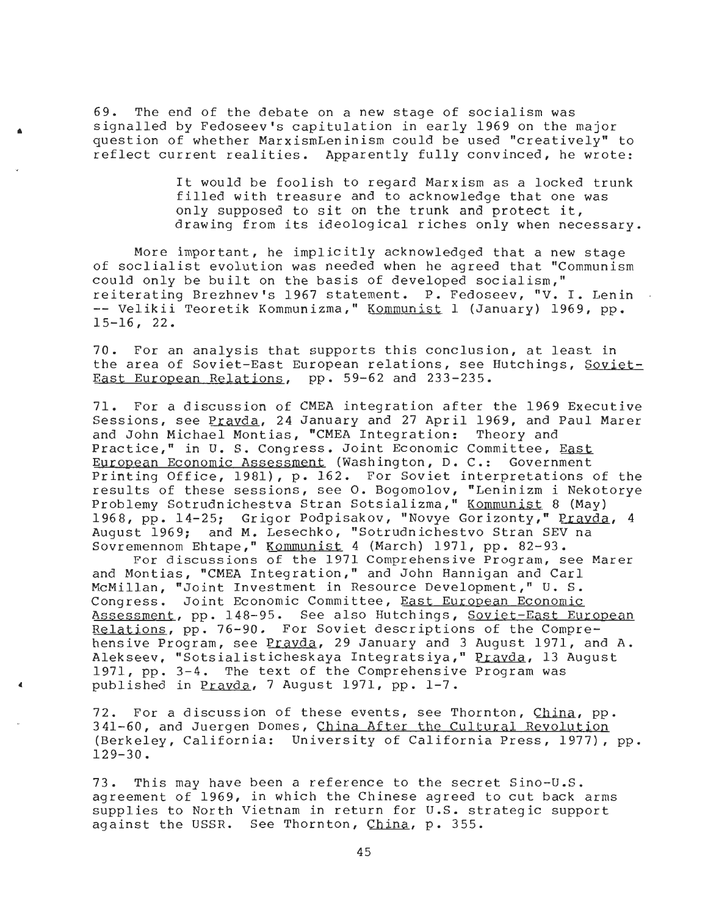69. The end of the debate on a new stage of socialism was signalled by Fedoseev's capitulation in early 1969 on the major question of whether MarxismLeninism could be used "creatively" to reflect current realities. Apparently fully convinced, he wrote:

> It would be foolish to regard Marxism as a locked trunk filled with treasure and to acknowledge that one was only supposed to sit on the trunk and protect it, drawing from its ideological riches only when necessary.

More important, he implicitly acknowledged that a new stage of soclialist evolution was needed when he agreed that "Communism could only be built on the basis of developed socialism," reiterating Brezhnev's 1967 statement. P. Fedoseev, "V. I. Lenin -- Velikii Teoretik Kommunizma," Kommunist 1 (January) 1969, pp. 15-16, 22.

70. For an analysis that supports this conclusion, at least in the area of Soviet-East European relations, see Hutchings, Soviet-East European Relations, pp. 59-62 and 233-235.

71. For a discussion of CMEA integration after the 1969 Executive Sessions, see Pravda, 24 January and 27 April 1969, and Paul Marer and John Michael Montias, "CMEA Integration: Theory and Practice," in U. S. Congress. Joint Economic Committee, East European Economic Assessment (Washington, D. C.: Government Printing Office, 1981), p. 162. For Soviet interpretations of the results of these sessions, see O. Bogomolov, "Leninizm i Nekotorye Problemy Sotrudnichestva Stran Sotsializma," Kommunist 8 (May) 1968, pp. 14-25; Grigor Podpisakov, "Novye Gorizonty," Pravda, 4 August 1969; and M. Lesechko, "Sotrudnichestvo Stran SEV na Sovremennom Ehtape," Kommunist 4 (March) 1971, pp. 82-93.

For discussions of the 1971 Comprehensive Program, see Marer and Montias, "CMEA Integration," and John Hannigan and Carl McMillan, "Joint Investment in Resource Development," U. S. Congress. Joint Economic Committee, East European Economic Assessment, pp. 148-95. See also Hutchings, Soviet-East European Relations, pp. 76-90. For Soviet descriptions of the Comprehensive Program, see Pravda, 29 January and 3 August 1971, and A. Alekseev, "Sotsialisticheskaya Integratsiya," Pravda, 13 August 1971, pp. 3-4. The text of the Comprehensive Program was published in Pravda, 7 August 1971, pp. 1-7.

72. For a discussion of these events, see Thornton, China, pp. 341-60, and Juergen Domes, China After the Cultural Revolution (Berkeley, California: University of California Press, 1977), pp. 129-30.

73. This may have been a reference to the secret Sino-U.S. agreement of 1969, in which the Chinese agreed to cut back arms supplies to North Vietnam in return for U.S. strategic support against the USSR. See Thornton, China, p. 355.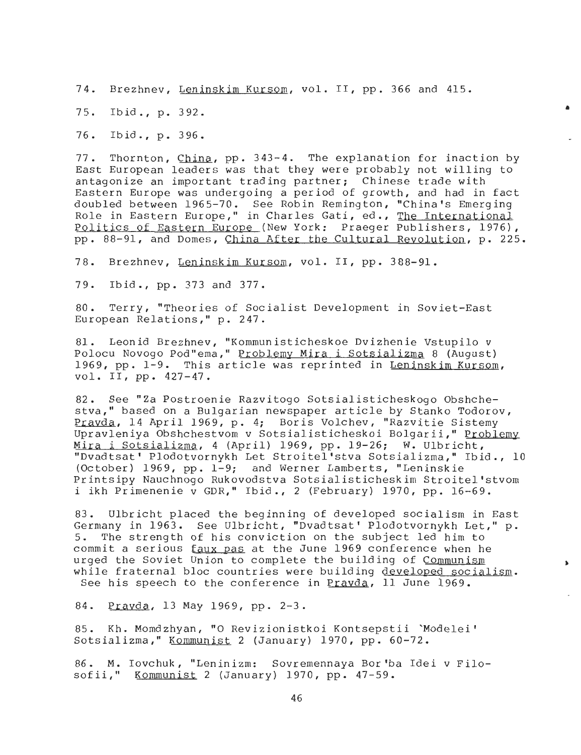74. Brezhnev, Leninskim Kursom, vol. II, pp. 366 and 415.

75. Ibid., p. 392.

76. Ibid., p. 396.

77. Thornton, China, pp. 343-4. The explanation for inaction by East European leaders was that they were probably not willing to antagonize an important trading partner; Chinese trade with Eastern Europe was undergoing a period of growth, and had in fact doubled between 1965-70. See Robin Remington, "China's Emerging Role in Eastern Europe," in Charles Gati, ed., The International Politics of Eastern Europe (New York: Praeger Publishers, 1976), pp. 88-91, and Domes, China After the Cultural Revolution, p. 225.

78. Brezhnev, Leninskim Kursom, vol. II, pp. 388-91.

79. Ibid., pp. 373 and 377.

80. Terry, "Theories of Socialist Development in Soviet-East European Relations," p. 247.

81. Leonid Brezhnev, "Kommunisticheskoe Dvizhenie Vstupilo v Polocu Novogo Pod"ema," Problemy Mira i Sotsializma 8 (August) 1969, pp. 1-9. This article was reprinted in Leninskim Kursom, vol. II, pp. 427-47.

82. See "Za Postroenie Razvitogo Sotsialisticheskogo Obshchestva," based on a Bulgarian newspaper article by Stanko Todorov, Pravda, 14 April 1969, p. 4; Boris Volchev, "Razvitie Sistemy Upravleniya Obshchestvom v Sotsialisticheskoi Bolgarii," Problemy Mira i Sotsializma, 4 (April) 1969, pp. 19-26; W. Ulbricht, "Dvadtsat' Plodotvornykh Let Stroitel'stva Sotsializma," Ibid., 10 (October) 1969, pp. 1-9; and Werner Lamberts, "Leninskie Printsipy Nauchnogo Rukovodstva Sotsialisticheskim Stroitel'stvom i ikh Primenenie v GDR," Ibid., 2 (February) 1970, pp. 16-69.

83. Ulbricht placed the beginning of developed socialism in East Germany in 1963. See Ulbricht, "Dvadtsat' Plodotvornykh Let," p. 5. The strength of his conviction on the subject led him to commit a serious faux pas at the June 1969 conference when he urged the Soviet Union to complete the building of Communism while fraternal bloc countries were building developed socialism. See his speech to the conference in Pravda, 11 June 1969.

84. Pravda, 13 May 1969, pp. 2-3.

85. Kh. Momdzhyan, "O Revizionistkoi Kontsepstii 'Modelei' Sotsializma," Kommunist 2 (January) 1970, pp. 60-72.

86. M. Iovchuk, "Leninizm: Sovremennaya Bor'ba Idei v Filosofii," Kommunist 2 (January) 1970, pp. 47-59.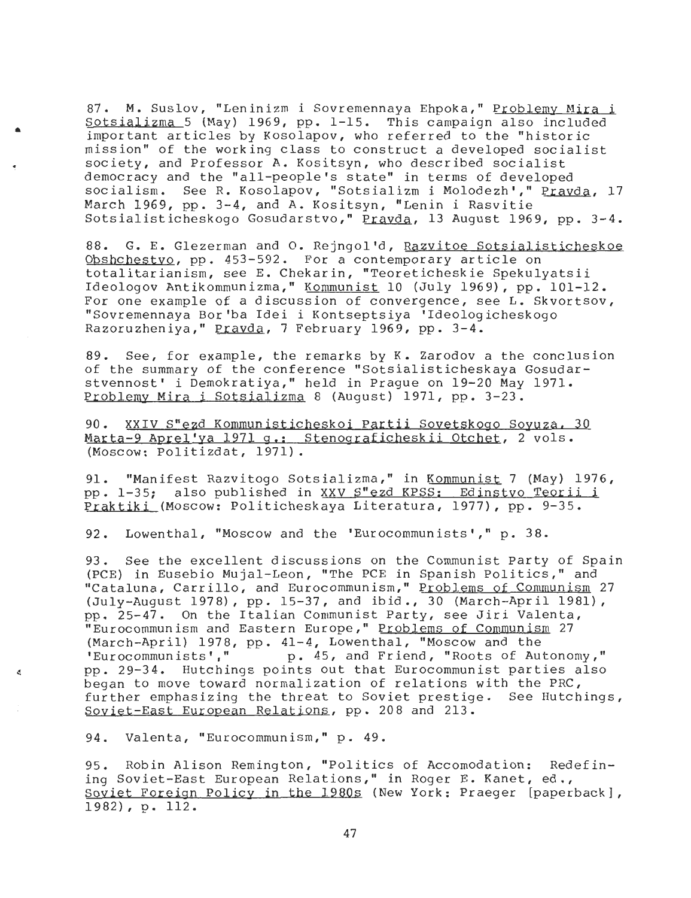87. M. Suslov, "Leninizm i Sovremennaya Ehpoka," Problemy Mira i Sotsializma 5 (May) 1969, pp. 1-15. This campaign also included important articles by Kosolapov, who referred to the "historic mission" of the working class to construct a developed socialist society, and Professor A. Kositsyn, who described socialist democracy and the "all-people's state" in terms of developed socialism. See R. Kosolapov, "Sotsializm i Molodezh'," Pravda, 17 March 1969, pp. 3-4, and A. Kositsyn, "Lenin i Rasvitie Sotsialisticheskogo Gosudarstvo," Pravda, 13 August 1969, pp. 3-4.

88. G. E. Glezerman and O. Rejngol'd, Razvitoe Sotsialisticheskoe Obshchestvo, pp. 453-592. For a contemporary article on totalitarianism, see E. Chekarin, "Teoreticheskie Spekulyatsii Ideologov Antikommunizma," Kommunist 10 (July 1969), pp. 101-12. For one example of a discussion of convergence, see L. Skvortsov, "Sovremennaya Bor'ba Idei i Kontseptsiya 'Ideologicheskogo Razoruzheniya," Pravda, 7 February 1969, pp. 3-4.

89. See, for example, the remarks by K. Zarodov a the conclusion of the summary of the conference "Sotsialisticheskaya Gosudarstvennost' i Demokratiya," held in Prague on 19-20 May 1971. Problemy Mira i Sotsializma 8 (August) 1971, pp. 3-23.

90. XXIV S"ezd Kommunisticheskoi Partii Sovetskogo Soyuza, 30 Marta-9 Aprel'ya 1971 g.: Stenograficheskii Otchet, 2 vols. (Moscow: Politizdat, 1971).

91. "Manifest Razvitogo Sotsializma," in Kommunist 7 (May) 1976, pp. 1-35; also published in XXV S"ezd KPSS: Edinstvo Teorii i Praktiki (Moscow: Politicheskaya Literatura, 1977), pp. 9-35.

92. Lowenthal, "Moscow and the 'Eurocommunists'," p. 38.

93. See the excellent discussions on the Communist Party of Spain (PCE) in Eusebio Mujal-Leon, "The PCE in Spanish Politics," and "Cataluna, Carrillo, and Eurocommunism," Problems of Communism 27 (July-August 1978), pp. 15-37, and ibid., 30 (March-April 1981), pp. 25-47. On the Italian Communist Party, see Jiri Valenta, "Eurocommunism and Eastern Europe," Problems of Communism 27 (March-April) 1978, pp. 41-4, Lowenthal, "Moscow and the 'Eurocommunists'," p. 45, and Friend, "Roots of Autonomy," pp. 29-34. Hutchings points out that Eurocommunist parties also began to move toward normalization of relations with the PRC, further emphasizing the threat to Soviet prestige. See Hutchings, Soviet-East European Relations, pp. 208 and 213.

94. Valenta, "Eurocommunism," p. 49.

95. Robin Alison Remington, "Politics of Accomodation: Redefining Soviet-East European Relations," in Roger E. Kanet, ed., Soviet Foreign Policy in the 1980s (New York: Praeger [paperback], 1982), p. 112.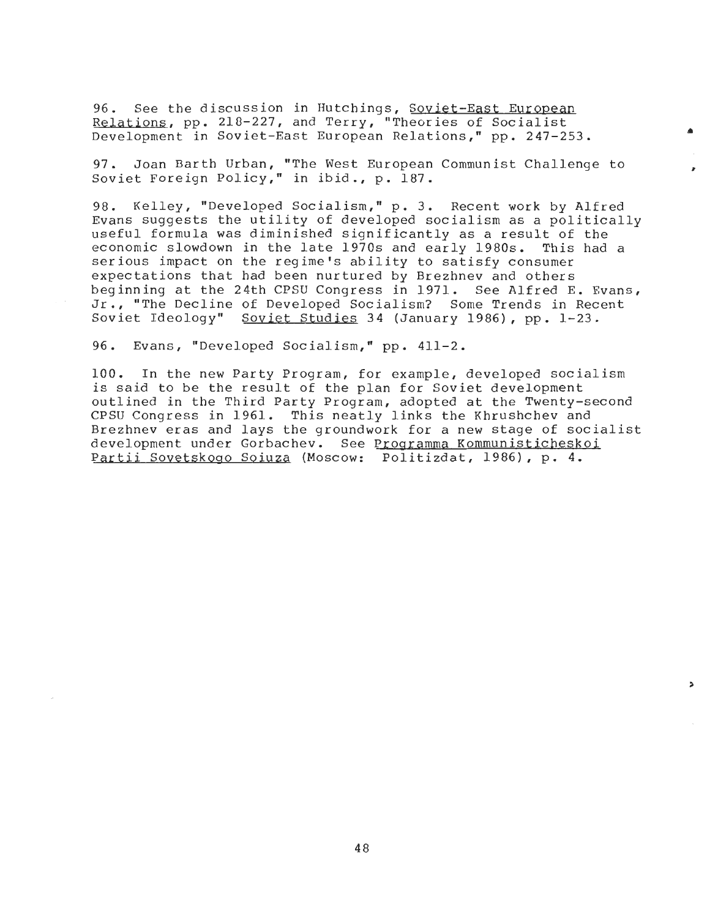96. See the discussion in Hutchings, Soviet-East European Relations, pp. 218-227, and Terry, "Theories of Socialist Development in Soviet-East European Relations," pp. 247-253.

97. Joan Barth Urban, "The West European Communist Challenge to Soviet Foreign Policy," in ibid., p. 187.

98. Kelley, "Developed Socialism," p. 3. Recent work by Alfred Evans suggests the utility of developed socialism as a politically useful formula was diminished significantly as a result of the economic slowdown in the late 1970s and early 1980s. This had a serious impact on the regime's ability to satisfy consumer expectations that had been nurtured by Brezhnev and others beginning at the 24th CPSU Congress in 1971. See Alfred E. Evans, Jr., "The Decline of Developed Socialism? Some Trends in Recent Soviet Ideology" Soviet Studies 34 (January 1986), pp. 1-23.

96. Evans, "Developed Socialism," pp. 411-2.

100. In the new Party Program, for example, developed socialism is said to be the result of the plan for Soviet development outlined in the Third Party Program, adopted at the Twenty-second CPSU Congress in 1961. This neatly links the Khrushchev and Brezhnev eras and lays the groundwork for a new stage of socialist development under Gorbachev. See Programma Kommunisticheskoi Partii Sovetskogo Sojuza (Moscow: Politizdat, 1986), p. 4.